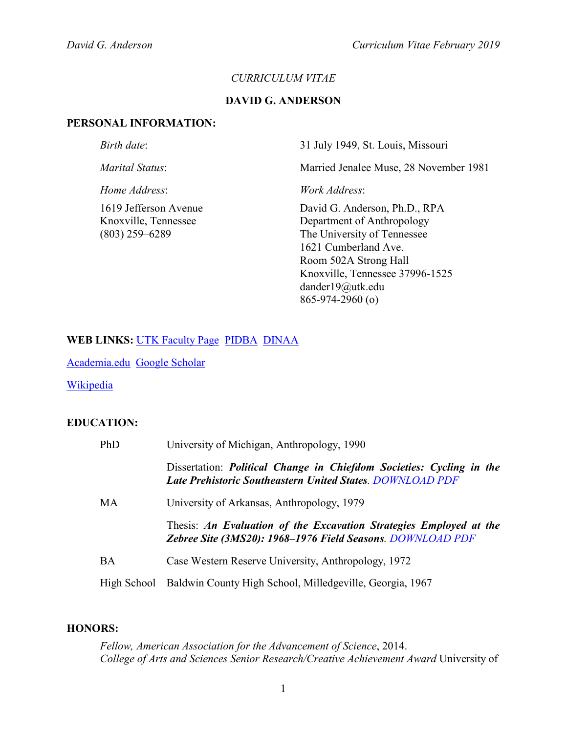*CURRICULUM VITAE*

# DAVID G. ANDERSON

## PERSONAL INFORMATION:

| | |
|---|---|
| *Birth date*: | 31 July 1949, St. Louis, Missouri |
| *Marital Status*: | Married Jenalee Muse, 28 November 1981 |
| *Home Address*: | *Work Address*: |
| 1619 Jefferson Avenue<br>Knoxville, Tennessee<br>(803) 259–6289 | David G. Anderson, Ph.D., RPA<br>Department of Anthropology<br>The University of Tennessee<br>1621 Cumberland Ave.<br>Room 502A Strong Hall<br>Knoxville, Tennessee 37996-1525<br>dander19@utk.edu<br>865-974-2960 (o) |

**WEB LINKS:** UTK Faculty Page  PIDBA  DINAA

Academia.edu  Google Scholar

Wikipedia

## EDUCATION:

| | |
|---|---|
| PhD | University of Michigan, Anthropology, 1990 |
| | Dissertation: ***Political Change in Chiefdom Societies: Cycling in the Late Prehistoric Southeastern United States***. *DOWNLOAD PDF* |
| MA | University of Arkansas, Anthropology, 1979 |
| | Thesis: ***An Evaluation of the Excavation Strategies Employed at the Zebree Site (3MS20): 1968–1976 Field Seasons***. *DOWNLOAD PDF* |
| BA | Case Western Reserve University, Anthropology, 1972 |
| High School | Baldwin County High School, Milledgeville, Georgia, 1967 |

## HONORS:

*Fellow, American Association for the Advancement of Science*, 2014.
*College of Arts and Sciences Senior Research/Creative Achievement Award* University of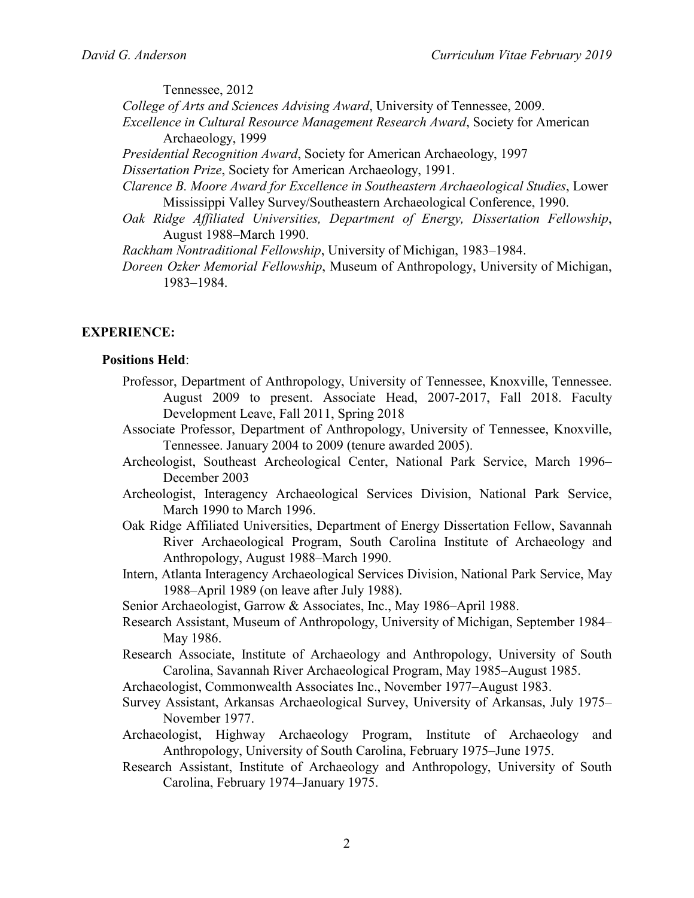Tennessee, 2012

*College of Arts and Sciences Advising Award*, University of Tennessee, 2009.

*Excellence in Cultural Resource Management Research Award*, Society for American Archaeology, 1999

*Presidential Recognition Award*, Society for American Archaeology, 1997

*Dissertation Prize*, Society for American Archaeology, 1991.

*Clarence B. Moore Award for Excellence in Southeastern Archaeological Studies*, Lower Mississippi Valley Survey/Southeastern Archaeological Conference, 1990.

*Oak Ridge Affiliated Universities, Department of Energy, Dissertation Fellowship*, August 1988–March 1990.

*Rackham Nontraditional Fellowship*, University of Michigan, 1983–1984.

*Doreen Ozker Memorial Fellowship*, Museum of Anthropology, University of Michigan, 1983–1984.

## EXPERIENCE:

### Positions Held:

Professor, Department of Anthropology, University of Tennessee, Knoxville, Tennessee. August 2009 to present. Associate Head, 2007-2017, Fall 2018. Faculty Development Leave, Fall 2011, Spring 2018

Associate Professor, Department of Anthropology, University of Tennessee, Knoxville, Tennessee. January 2004 to 2009 (tenure awarded 2005).

Archeologist, Southeast Archeological Center, National Park Service, March 1996–December 2003

Archeologist, Interagency Archaeological Services Division, National Park Service, March 1990 to March 1996.

Oak Ridge Affiliated Universities, Department of Energy Dissertation Fellow, Savannah River Archaeological Program, South Carolina Institute of Archaeology and Anthropology, August 1988–March 1990.

Intern, Atlanta Interagency Archaeological Services Division, National Park Service, May 1988–April 1989 (on leave after July 1988).

Senior Archaeologist, Garrow & Associates, Inc., May 1986–April 1988.

Research Assistant, Museum of Anthropology, University of Michigan, September 1984–May 1986.

Research Associate, Institute of Archaeology and Anthropology, University of South Carolina, Savannah River Archaeological Program, May 1985–August 1985.

Archaeologist, Commonwealth Associates Inc., November 1977–August 1983.

Survey Assistant, Arkansas Archaeological Survey, University of Arkansas, July 1975–November 1977.

Archaeologist, Highway Archaeology Program, Institute of Archaeology and Anthropology, University of South Carolina, February 1975–June 1975.

Research Assistant, Institute of Archaeology and Anthropology, University of South Carolina, February 1974–January 1975.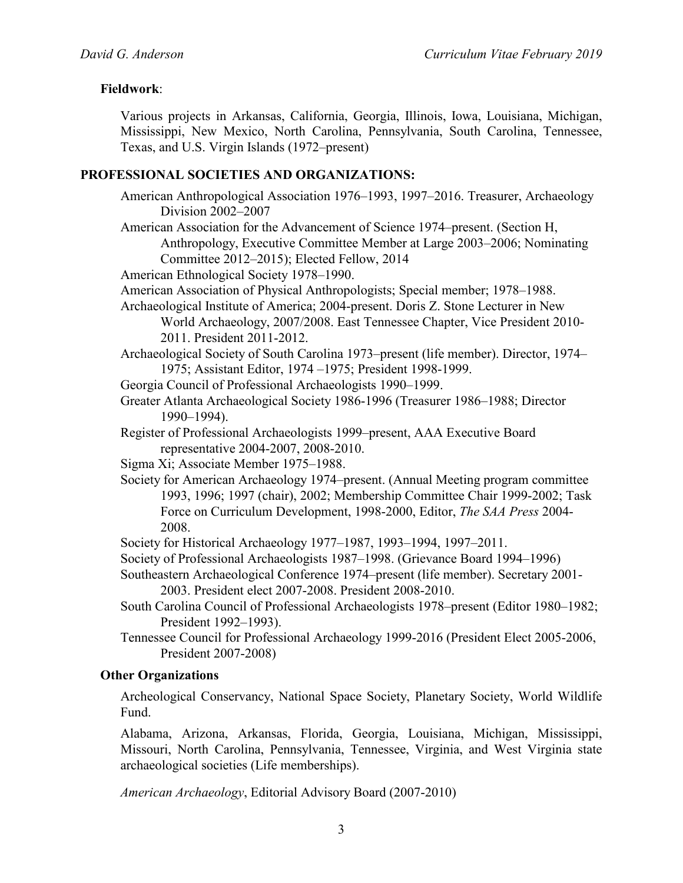**Fieldwork**:

Various projects in Arkansas, California, Georgia, Illinois, Iowa, Louisiana, Michigan, Mississippi, New Mexico, North Carolina, Pennsylvania, South Carolina, Tennessee, Texas, and U.S. Virgin Islands (1972–present)

## PROFESSIONAL SOCIETIES AND ORGANIZATIONS:

American Anthropological Association 1976–1993, 1997–2016. Treasurer, Archaeology Division 2002–2007

American Association for the Advancement of Science 1974–present. (Section H, Anthropology, Executive Committee Member at Large 2003–2006; Nominating Committee 2012–2015); Elected Fellow, 2014

American Ethnological Society 1978–1990.

American Association of Physical Anthropologists; Special member; 1978–1988.

Archaeological Institute of America; 2004-present. Doris Z. Stone Lecturer in New World Archaeology, 2007/2008. East Tennessee Chapter, Vice President 2010-2011. President 2011-2012.

Archaeological Society of South Carolina 1973–present (life member). Director, 1974–1975; Assistant Editor, 1974 –1975; President 1998-1999.

Georgia Council of Professional Archaeologists 1990–1999.

Greater Atlanta Archaeological Society 1986-1996 (Treasurer 1986–1988; Director 1990–1994).

Register of Professional Archaeologists 1999–present, AAA Executive Board representative 2004-2007, 2008-2010.

Sigma Xi; Associate Member 1975–1988.

Society for American Archaeology 1974–present. (Annual Meeting program committee 1993, 1996; 1997 (chair), 2002; Membership Committee Chair 1999-2002; Task Force on Curriculum Development, 1998-2000, Editor, *The SAA Press* 2004-2008.

Society for Historical Archaeology 1977–1987, 1993–1994, 1997–2011.

Society of Professional Archaeologists 1987–1998. (Grievance Board 1994–1996)

Southeastern Archaeological Conference 1974–present (life member). Secretary 2001-2003. President elect 2007-2008. President 2008-2010.

South Carolina Council of Professional Archaeologists 1978–present (Editor 1980–1982; President 1992–1993).

Tennessee Council for Professional Archaeology 1999-2016 (President Elect 2005-2006, President 2007-2008)

**Other Organizations**

Archeological Conservancy, National Space Society, Planetary Society, World Wildlife Fund.

Alabama, Arizona, Arkansas, Florida, Georgia, Louisiana, Michigan, Mississippi, Missouri, North Carolina, Pennsylvania, Tennessee, Virginia, and West Virginia state archaeological societies (Life memberships).

*American Archaeology*, Editorial Advisory Board (2007-2010)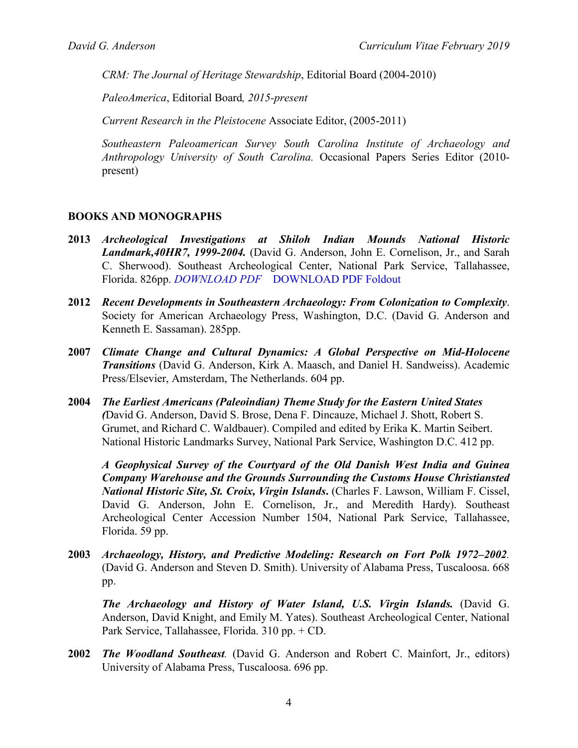*CRM: The Journal of Heritage Stewardship*, Editorial Board (2004-2010)

*PaleoAmerica*, Editorial Board*, 2015-present*

*Current Research in the Pleistocene* Associate Editor, (2005-2011)

*Southeastern Paleoamerican Survey South Carolina Institute of Archaeology and Anthropology University of South Carolina.* Occasional Papers Series Editor (2010-present)

## BOOKS AND MONOGRAPHS

**2013** ***Archeological Investigations at Shiloh Indian Mounds National Historic Landmark,40HR7, 1999-2004.*** (David G. Anderson, John E. Cornelison, Jr., and Sarah C. Sherwood). Southeast Archeological Center, National Park Service, Tallahassee, Florida. 826pp. *DOWNLOAD PDF* DOWNLOAD PDF Foldout

**2012** ***Recent Developments in Southeastern Archaeology: From Colonization to Complexity***. Society for American Archaeology Press, Washington, D.C. (David G. Anderson and Kenneth E. Sassaman). 285pp.

**2007** ***Climate Change and Cultural Dynamics: A Global Perspective on Mid-Holocene Transitions*** (David G. Anderson, Kirk A. Maasch, and Daniel H. Sandweiss). Academic Press/Elsevier, Amsterdam, The Netherlands. 604 pp.

**2004** ***The Earliest Americans (Paleoindian) Theme Study for the Eastern United States*** ***(***David G. Anderson, David S. Brose, Dena F. Dincauze, Michael J. Shott, Robert S. Grumet, and Richard C. Waldbauer). Compiled and edited by Erika K. Martin Seibert. National Historic Landmarks Survey, National Park Service, Washington D.C. 412 pp.

***A Geophysical Survey of the Courtyard of the Old Danish West India and Guinea Company Warehouse and the Grounds Surrounding the Customs House Christiansted National Historic Site, St. Croix, Virgin Islands*****.** (Charles F. Lawson, William F. Cissel, David G. Anderson, John E. Cornelison, Jr., and Meredith Hardy). Southeast Archeological Center Accession Number 1504, National Park Service, Tallahassee, Florida. 59 pp.

**2003** ***Archaeology, History, and Predictive Modeling: Research on Fort Polk 1972–2002****.* (David G. Anderson and Steven D. Smith). University of Alabama Press, Tuscaloosa. 668 pp.

***The Archaeology and History of Water Island, U.S. Virgin Islands.*** (David G. Anderson, David Knight, and Emily M. Yates). Southeast Archeological Center, National Park Service, Tallahassee, Florida. 310 pp. + CD.

**2002** ***The Woodland Southeast****.* (David G. Anderson and Robert C. Mainfort, Jr., editors) University of Alabama Press, Tuscaloosa. 696 pp.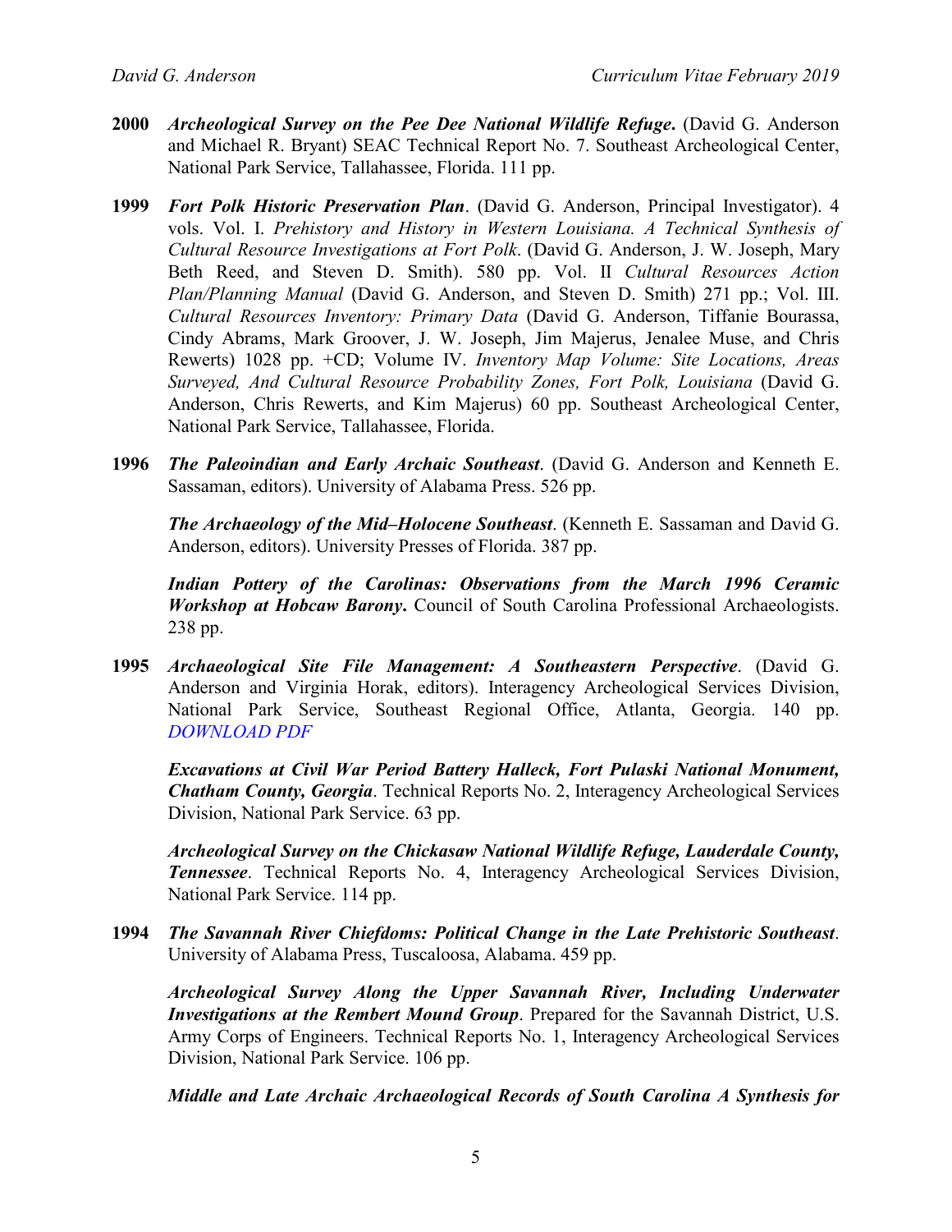**2000** ***Archeological Survey on the Pee Dee National Wildlife Refuge.*** (David G. Anderson and Michael R. Bryant) SEAC Technical Report No. 7. Southeast Archeological Center, National Park Service, Tallahassee, Florida. 111 pp.

**1999** ***Fort Polk Historic Preservation Plan***. (David G. Anderson, Principal Investigator). 4 vols. Vol. I. *Prehistory and History in Western Louisiana. A Technical Synthesis of Cultural Resource Investigations at Fort Polk*. (David G. Anderson, J. W. Joseph, Mary Beth Reed, and Steven D. Smith). 580 pp. Vol. II *Cultural Resources Action Plan/Planning Manual* (David G. Anderson, and Steven D. Smith) 271 pp.; Vol. III. *Cultural Resources Inventory: Primary Data* (David G. Anderson, Tiffanie Bourassa, Cindy Abrams, Mark Groover, J. W. Joseph, Jim Majerus, Jenalee Muse, and Chris Rewerts) 1028 pp. +CD; Volume IV. *Inventory Map Volume: Site Locations, Areas Surveyed, And Cultural Resource Probability Zones, Fort Polk, Louisiana* (David G. Anderson, Chris Rewerts, and Kim Majerus) 60 pp. Southeast Archeological Center, National Park Service, Tallahassee, Florida.

**1996** ***The Paleoindian and Early Archaic Southeast***. (David G. Anderson and Kenneth E. Sassaman, editors). University of Alabama Press. 526 pp.

***The Archaeology of the Mid–Holocene Southeast***. (Kenneth E. Sassaman and David G. Anderson, editors). University Presses of Florida. 387 pp.

***Indian Pottery of the Carolinas: Observations from the March 1996 Ceramic Workshop at Hobcaw Barony.*** Council of South Carolina Professional Archaeologists. 238 pp.

**1995** ***Archaeological Site File Management: A Southeastern Perspective***. (David G. Anderson and Virginia Horak, editors). Interagency Archeological Services Division, National Park Service, Southeast Regional Office, Atlanta, Georgia. 140 pp. *DOWNLOAD PDF*

***Excavations at Civil War Period Battery Halleck, Fort Pulaski National Monument, Chatham County, Georgia***. Technical Reports No. 2, Interagency Archeological Services Division, National Park Service. 63 pp.

***Archeological Survey on the Chickasaw National Wildlife Refuge, Lauderdale County, Tennessee***. Technical Reports No. 4, Interagency Archeological Services Division, National Park Service. 114 pp.

**1994** ***The Savannah River Chiefdoms: Political Change in the Late Prehistoric Southeast***. University of Alabama Press, Tuscaloosa, Alabama. 459 pp.

***Archeological Survey Along the Upper Savannah River, Including Underwater Investigations at the Rembert Mound Group***. Prepared for the Savannah District, U.S. Army Corps of Engineers. Technical Reports No. 1, Interagency Archeological Services Division, National Park Service. 106 pp.

***Middle and Late Archaic Archaeological Records of South Carolina A Synthesis for***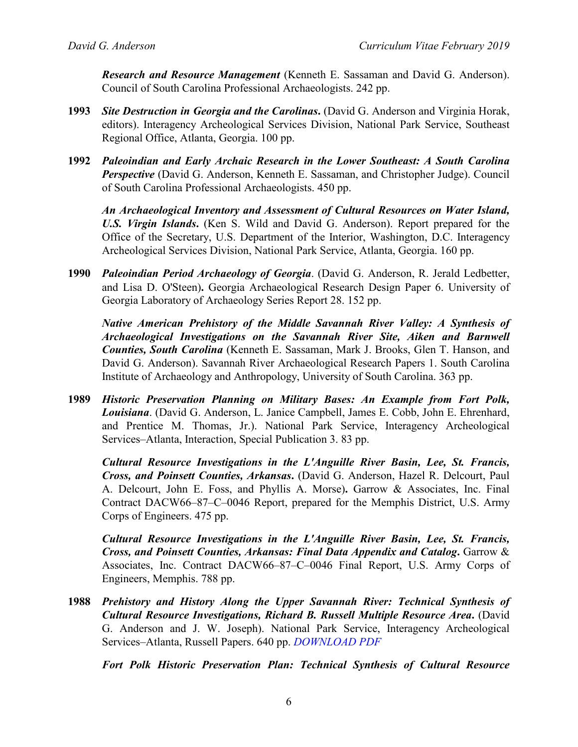***Research and Resource Management*** (Kenneth E. Sassaman and David G. Anderson). Council of South Carolina Professional Archaeologists. 242 pp.

**1993** ***Site Destruction in Georgia and the Carolinas*.** (David G. Anderson and Virginia Horak, editors). Interagency Archeological Services Division, National Park Service, Southeast Regional Office, Atlanta, Georgia. 100 pp.

**1992** ***Paleoindian and Early Archaic Research in the Lower Southeast: A South Carolina Perspective*** (David G. Anderson, Kenneth E. Sassaman, and Christopher Judge). Council of South Carolina Professional Archaeologists. 450 pp.

***An Archaeological Inventory and Assessment of Cultural Resources on Water Island, U.S. Virgin Islands*.** (Ken S. Wild and David G. Anderson). Report prepared for the Office of the Secretary, U.S. Department of the Interior, Washington, D.C. Interagency Archeological Services Division, National Park Service, Atlanta, Georgia. 160 pp.

**1990** ***Paleoindian Period Archaeology of Georgia***. (David G. Anderson, R. Jerald Ledbetter, and Lisa D. O'Steen)**.** Georgia Archaeological Research Design Paper 6. University of Georgia Laboratory of Archaeology Series Report 28. 152 pp.

***Native American Prehistory of the Middle Savannah River Valley: A Synthesis of Archaeological Investigations on the Savannah River Site, Aiken and Barnwell Counties, South Carolina*** (Kenneth E. Sassaman, Mark J. Brooks, Glen T. Hanson, and David G. Anderson). Savannah River Archaeological Research Papers 1. South Carolina Institute of Archaeology and Anthropology, University of South Carolina. 363 pp.

**1989** ***Historic Preservation Planning on Military Bases: An Example from Fort Polk, Louisiana***. (David G. Anderson, L. Janice Campbell, James E. Cobb, John E. Ehrenhard, and Prentice M. Thomas, Jr.). National Park Service, Interagency Archeological Services–Atlanta, Interaction, Special Publication 3. 83 pp.

***Cultural Resource Investigations in the L'Anguille River Basin, Lee, St. Francis, Cross, and Poinsett Counties, Arkansas*.** (David G. Anderson, Hazel R. Delcourt, Paul A. Delcourt, John E. Foss, and Phyllis A. Morse)**.** Garrow & Associates, Inc. Final Contract DACW66–87–C–0046 Report, prepared for the Memphis District, U.S. Army Corps of Engineers. 475 pp.

***Cultural Resource Investigations in the L'Anguille River Basin, Lee, St. Francis, Cross, and Poinsett Counties, Arkansas: Final Data Appendix and Catalog*.** Garrow & Associates, Inc. Contract DACW66–87–C–0046 Final Report, U.S. Army Corps of Engineers, Memphis. 788 pp.

**1988** ***Prehistory and History Along the Upper Savannah River: Technical Synthesis of Cultural Resource Investigations, Richard B. Russell Multiple Resource Area*.** (David G. Anderson and J. W. Joseph). National Park Service, Interagency Archeological Services–Atlanta, Russell Papers. 640 pp. *DOWNLOAD PDF*

***Fort Polk Historic Preservation Plan: Technical Synthesis of Cultural Resource***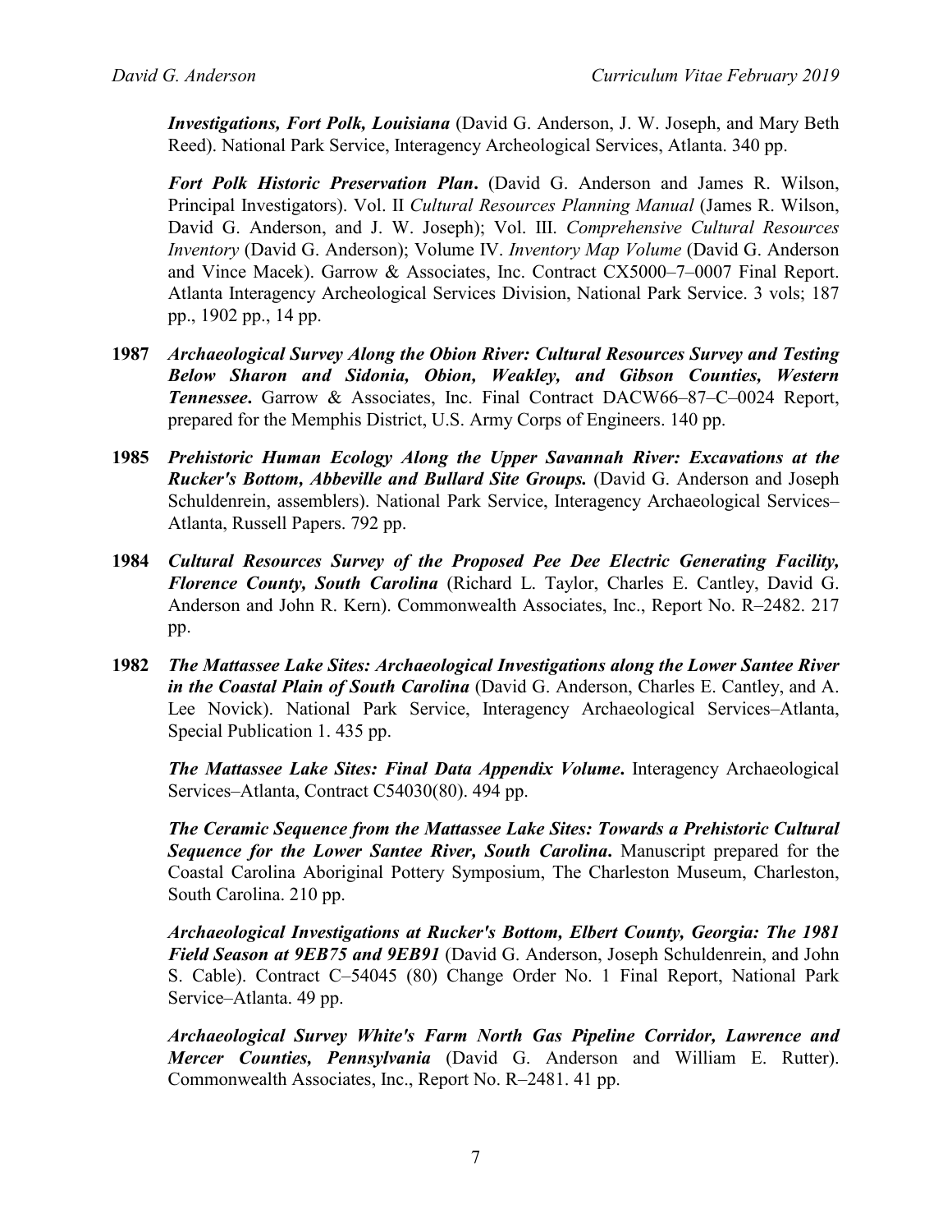***Investigations, Fort Polk, Louisiana*** (David G. Anderson, J. W. Joseph, and Mary Beth Reed). National Park Service, Interagency Archeological Services, Atlanta. 340 pp.

***Fort Polk Historic Preservation Plan*.** (David G. Anderson and James R. Wilson, Principal Investigators). Vol. II *Cultural Resources Planning Manual* (James R. Wilson, David G. Anderson, and J. W. Joseph); Vol. III. *Comprehensive Cultural Resources Inventory* (David G. Anderson); Volume IV. *Inventory Map Volume* (David G. Anderson and Vince Macek). Garrow & Associates, Inc. Contract CX5000–7–0007 Final Report. Atlanta Interagency Archeological Services Division, National Park Service. 3 vols; 187 pp., 1902 pp., 14 pp.

**1987** ***Archaeological Survey Along the Obion River: Cultural Resources Survey and Testing Below Sharon and Sidonia, Obion, Weakley, and Gibson Counties, Western Tennessee*.** Garrow & Associates, Inc. Final Contract DACW66–87–C–0024 Report, prepared for the Memphis District, U.S. Army Corps of Engineers. 140 pp.

**1985** ***Prehistoric Human Ecology Along the Upper Savannah River: Excavations at the Rucker's Bottom, Abbeville and Bullard Site Groups.*** (David G. Anderson and Joseph Schuldenrein, assemblers). National Park Service, Interagency Archaeological Services–Atlanta, Russell Papers. 792 pp.

**1984** ***Cultural Resources Survey of the Proposed Pee Dee Electric Generating Facility, Florence County, South Carolina*** (Richard L. Taylor, Charles E. Cantley, David G. Anderson and John R. Kern). Commonwealth Associates, Inc., Report No. R–2482. 217 pp.

**1982** ***The Mattassee Lake Sites: Archaeological Investigations along the Lower Santee River in the Coastal Plain of South Carolina*** (David G. Anderson, Charles E. Cantley, and A. Lee Novick). National Park Service, Interagency Archaeological Services–Atlanta, Special Publication 1. 435 pp.

***The Mattassee Lake Sites: Final Data Appendix Volume*.** Interagency Archaeological Services–Atlanta, Contract C54030(80). 494 pp.

***The Ceramic Sequence from the Mattassee Lake Sites: Towards a Prehistoric Cultural Sequence for the Lower Santee River, South Carolina*.** Manuscript prepared for the Coastal Carolina Aboriginal Pottery Symposium, The Charleston Museum, Charleston, South Carolina. 210 pp.

***Archaeological Investigations at Rucker's Bottom, Elbert County, Georgia: The 1981 Field Season at 9EB75 and 9EB91*** (David G. Anderson, Joseph Schuldenrein, and John S. Cable). Contract C–54045 (80) Change Order No. 1 Final Report, National Park Service–Atlanta. 49 pp.

***Archaeological Survey White's Farm North Gas Pipeline Corridor, Lawrence and Mercer Counties, Pennsylvania*** (David G. Anderson and William E. Rutter). Commonwealth Associates, Inc., Report No. R–2481. 41 pp.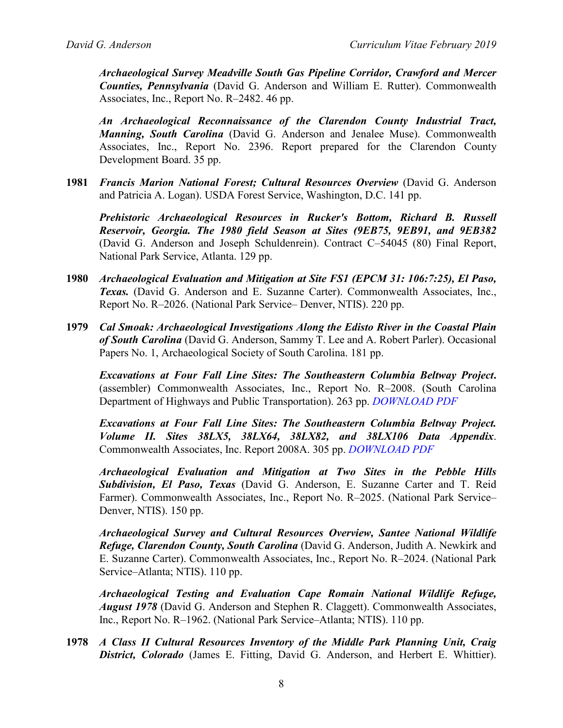***Archaeological Survey Meadville South Gas Pipeline Corridor, Crawford and Mercer Counties, Pennsylvania*** (David G. Anderson and William E. Rutter). Commonwealth Associates, Inc., Report No. R–2482. 46 pp.

***An Archaeological Reconnaissance of the Clarendon County Industrial Tract, Manning, South Carolina*** (David G. Anderson and Jenalee Muse). Commonwealth Associates, Inc., Report No. 2396. Report prepared for the Clarendon County Development Board. 35 pp.

**1981** ***Francis Marion National Forest; Cultural Resources Overview*** (David G. Anderson and Patricia A. Logan). USDA Forest Service, Washington, D.C. 141 pp.

***Prehistoric Archaeological Resources in Rucker's Bottom, Richard B. Russell Reservoir, Georgia. The 1980 field Season at Sites (9EB75, 9EB91, and 9EB382*** (David G. Anderson and Joseph Schuldenrein). Contract C–54045 (80) Final Report, National Park Service, Atlanta. 129 pp.

**1980** ***Archaeological Evaluation and Mitigation at Site FS1 (EPCM 31: 106:7:25), El Paso, Texas.*** (David G. Anderson and E. Suzanne Carter). Commonwealth Associates, Inc., Report No. R–2026. (National Park Service– Denver, NTIS). 220 pp.

**1979** ***Cal Smoak: Archaeological Investigations Along the Edisto River in the Coastal Plain of South Carolina*** (David G. Anderson, Sammy T. Lee and A. Robert Parler). Occasional Papers No. 1, Archaeological Society of South Carolina. 181 pp.

***Excavations at Four Fall Line Sites: The Southeastern Columbia Beltway Project*.** (assembler) Commonwealth Associates, Inc., Report No. R–2008. (South Carolina Department of Highways and Public Transportation). 263 pp. *DOWNLOAD PDF*

***Excavations at Four Fall Line Sites: The Southeastern Columbia Beltway Project. Volume II. Sites 38LX5, 38LX64, 38LX82, and 38LX106 Data Appendix***. Commonwealth Associates, Inc. Report 2008A. 305 pp. *DOWNLOAD PDF*

***Archaeological Evaluation and Mitigation at Two Sites in the Pebble Hills Subdivision, El Paso, Texas*** (David G. Anderson, E. Suzanne Carter and T. Reid Farmer). Commonwealth Associates, Inc., Report No. R–2025. (National Park Service–Denver, NTIS). 150 pp.

***Archaeological Survey and Cultural Resources Overview, Santee National Wildlife Refuge, Clarendon County, South Carolina*** (David G. Anderson, Judith A. Newkirk and E. Suzanne Carter). Commonwealth Associates, Inc., Report No. R–2024. (National Park Service–Atlanta; NTIS). 110 pp.

***Archaeological Testing and Evaluation Cape Romain National Wildlife Refuge, August 1978*** (David G. Anderson and Stephen R. Claggett). Commonwealth Associates, Inc., Report No. R–1962. (National Park Service–Atlanta; NTIS). 110 pp.

**1978** ***A Class II Cultural Resources Inventory of the Middle Park Planning Unit, Craig District, Colorado*** (James E. Fitting, David G. Anderson, and Herbert E. Whittier).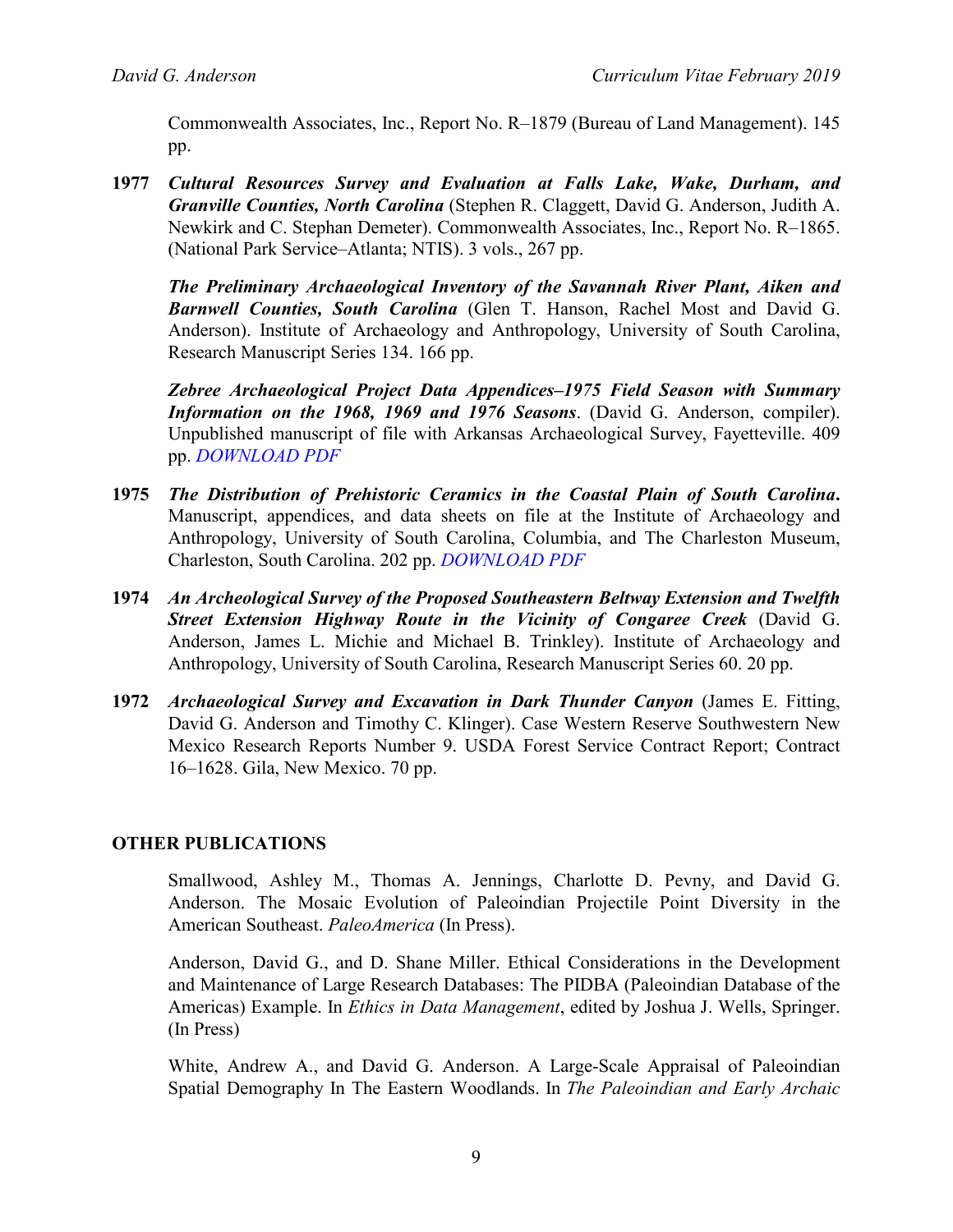Commonwealth Associates, Inc., Report No. R–1879 (Bureau of Land Management). 145 pp.

**1977** ***Cultural Resources Survey and Evaluation at Falls Lake, Wake, Durham, and Granville Counties, North Carolina*** (Stephen R. Claggett, David G. Anderson, Judith A. Newkirk and C. Stephan Demeter). Commonwealth Associates, Inc., Report No. R–1865. (National Park Service–Atlanta; NTIS). 3 vols., 267 pp.

***The Preliminary Archaeological Inventory of the Savannah River Plant, Aiken and Barnwell Counties, South Carolina*** (Glen T. Hanson, Rachel Most and David G. Anderson). Institute of Archaeology and Anthropology, University of South Carolina, Research Manuscript Series 134. 166 pp.

***Zebree Archaeological Project Data Appendices–1975 Field Season with Summary Information on the 1968, 1969 and 1976 Seasons***. (David G. Anderson, compiler). Unpublished manuscript of file with Arkansas Archaeological Survey, Fayetteville. 409 pp. *DOWNLOAD PDF*

**1975** ***The Distribution of Prehistoric Ceramics in the Coastal Plain of South Carolina*.** Manuscript, appendices, and data sheets on file at the Institute of Archaeology and Anthropology, University of South Carolina, Columbia, and The Charleston Museum, Charleston, South Carolina. 202 pp. *DOWNLOAD PDF*

**1974** ***An Archeological Survey of the Proposed Southeastern Beltway Extension and Twelfth Street Extension Highway Route in the Vicinity of Congaree Creek*** (David G. Anderson, James L. Michie and Michael B. Trinkley). Institute of Archaeology and Anthropology, University of South Carolina, Research Manuscript Series 60. 20 pp.

**1972** ***Archaeological Survey and Excavation in Dark Thunder Canyon*** (James E. Fitting, David G. Anderson and Timothy C. Klinger). Case Western Reserve Southwestern New Mexico Research Reports Number 9. USDA Forest Service Contract Report; Contract 16–1628. Gila, New Mexico. 70 pp.

## OTHER PUBLICATIONS

Smallwood, Ashley M., Thomas A. Jennings, Charlotte D. Pevny, and David G. Anderson. The Mosaic Evolution of Paleoindian Projectile Point Diversity in the American Southeast. *PaleoAmerica* (In Press).

Anderson, David G., and D. Shane Miller. Ethical Considerations in the Development and Maintenance of Large Research Databases: The PIDBA (Paleoindian Database of the Americas) Example. In *Ethics in Data Management*, edited by Joshua J. Wells, Springer. (In Press)

White, Andrew A., and David G. Anderson. A Large-Scale Appraisal of Paleoindian Spatial Demography In The Eastern Woodlands. In *The Paleoindian and Early Archaic*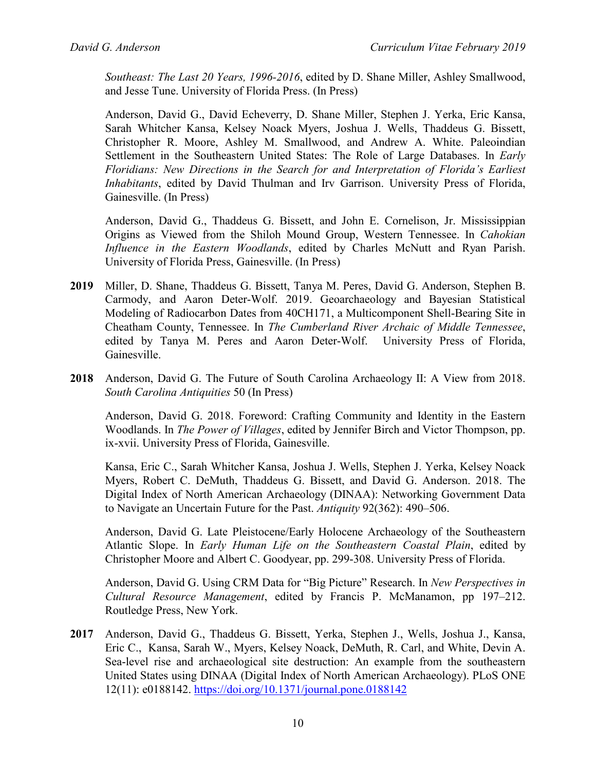*Southeast: The Last 20 Years, 1996-2016*, edited by D. Shane Miller, Ashley Smallwood, and Jesse Tune. University of Florida Press. (In Press)

Anderson, David G., David Echeverry, D. Shane Miller, Stephen J. Yerka, Eric Kansa, Sarah Whitcher Kansa, Kelsey Noack Myers, Joshua J. Wells, Thaddeus G. Bissett, Christopher R. Moore, Ashley M. Smallwood, and Andrew A. White. Paleoindian Settlement in the Southeastern United States: The Role of Large Databases. In *Early Floridians: New Directions in the Search for and Interpretation of Florida's Earliest Inhabitants*, edited by David Thulman and Irv Garrison. University Press of Florida, Gainesville. (In Press)

Anderson, David G., Thaddeus G. Bissett, and John E. Cornelison, Jr. Mississippian Origins as Viewed from the Shiloh Mound Group, Western Tennessee. In *Cahokian Influence in the Eastern Woodlands*, edited by Charles McNutt and Ryan Parish. University of Florida Press, Gainesville. (In Press)

**2019** Miller, D. Shane, Thaddeus G. Bissett, Tanya M. Peres, David G. Anderson, Stephen B. Carmody, and Aaron Deter-Wolf. 2019. Geoarchaeology and Bayesian Statistical Modeling of Radiocarbon Dates from 40CH171, a Multicomponent Shell-Bearing Site in Cheatham County, Tennessee. In *The Cumberland River Archaic of Middle Tennessee*, edited by Tanya M. Peres and Aaron Deter-Wolf. University Press of Florida, Gainesville.

**2018** Anderson, David G. The Future of South Carolina Archaeology II: A View from 2018. *South Carolina Antiquities* 50 (In Press)

Anderson, David G. 2018. Foreword: Crafting Community and Identity in the Eastern Woodlands. In *The Power of Villages*, edited by Jennifer Birch and Victor Thompson, pp. ix-xvii. University Press of Florida, Gainesville.

Kansa, Eric C., Sarah Whitcher Kansa, Joshua J. Wells, Stephen J. Yerka, Kelsey Noack Myers, Robert C. DeMuth, Thaddeus G. Bissett, and David G. Anderson. 2018. The Digital Index of North American Archaeology (DINAA): Networking Government Data to Navigate an Uncertain Future for the Past. *Antiquity* 92(362): 490–506.

Anderson, David G. Late Pleistocene/Early Holocene Archaeology of the Southeastern Atlantic Slope. In *Early Human Life on the Southeastern Coastal Plain*, edited by Christopher Moore and Albert C. Goodyear, pp. 299-308. University Press of Florida.

Anderson, David G. Using CRM Data for "Big Picture" Research. In *New Perspectives in Cultural Resource Management*, edited by Francis P. McManamon, pp 197–212. Routledge Press, New York.

**2017** Anderson, David G., Thaddeus G. Bissett, Yerka, Stephen J., Wells, Joshua J., Kansa, Eric C., Kansa, Sarah W., Myers, Kelsey Noack, DeMuth, R. Carl, and White, Devin A. Sea-level rise and archaeological site destruction: An example from the southeastern United States using DINAA (Digital Index of North American Archaeology). PLoS ONE 12(11): e0188142. https://doi.org/10.1371/journal.pone.0188142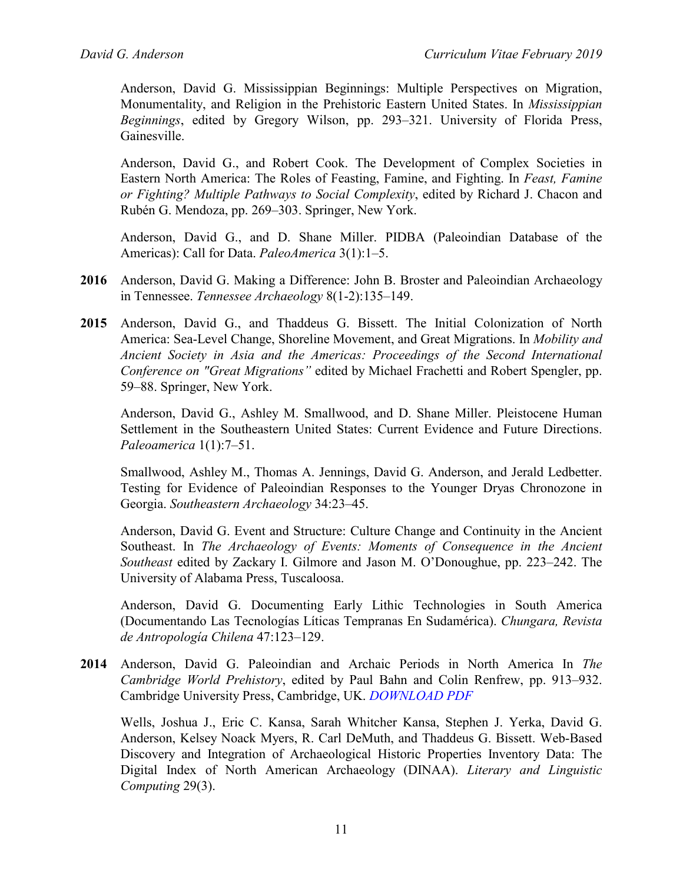Anderson, David G. Mississippian Beginnings: Multiple Perspectives on Migration, Monumentality, and Religion in the Prehistoric Eastern United States. In *Mississippian Beginnings*, edited by Gregory Wilson, pp. 293–321. University of Florida Press, Gainesville.

Anderson, David G., and Robert Cook. The Development of Complex Societies in Eastern North America: The Roles of Feasting, Famine, and Fighting. In *Feast, Famine or Fighting? Multiple Pathways to Social Complexity*, edited by Richard J. Chacon and Rubén G. Mendoza, pp. 269–303. Springer, New York.

Anderson, David G., and D. Shane Miller. PIDBA (Paleoindian Database of the Americas): Call for Data. *PaleoAmerica* 3(1):1–5.

**2016** Anderson, David G. Making a Difference: John B. Broster and Paleoindian Archaeology in Tennessee. *Tennessee Archaeology* 8(1-2):135–149.

**2015** Anderson, David G., and Thaddeus G. Bissett. The Initial Colonization of North America: Sea-Level Change, Shoreline Movement, and Great Migrations. In *Mobility and Ancient Society in Asia and the Americas: Proceedings of the Second International Conference on "Great Migrations"* edited by Michael Frachetti and Robert Spengler, pp. 59–88. Springer, New York.

Anderson, David G., Ashley M. Smallwood, and D. Shane Miller. Pleistocene Human Settlement in the Southeastern United States: Current Evidence and Future Directions. *Paleoamerica* 1(1):7–51.

Smallwood, Ashley M., Thomas A. Jennings, David G. Anderson, and Jerald Ledbetter. Testing for Evidence of Paleoindian Responses to the Younger Dryas Chronozone in Georgia. *Southeastern Archaeology* 34:23–45.

Anderson, David G. Event and Structure: Culture Change and Continuity in the Ancient Southeast. In *The Archaeology of Events: Moments of Consequence in the Ancient Southeast* edited by Zackary I. Gilmore and Jason M. O'Donoughue, pp. 223–242. The University of Alabama Press, Tuscaloosa.

Anderson, David G. Documenting Early Lithic Technologies in South America (Documentando Las Tecnologías Líticas Tempranas En Sudamérica). *Chungara, Revista de Antropología Chilena* 47:123–129.

**2014** Anderson, David G. Paleoindian and Archaic Periods in North America In *The Cambridge World Prehistory*, edited by Paul Bahn and Colin Renfrew, pp. 913–932. Cambridge University Press, Cambridge, UK. *DOWNLOAD PDF*

Wells, Joshua J., Eric C. Kansa, Sarah Whitcher Kansa, Stephen J. Yerka, David G. Anderson, Kelsey Noack Myers, R. Carl DeMuth, and Thaddeus G. Bissett. Web-Based Discovery and Integration of Archaeological Historic Properties Inventory Data: The Digital Index of North American Archaeology (DINAA). *Literary and Linguistic Computing* 29(3).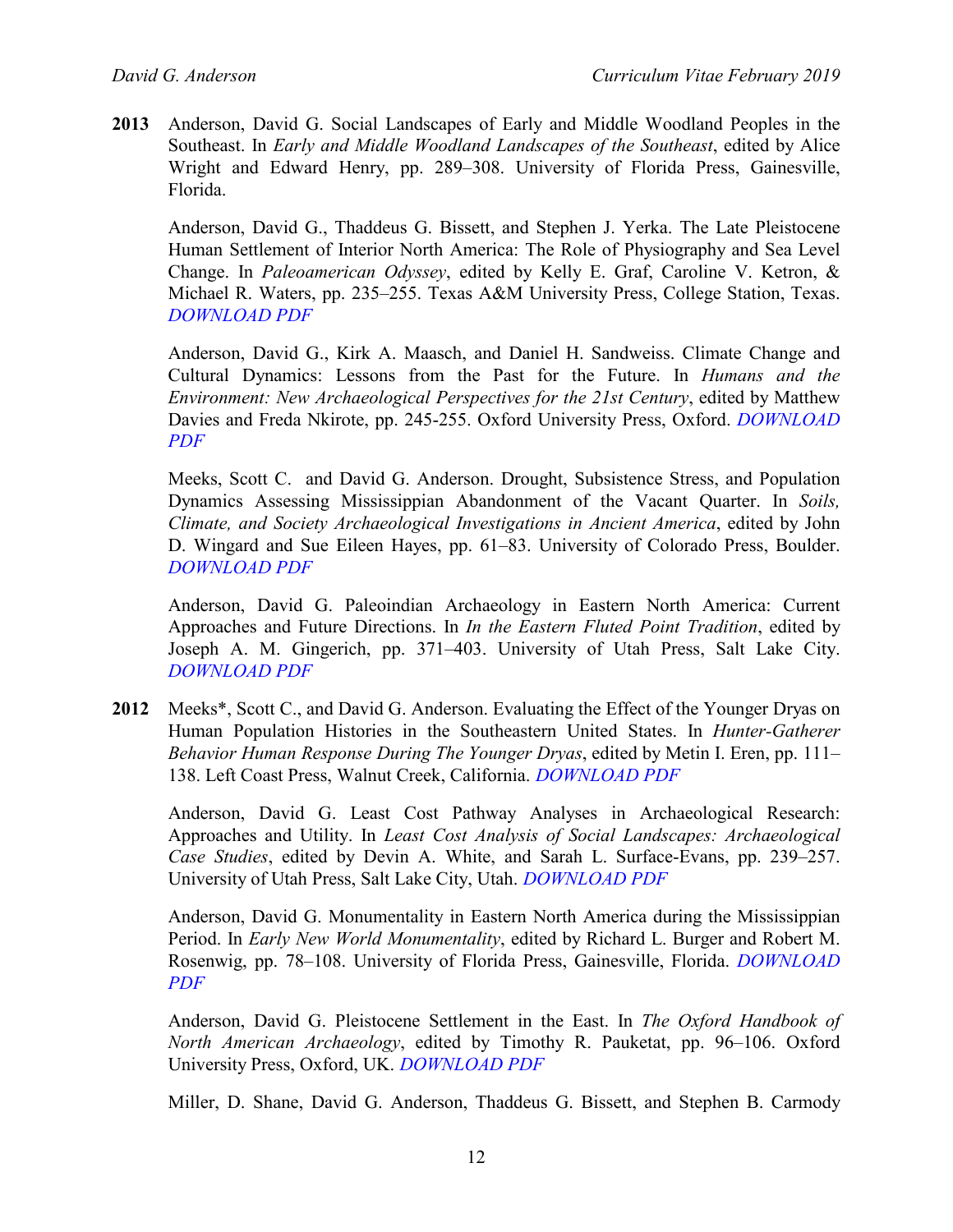**2013** Anderson, David G. Social Landscapes of Early and Middle Woodland Peoples in the Southeast. In *Early and Middle Woodland Landscapes of the Southeast*, edited by Alice Wright and Edward Henry, pp. 289–308. University of Florida Press, Gainesville, Florida.

Anderson, David G., Thaddeus G. Bissett, and Stephen J. Yerka. The Late Pleistocene Human Settlement of Interior North America: The Role of Physiography and Sea Level Change. In *Paleoamerican Odyssey*, edited by Kelly E. Graf, Caroline V. Ketron, & Michael R. Waters, pp. 235–255. Texas A&M University Press, College Station, Texas. *DOWNLOAD PDF*

Anderson, David G., Kirk A. Maasch, and Daniel H. Sandweiss. Climate Change and Cultural Dynamics: Lessons from the Past for the Future. In *Humans and the Environment: New Archaeological Perspectives for the 21st Century*, edited by Matthew Davies and Freda Nkirote, pp. 245-255. Oxford University Press, Oxford. *DOWNLOAD PDF*

Meeks, Scott C. and David G. Anderson. Drought, Subsistence Stress, and Population Dynamics Assessing Mississippian Abandonment of the Vacant Quarter. In *Soils, Climate, and Society Archaeological Investigations in Ancient America*, edited by John D. Wingard and Sue Eileen Hayes, pp. 61–83. University of Colorado Press, Boulder. *DOWNLOAD PDF*

Anderson, David G. Paleoindian Archaeology in Eastern North America: Current Approaches and Future Directions. In *In the Eastern Fluted Point Tradition*, edited by Joseph A. M. Gingerich, pp. 371–403. University of Utah Press, Salt Lake City. *DOWNLOAD PDF*

**2012** Meeks*, Scott C., and David G. Anderson. Evaluating the Effect of the Younger Dryas on Human Population Histories in the Southeastern United States. In *Hunter-Gatherer Behavior Human Response During The Younger Dryas*, edited by Metin I. Eren, pp. 111–138. Left Coast Press, Walnut Creek, California. *DOWNLOAD PDF*

Anderson, David G. Least Cost Pathway Analyses in Archaeological Research: Approaches and Utility. In *Least Cost Analysis of Social Landscapes: Archaeological Case Studies*, edited by Devin A. White, and Sarah L. Surface-Evans, pp. 239–257. University of Utah Press, Salt Lake City, Utah. *DOWNLOAD PDF*

Anderson, David G. Monumentality in Eastern North America during the Mississippian Period. In *Early New World Monumentality*, edited by Richard L. Burger and Robert M. Rosenwig, pp. 78–108. University of Florida Press, Gainesville, Florida. *DOWNLOAD PDF*

Anderson, David G. Pleistocene Settlement in the East. In *The Oxford Handbook of North American Archaeology*, edited by Timothy R. Pauketat, pp. 96–106. Oxford University Press, Oxford, UK. *DOWNLOAD PDF*

Miller, D. Shane, David G. Anderson, Thaddeus G. Bissett, and Stephen B. Carmody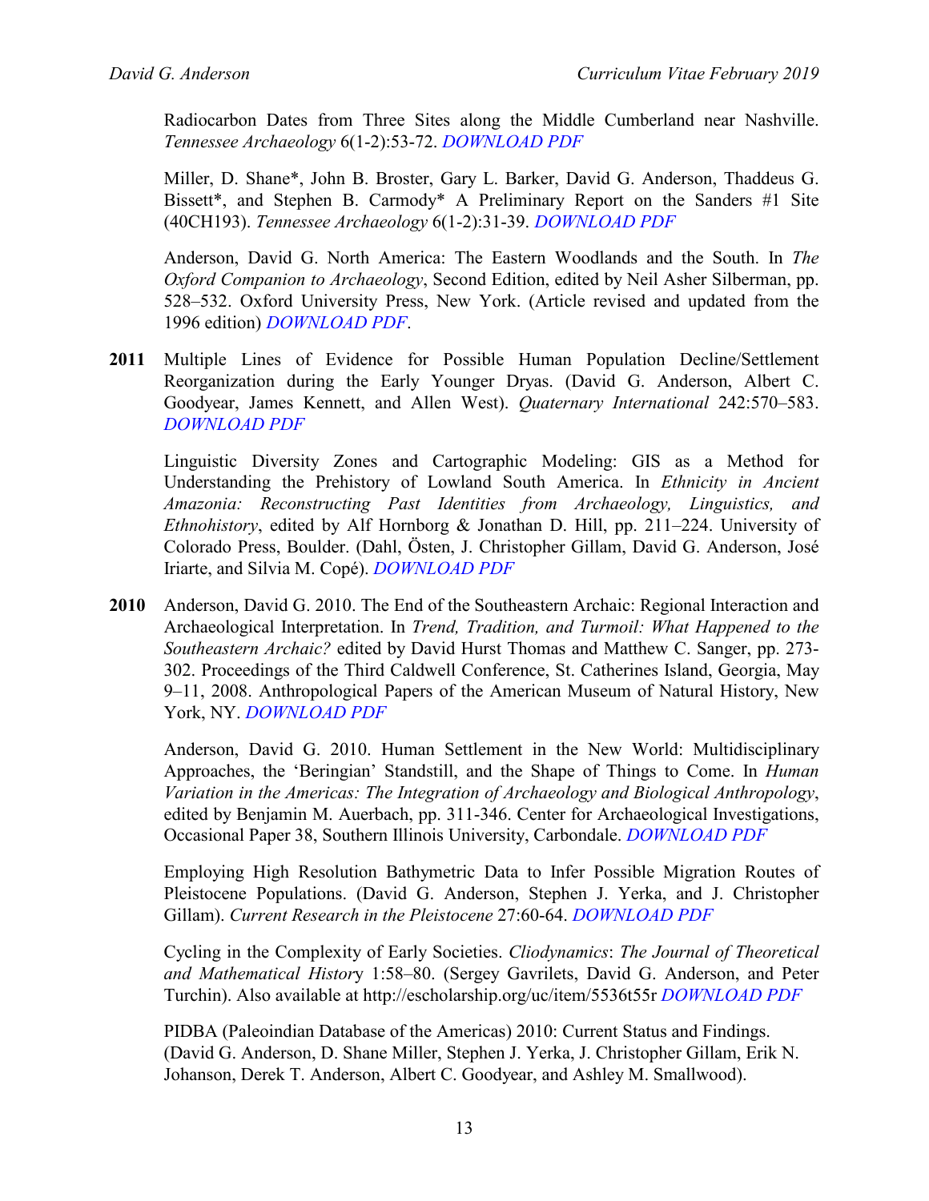Radiocarbon Dates from Three Sites along the Middle Cumberland near Nashville. *Tennessee Archaeology* 6(1-2):53-72. *DOWNLOAD PDF*

Miller, D. Shane*, John B. Broster, Gary L. Barker, David G. Anderson, Thaddeus G. Bissett*, and Stephen B. Carmody* A Preliminary Report on the Sanders #1 Site (40CH193). *Tennessee Archaeology* 6(1-2):31-39. *DOWNLOAD PDF*

Anderson, David G. North America: The Eastern Woodlands and the South. In *The Oxford Companion to Archaeology*, Second Edition, edited by Neil Asher Silberman, pp. 528–532. Oxford University Press, New York. (Article revised and updated from the 1996 edition) *DOWNLOAD PDF*.

**2011** Multiple Lines of Evidence for Possible Human Population Decline/Settlement Reorganization during the Early Younger Dryas. (David G. Anderson, Albert C. Goodyear, James Kennett, and Allen West). *Quaternary International* 242:570–583. *DOWNLOAD PDF*

Linguistic Diversity Zones and Cartographic Modeling: GIS as a Method for Understanding the Prehistory of Lowland South America. In *Ethnicity in Ancient Amazonia: Reconstructing Past Identities from Archaeology, Linguistics, and Ethnohistory*, edited by Alf Hornborg & Jonathan D. Hill, pp. 211–224. University of Colorado Press, Boulder. (Dahl, Östen, J. Christopher Gillam, David G. Anderson, José Iriarte, and Silvia M. Copé). *DOWNLOAD PDF*

**2010** Anderson, David G. 2010. The End of the Southeastern Archaic: Regional Interaction and Archaeological Interpretation. In *Trend, Tradition, and Turmoil: What Happened to the Southeastern Archaic?* edited by David Hurst Thomas and Matthew C. Sanger, pp. 273-302. Proceedings of the Third Caldwell Conference, St. Catherines Island, Georgia, May 9–11, 2008. Anthropological Papers of the American Museum of Natural History, New York, NY. *DOWNLOAD PDF*

Anderson, David G. 2010. Human Settlement in the New World: Multidisciplinary Approaches, the 'Beringian' Standstill, and the Shape of Things to Come. In *Human Variation in the Americas: The Integration of Archaeology and Biological Anthropology*, edited by Benjamin M. Auerbach, pp. 311-346. Center for Archaeological Investigations, Occasional Paper 38, Southern Illinois University, Carbondale. *DOWNLOAD PDF*

Employing High Resolution Bathymetric Data to Infer Possible Migration Routes of Pleistocene Populations. (David G. Anderson, Stephen J. Yerka, and J. Christopher Gillam). *Current Research in the Pleistocene* 27:60-64. *DOWNLOAD PDF*

Cycling in the Complexity of Early Societies. *Cliodynamics*: *The Journal of Theoretical and Mathematical History* 1:58–80. (Sergey Gavrilets, David G. Anderson, and Peter Turchin). Also available at http://escholarship.org/uc/item/5536t55r *DOWNLOAD PDF*

PIDBA (Paleoindian Database of the Americas) 2010: Current Status and Findings. (David G. Anderson, D. Shane Miller, Stephen J. Yerka, J. Christopher Gillam, Erik N. Johanson, Derek T. Anderson, Albert C. Goodyear, and Ashley M. Smallwood).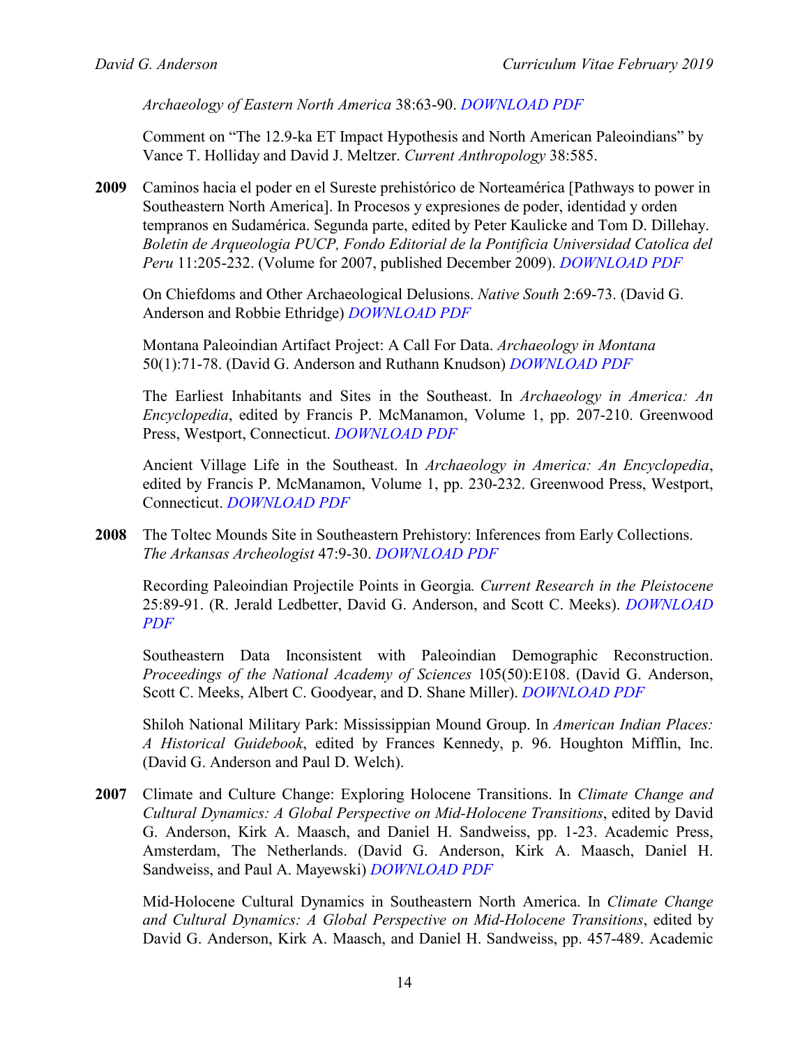*Archaeology of Eastern North America* 38:63-90. *DOWNLOAD PDF*

Comment on "The 12.9-ka ET Impact Hypothesis and North American Paleoindians" by Vance T. Holliday and David J. Meltzer. *Current Anthropology* 38:585.

**2009** Caminos hacia el poder en el Sureste prehistórico de Norteamérica [Pathways to power in Southeastern North America]. In Procesos y expresiones de poder, identidad y orden tempranos en Sudamérica. Segunda parte, edited by Peter Kaulicke and Tom D. Dillehay. *Boletin de Arqueologia PUCP, Fondo Editorial de la Pontificia Universidad Catolica del Peru* 11:205-232. (Volume for 2007, published December 2009). *DOWNLOAD PDF*

On Chiefdoms and Other Archaeological Delusions. *Native South* 2:69-73. (David G. Anderson and Robbie Ethridge) *DOWNLOAD PDF*

Montana Paleoindian Artifact Project: A Call For Data. *Archaeology in Montana* 50(1):71-78. (David G. Anderson and Ruthann Knudson) *DOWNLOAD PDF*

The Earliest Inhabitants and Sites in the Southeast. In *Archaeology in America: An Encyclopedia*, edited by Francis P. McManamon, Volume 1, pp. 207-210. Greenwood Press, Westport, Connecticut. *DOWNLOAD PDF*

Ancient Village Life in the Southeast. In *Archaeology in America: An Encyclopedia*, edited by Francis P. McManamon, Volume 1, pp. 230-232. Greenwood Press, Westport, Connecticut. *DOWNLOAD PDF*

**2008** The Toltec Mounds Site in Southeastern Prehistory: Inferences from Early Collections. *The Arkansas Archeologist* 47:9-30. *DOWNLOAD PDF*

Recording Paleoindian Projectile Points in Georgia*.* *Current Research in the Pleistocene* 25:89-91. (R. Jerald Ledbetter, David G. Anderson, and Scott C. Meeks). *DOWNLOAD PDF*

Southeastern Data Inconsistent with Paleoindian Demographic Reconstruction. *Proceedings of the National Academy of Sciences* 105(50):E108. (David G. Anderson, Scott C. Meeks, Albert C. Goodyear, and D. Shane Miller). *DOWNLOAD PDF*

Shiloh National Military Park: Mississippian Mound Group. In *American Indian Places: A Historical Guidebook*, edited by Frances Kennedy, p. 96. Houghton Mifflin, Inc. (David G. Anderson and Paul D. Welch).

**2007** Climate and Culture Change: Exploring Holocene Transitions. In *Climate Change and Cultural Dynamics: A Global Perspective on Mid-Holocene Transitions*, edited by David G. Anderson, Kirk A. Maasch, and Daniel H. Sandweiss, pp. 1-23. Academic Press, Amsterdam, The Netherlands. (David G. Anderson, Kirk A. Maasch, Daniel H. Sandweiss, and Paul A. Mayewski) *DOWNLOAD PDF*

Mid-Holocene Cultural Dynamics in Southeastern North America. In *Climate Change and Cultural Dynamics: A Global Perspective on Mid-Holocene Transitions*, edited by David G. Anderson, Kirk A. Maasch, and Daniel H. Sandweiss, pp. 457-489. Academic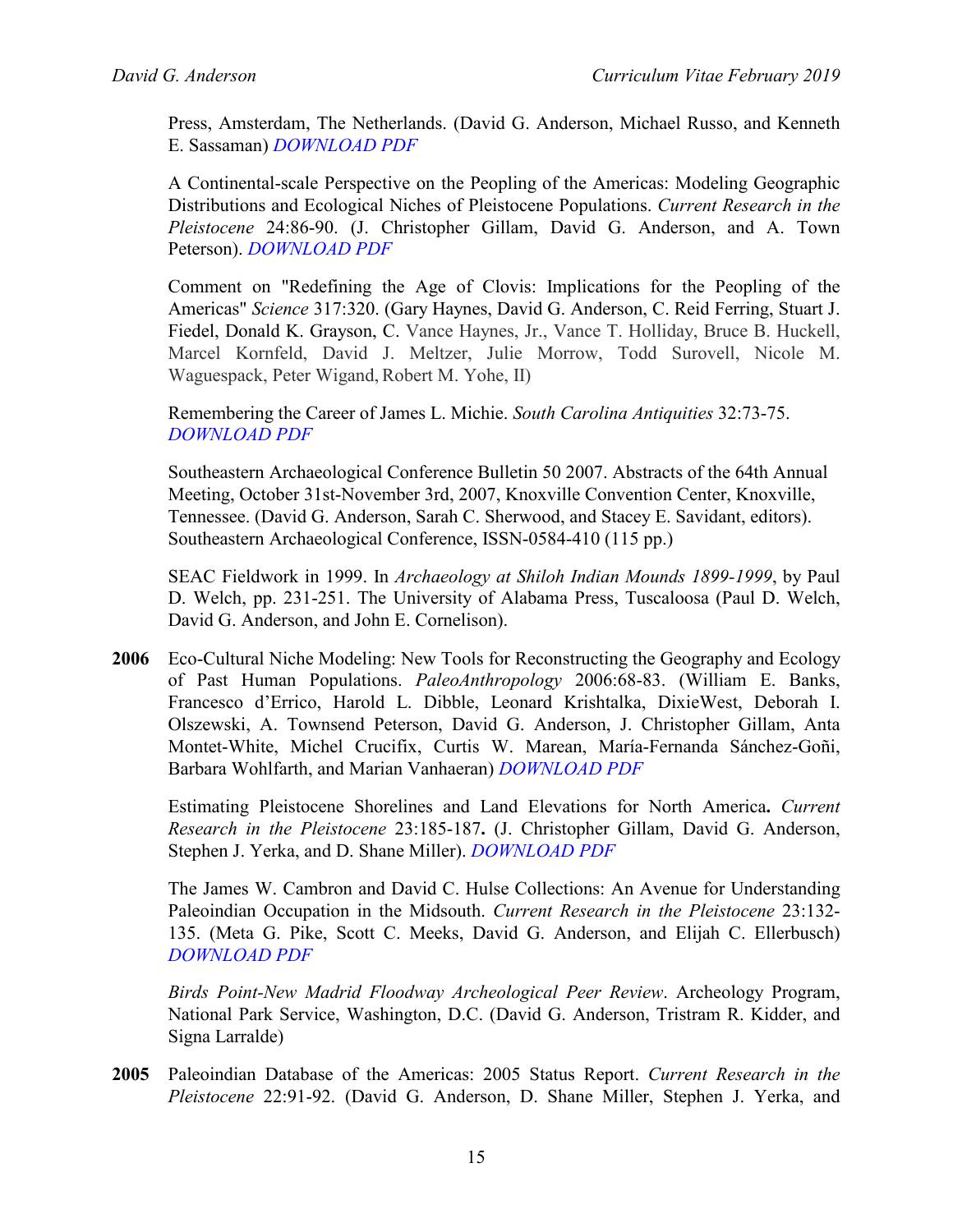Press, Amsterdam, The Netherlands. (David G. Anderson, Michael Russo, and Kenneth E. Sassaman) *DOWNLOAD PDF*

A Continental-scale Perspective on the Peopling of the Americas: Modeling Geographic Distributions and Ecological Niches of Pleistocene Populations. *Current Research in the Pleistocene* 24:86-90. (J. Christopher Gillam, David G. Anderson, and A. Town Peterson). *DOWNLOAD PDF*

Comment on "Redefining the Age of Clovis: Implications for the Peopling of the Americas" *Science* 317:320. (Gary Haynes, David G. Anderson, C. Reid Ferring, Stuart J. Fiedel, Donald K. Grayson, C. Vance Haynes, Jr., Vance T. Holliday, Bruce B. Huckell, Marcel Kornfeld, David J. Meltzer, Julie Morrow, Todd Surovell, Nicole M. Waguespack, Peter Wigand, Robert M. Yohe, II)

Remembering the Career of James L. Michie. *South Carolina Antiquities* 32:73-75. *DOWNLOAD PDF*

Southeastern Archaeological Conference Bulletin 50 2007. Abstracts of the 64th Annual Meeting, October 31st-November 3rd, 2007, Knoxville Convention Center, Knoxville, Tennessee. (David G. Anderson, Sarah C. Sherwood, and Stacey E. Savidant, editors). Southeastern Archaeological Conference, ISSN-0584-410 (115 pp.)

SEAC Fieldwork in 1999. In *Archaeology at Shiloh Indian Mounds 1899-1999*, by Paul D. Welch, pp. 231-251. The University of Alabama Press, Tuscaloosa (Paul D. Welch, David G. Anderson, and John E. Cornelison).

**2006** Eco-Cultural Niche Modeling: New Tools for Reconstructing the Geography and Ecology of Past Human Populations. *PaleoAnthropology* 2006:68-83. (William E. Banks, Francesco d'Errico, Harold L. Dibble, Leonard Krishtalka, DixieWest, Deborah I. Olszewski, A. Townsend Peterson, David G. Anderson, J. Christopher Gillam, Anta Montet-White, Michel Crucifix, Curtis W. Marean, María-Fernanda Sánchez-Goñi, Barbara Wohlfarth, and Marian Vanhaeran) *DOWNLOAD PDF*

Estimating Pleistocene Shorelines and Land Elevations for North America**.** *Current Research in the Pleistocene* 23:185-187**.** (J. Christopher Gillam, David G. Anderson, Stephen J. Yerka, and D. Shane Miller). *DOWNLOAD PDF*

The James W. Cambron and David C. Hulse Collections: An Avenue for Understanding Paleoindian Occupation in the Midsouth. *Current Research in the Pleistocene* 23:132-135. (Meta G. Pike, Scott C. Meeks, David G. Anderson, and Elijah C. Ellerbusch) *DOWNLOAD PDF*

*Birds Point-New Madrid Floodway Archeological Peer Review*. Archeology Program, National Park Service, Washington, D.C. (David G. Anderson, Tristram R. Kidder, and Signa Larralde)

**2005** Paleoindian Database of the Americas: 2005 Status Report. *Current Research in the Pleistocene* 22:91-92. (David G. Anderson, D. Shane Miller, Stephen J. Yerka, and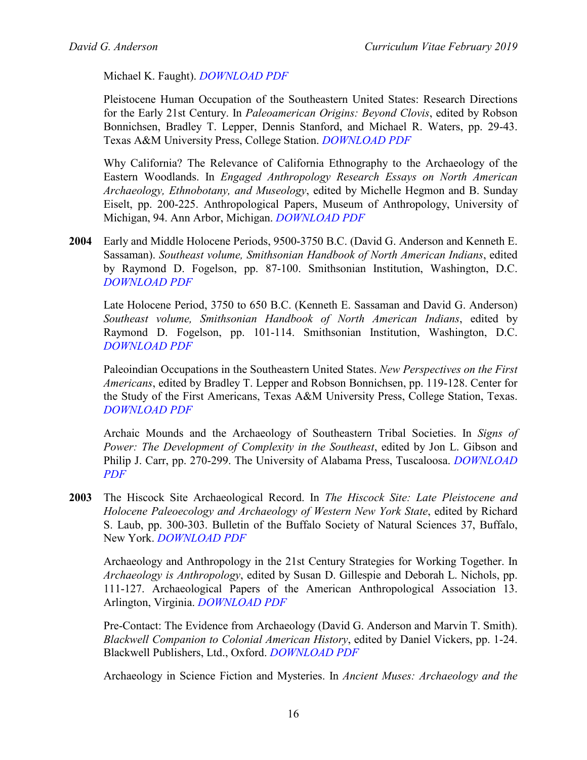Michael K. Faught). *DOWNLOAD PDF*

Pleistocene Human Occupation of the Southeastern United States: Research Directions for the Early 21st Century. In *Paleoamerican Origins: Beyond Clovis*, edited by Robson Bonnichsen, Bradley T. Lepper, Dennis Stanford, and Michael R. Waters, pp. 29-43. Texas A&M University Press, College Station. *DOWNLOAD PDF*

Why California? The Relevance of California Ethnography to the Archaeology of the Eastern Woodlands. In *Engaged Anthropology Research Essays on North American Archaeology, Ethnobotany, and Museology*, edited by Michelle Hegmon and B. Sunday Eiselt, pp. 200-225. Anthropological Papers, Museum of Anthropology, University of Michigan, 94. Ann Arbor, Michigan. *DOWNLOAD PDF*

**2004** Early and Middle Holocene Periods, 9500-3750 B.C. (David G. Anderson and Kenneth E. Sassaman). *Southeast volume, Smithsonian Handbook of North American Indians*, edited by Raymond D. Fogelson, pp. 87-100. Smithsonian Institution, Washington, D.C. *DOWNLOAD PDF*

Late Holocene Period, 3750 to 650 B.C. (Kenneth E. Sassaman and David G. Anderson) *Southeast volume, Smithsonian Handbook of North American Indians*, edited by Raymond D. Fogelson, pp. 101-114. Smithsonian Institution, Washington, D.C. *DOWNLOAD PDF*

Paleoindian Occupations in the Southeastern United States. *New Perspectives on the First Americans*, edited by Bradley T. Lepper and Robson Bonnichsen, pp. 119-128. Center for the Study of the First Americans, Texas A&M University Press, College Station, Texas. *DOWNLOAD PDF*

Archaic Mounds and the Archaeology of Southeastern Tribal Societies. In *Signs of Power: The Development of Complexity in the Southeast*, edited by Jon L. Gibson and Philip J. Carr, pp. 270-299. The University of Alabama Press, Tuscaloosa. *DOWNLOAD PDF*

**2003** The Hiscock Site Archaeological Record. In *The Hiscock Site: Late Pleistocene and Holocene Paleoecology and Archaeology of Western New York State*, edited by Richard S. Laub, pp. 300-303. Bulletin of the Buffalo Society of Natural Sciences 37, Buffalo, New York. *DOWNLOAD PDF*

Archaeology and Anthropology in the 21st Century Strategies for Working Together. In *Archaeology is Anthropology*, edited by Susan D. Gillespie and Deborah L. Nichols, pp. 111-127. Archaeological Papers of the American Anthropological Association 13. Arlington, Virginia. *DOWNLOAD PDF*

Pre-Contact: The Evidence from Archaeology (David G. Anderson and Marvin T. Smith). *Blackwell Companion to Colonial American History*, edited by Daniel Vickers, pp. 1-24. Blackwell Publishers, Ltd., Oxford. *DOWNLOAD PDF*

Archaeology in Science Fiction and Mysteries. In *Ancient Muses: Archaeology and the*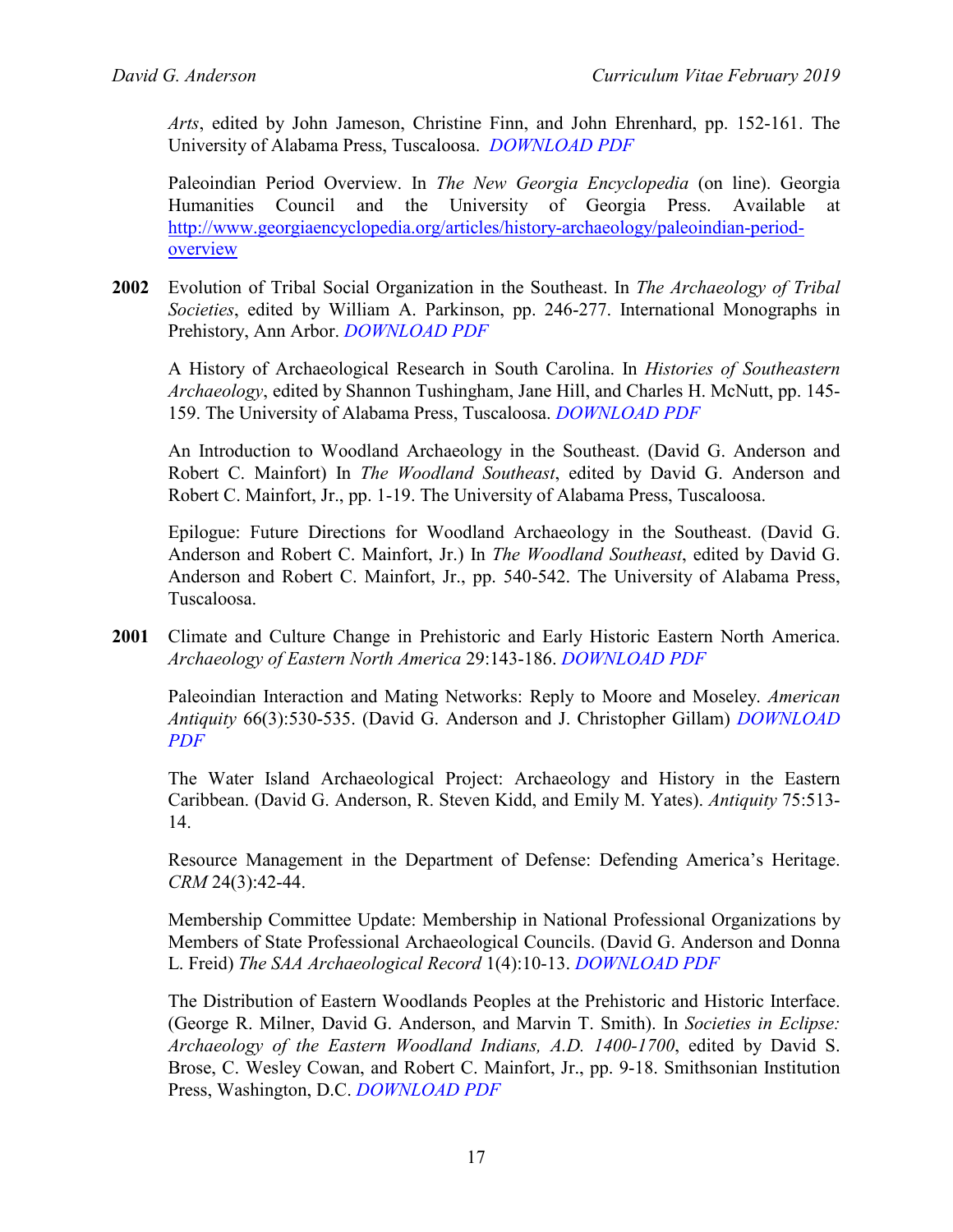*Arts*, edited by John Jameson, Christine Finn, and John Ehrenhard, pp. 152-161. The University of Alabama Press, Tuscaloosa. *DOWNLOAD PDF*

Paleoindian Period Overview. In *The New Georgia Encyclopedia* (on line). Georgia Humanities Council and the University of Georgia Press. Available at http://www.georgiaencyclopedia.org/articles/history-archaeology/paleoindian-period-overview

**2002** Evolution of Tribal Social Organization in the Southeast. In *The Archaeology of Tribal Societies*, edited by William A. Parkinson, pp. 246-277. International Monographs in Prehistory, Ann Arbor. *DOWNLOAD PDF*

A History of Archaeological Research in South Carolina. In *Histories of Southeastern Archaeology*, edited by Shannon Tushingham, Jane Hill, and Charles H. McNutt, pp. 145-159. The University of Alabama Press, Tuscaloosa. *DOWNLOAD PDF*

An Introduction to Woodland Archaeology in the Southeast. (David G. Anderson and Robert C. Mainfort) In *The Woodland Southeast*, edited by David G. Anderson and Robert C. Mainfort, Jr., pp. 1-19. The University of Alabama Press, Tuscaloosa.

Epilogue: Future Directions for Woodland Archaeology in the Southeast. (David G. Anderson and Robert C. Mainfort, Jr.) In *The Woodland Southeast*, edited by David G. Anderson and Robert C. Mainfort, Jr., pp. 540-542. The University of Alabama Press, Tuscaloosa.

**2001** Climate and Culture Change in Prehistoric and Early Historic Eastern North America. *Archaeology of Eastern North America* 29:143-186. *DOWNLOAD PDF*

Paleoindian Interaction and Mating Networks: Reply to Moore and Moseley. *American Antiquity* 66(3):530-535. (David G. Anderson and J. Christopher Gillam) *DOWNLOAD PDF*

The Water Island Archaeological Project: Archaeology and History in the Eastern Caribbean. (David G. Anderson, R. Steven Kidd, and Emily M. Yates). *Antiquity* 75:513-14.

Resource Management in the Department of Defense: Defending America's Heritage. *CRM* 24(3):42-44.

Membership Committee Update: Membership in National Professional Organizations by Members of State Professional Archaeological Councils. (David G. Anderson and Donna L. Freid) *The SAA Archaeological Record* 1(4):10-13. *DOWNLOAD PDF*

The Distribution of Eastern Woodlands Peoples at the Prehistoric and Historic Interface. (George R. Milner, David G. Anderson, and Marvin T. Smith). In *Societies in Eclipse: Archaeology of the Eastern Woodland Indians, A.D. 1400-1700*, edited by David S. Brose, C. Wesley Cowan, and Robert C. Mainfort, Jr., pp. 9-18. Smithsonian Institution Press, Washington, D.C. *DOWNLOAD PDF*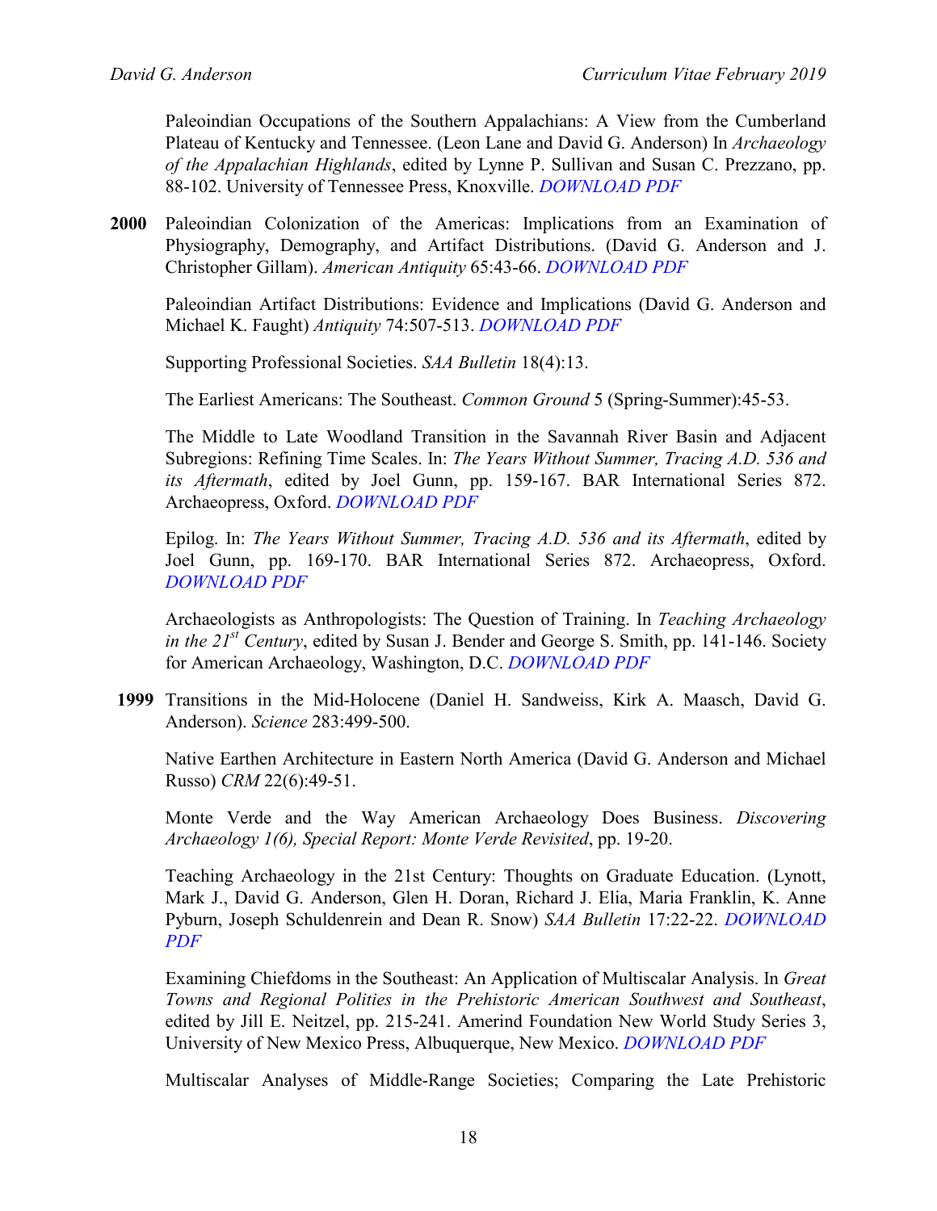Paleoindian Occupations of the Southern Appalachians: A View from the Cumberland Plateau of Kentucky and Tennessee. (Leon Lane and David G. Anderson) In *Archaeology of the Appalachian Highlands*, edited by Lynne P. Sullivan and Susan C. Prezzano, pp. 88-102. University of Tennessee Press, Knoxville. *DOWNLOAD PDF*

**2000** Paleoindian Colonization of the Americas: Implications from an Examination of Physiography, Demography, and Artifact Distributions. (David G. Anderson and J. Christopher Gillam). *American Antiquity* 65:43-66. *DOWNLOAD PDF*

Paleoindian Artifact Distributions: Evidence and Implications (David G. Anderson and Michael K. Faught) *Antiquity* 74:507-513. *DOWNLOAD PDF*

Supporting Professional Societies. *SAA Bulletin* 18(4):13.

The Earliest Americans: The Southeast. *Common Ground* 5 (Spring-Summer):45-53.

The Middle to Late Woodland Transition in the Savannah River Basin and Adjacent Subregions: Refining Time Scales. In: *The Years Without Summer, Tracing A.D. 536 and its Aftermath*, edited by Joel Gunn, pp. 159-167. BAR International Series 872. Archaeopress, Oxford. *DOWNLOAD PDF*

Epilog. In: *The Years Without Summer, Tracing A.D. 536 and its Aftermath*, edited by Joel Gunn, pp. 169-170. BAR International Series 872. Archaeopress, Oxford. *DOWNLOAD PDF*

Archaeologists as Anthropologists: The Question of Training. In *Teaching Archaeology in the 21st Century*, edited by Susan J. Bender and George S. Smith, pp. 141-146. Society for American Archaeology, Washington, D.C. *DOWNLOAD PDF*

**1999** Transitions in the Mid-Holocene (Daniel H. Sandweiss, Kirk A. Maasch, David G. Anderson). *Science* 283:499-500.

Native Earthen Architecture in Eastern North America (David G. Anderson and Michael Russo) *CRM* 22(6):49-51.

Monte Verde and the Way American Archaeology Does Business. *Discovering Archaeology 1(6), Special Report: Monte Verde Revisited*, pp. 19-20.

Teaching Archaeology in the 21st Century: Thoughts on Graduate Education. (Lynott, Mark J., David G. Anderson, Glen H. Doran, Richard J. Elia, Maria Franklin, K. Anne Pyburn, Joseph Schuldenrein and Dean R. Snow) *SAA Bulletin* 17:22-22. *DOWNLOAD PDF*

Examining Chiefdoms in the Southeast: An Application of Multiscalar Analysis. In *Great Towns and Regional Polities in the Prehistoric American Southwest and Southeast*, edited by Jill E. Neitzel, pp. 215-241. Amerind Foundation New World Study Series 3, University of New Mexico Press, Albuquerque, New Mexico. *DOWNLOAD PDF*

Multiscalar Analyses of Middle-Range Societies; Comparing the Late Prehistoric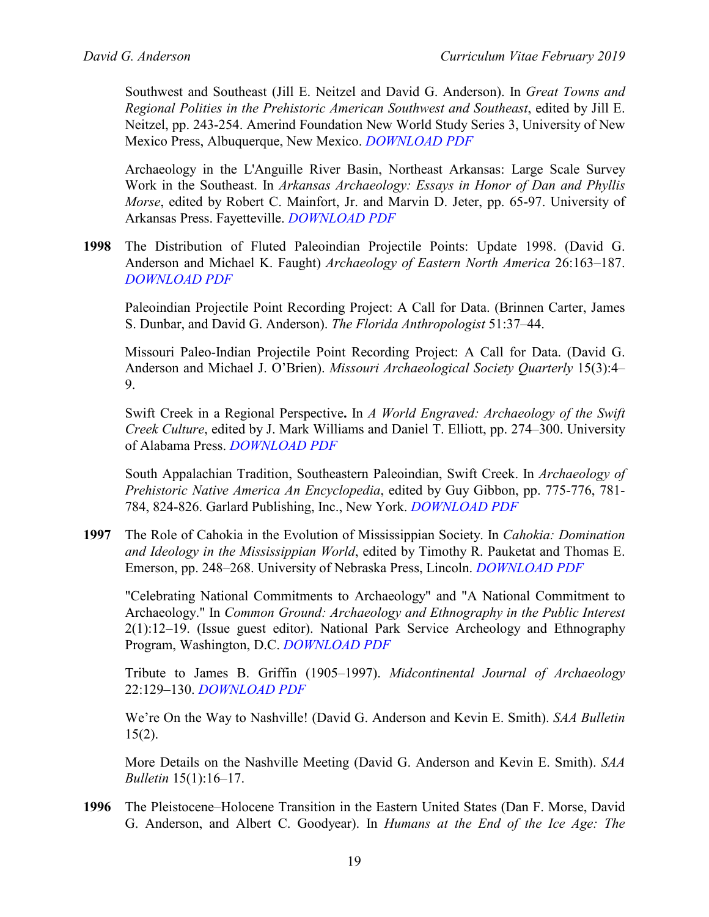Southwest and Southeast (Jill E. Neitzel and David G. Anderson). In *Great Towns and Regional Polities in the Prehistoric American Southwest and Southeast*, edited by Jill E. Neitzel, pp. 243-254. Amerind Foundation New World Study Series 3, University of New Mexico Press, Albuquerque, New Mexico. *DOWNLOAD PDF*

Archaeology in the L'Anguille River Basin, Northeast Arkansas: Large Scale Survey Work in the Southeast. In *Arkansas Archaeology: Essays in Honor of Dan and Phyllis Morse*, edited by Robert C. Mainfort, Jr. and Marvin D. Jeter, pp. 65-97. University of Arkansas Press. Fayetteville. *DOWNLOAD PDF*

**1998** The Distribution of Fluted Paleoindian Projectile Points: Update 1998. (David G. Anderson and Michael K. Faught) *Archaeology of Eastern North America* 26:163–187. *DOWNLOAD PDF*

Paleoindian Projectile Point Recording Project: A Call for Data. (Brinnen Carter, James S. Dunbar, and David G. Anderson). *The Florida Anthropologist* 51:37–44.

Missouri Paleo-Indian Projectile Point Recording Project: A Call for Data. (David G. Anderson and Michael J. O'Brien). *Missouri Archaeological Society Quarterly* 15(3):4–9.

Swift Creek in a Regional Perspective**.** In *A World Engraved: Archaeology of the Swift Creek Culture*, edited by J. Mark Williams and Daniel T. Elliott, pp. 274–300. University of Alabama Press. *DOWNLOAD PDF*

South Appalachian Tradition, Southeastern Paleoindian, Swift Creek. In *Archaeology of Prehistoric Native America An Encyclopedia*, edited by Guy Gibbon, pp. 775-776, 781-784, 824-826. Garlard Publishing, Inc., New York. *DOWNLOAD PDF*

**1997** The Role of Cahokia in the Evolution of Mississippian Society. In *Cahokia: Domination and Ideology in the Mississippian World*, edited by Timothy R. Pauketat and Thomas E. Emerson, pp. 248–268. University of Nebraska Press, Lincoln. *DOWNLOAD PDF*

"Celebrating National Commitments to Archaeology" and "A National Commitment to Archaeology." In *Common Ground: Archaeology and Ethnography in the Public Interest* 2(1):12–19. (Issue guest editor). National Park Service Archeology and Ethnography Program, Washington, D.C. *DOWNLOAD PDF*

Tribute to James B. Griffin (1905–1997). *Midcontinental Journal of Archaeology* 22:129–130. *DOWNLOAD PDF*

We're On the Way to Nashville! (David G. Anderson and Kevin E. Smith). *SAA Bulletin* 15(2).

More Details on the Nashville Meeting (David G. Anderson and Kevin E. Smith). *SAA Bulletin* 15(1):16–17.

**1996** The Pleistocene–Holocene Transition in the Eastern United States (Dan F. Morse, David G. Anderson, and Albert C. Goodyear). In *Humans at the End of the Ice Age: The*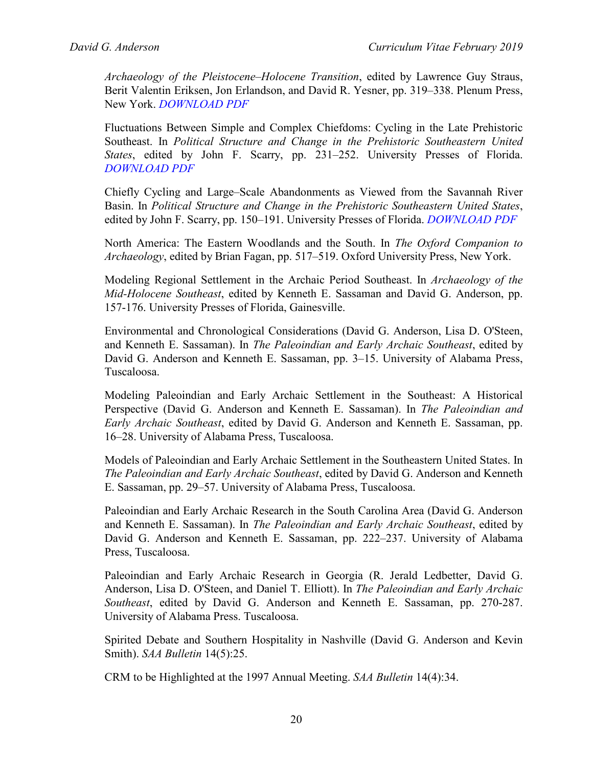*Archaeology of the Pleistocene–Holocene Transition*, edited by Lawrence Guy Straus, Berit Valentin Eriksen, Jon Erlandson, and David R. Yesner, pp. 319–338. Plenum Press, New York. *DOWNLOAD PDF*

Fluctuations Between Simple and Complex Chiefdoms: Cycling in the Late Prehistoric Southeast. In *Political Structure and Change in the Prehistoric Southeastern United States*, edited by John F. Scarry, pp. 231–252. University Presses of Florida. *DOWNLOAD PDF*

Chiefly Cycling and Large–Scale Abandonments as Viewed from the Savannah River Basin. In *Political Structure and Change in the Prehistoric Southeastern United States*, edited by John F. Scarry, pp. 150–191. University Presses of Florida. *DOWNLOAD PDF*

North America: The Eastern Woodlands and the South. In *The Oxford Companion to Archaeology*, edited by Brian Fagan, pp. 517–519. Oxford University Press, New York.

Modeling Regional Settlement in the Archaic Period Southeast. In *Archaeology of the Mid-Holocene Southeast*, edited by Kenneth E. Sassaman and David G. Anderson, pp. 157-176. University Presses of Florida, Gainesville.

Environmental and Chronological Considerations (David G. Anderson, Lisa D. O'Steen, and Kenneth E. Sassaman). In *The Paleoindian and Early Archaic Southeast*, edited by David G. Anderson and Kenneth E. Sassaman, pp. 3–15. University of Alabama Press, Tuscaloosa.

Modeling Paleoindian and Early Archaic Settlement in the Southeast: A Historical Perspective (David G. Anderson and Kenneth E. Sassaman). In *The Paleoindian and Early Archaic Southeast*, edited by David G. Anderson and Kenneth E. Sassaman, pp. 16–28. University of Alabama Press, Tuscaloosa.

Models of Paleoindian and Early Archaic Settlement in the Southeastern United States. In *The Paleoindian and Early Archaic Southeast*, edited by David G. Anderson and Kenneth E. Sassaman, pp. 29–57. University of Alabama Press, Tuscaloosa.

Paleoindian and Early Archaic Research in the South Carolina Area (David G. Anderson and Kenneth E. Sassaman). In *The Paleoindian and Early Archaic Southeast*, edited by David G. Anderson and Kenneth E. Sassaman, pp. 222–237. University of Alabama Press, Tuscaloosa.

Paleoindian and Early Archaic Research in Georgia (R. Jerald Ledbetter, David G. Anderson, Lisa D. O'Steen, and Daniel T. Elliott). In *The Paleoindian and Early Archaic Southeast*, edited by David G. Anderson and Kenneth E. Sassaman, pp. 270-287. University of Alabama Press. Tuscaloosa.

Spirited Debate and Southern Hospitality in Nashville (David G. Anderson and Kevin Smith). *SAA Bulletin* 14(5):25.

CRM to be Highlighted at the 1997 Annual Meeting. *SAA Bulletin* 14(4):34.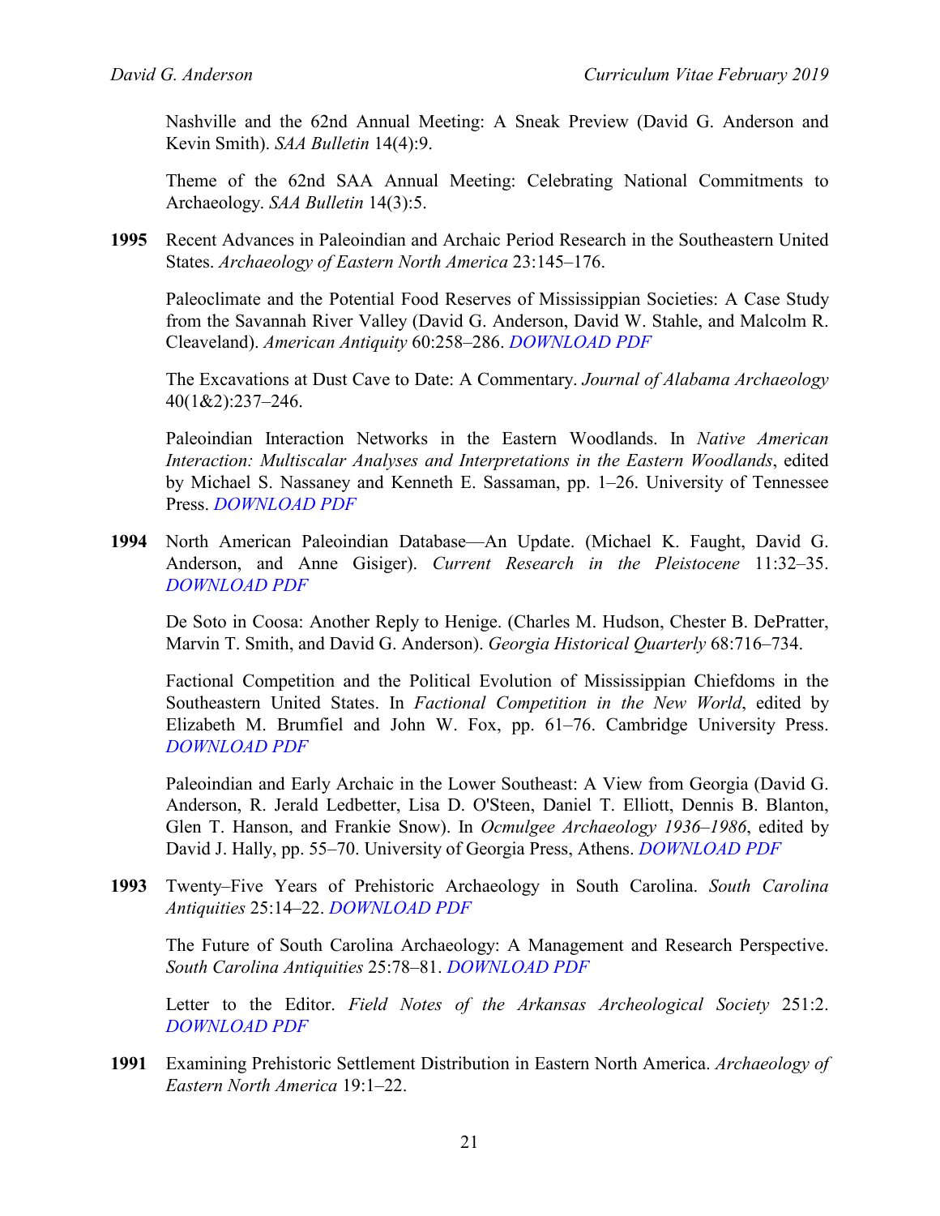Nashville and the 62nd Annual Meeting: A Sneak Preview (David G. Anderson and Kevin Smith). *SAA Bulletin* 14(4):9.

Theme of the 62nd SAA Annual Meeting: Celebrating National Commitments to Archaeology. *SAA Bulletin* 14(3):5.

**1995** Recent Advances in Paleoindian and Archaic Period Research in the Southeastern United States. *Archaeology of Eastern North America* 23:145–176.

Paleoclimate and the Potential Food Reserves of Mississippian Societies: A Case Study from the Savannah River Valley (David G. Anderson, David W. Stahle, and Malcolm R. Cleaveland). *American Antiquity* 60:258–286. DOWNLOAD PDF

The Excavations at Dust Cave to Date: A Commentary. *Journal of Alabama Archaeology* 40(1&2):237–246.

Paleoindian Interaction Networks in the Eastern Woodlands. In *Native American Interaction: Multiscalar Analyses and Interpretations in the Eastern Woodlands*, edited by Michael S. Nassaney and Kenneth E. Sassaman, pp. 1–26. University of Tennessee Press. DOWNLOAD PDF

**1994** North American Paleoindian Database—An Update. (Michael K. Faught, David G. Anderson, and Anne Gisiger). *Current Research in the Pleistocene* 11:32–35. DOWNLOAD PDF

De Soto in Coosa: Another Reply to Henige. (Charles M. Hudson, Chester B. DePratter, Marvin T. Smith, and David G. Anderson). *Georgia Historical Quarterly* 68:716–734.

Factional Competition and the Political Evolution of Mississippian Chiefdoms in the Southeastern United States. In *Factional Competition in the New World*, edited by Elizabeth M. Brumfiel and John W. Fox, pp. 61–76. Cambridge University Press. DOWNLOAD PDF

Paleoindian and Early Archaic in the Lower Southeast: A View from Georgia (David G. Anderson, R. Jerald Ledbetter, Lisa D. O'Steen, Daniel T. Elliott, Dennis B. Blanton, Glen T. Hanson, and Frankie Snow). In *Ocmulgee Archaeology 1936–1986*, edited by David J. Hally, pp. 55–70. University of Georgia Press, Athens. DOWNLOAD PDF

**1993** Twenty–Five Years of Prehistoric Archaeology in South Carolina. *South Carolina Antiquities* 25:14–22. DOWNLOAD PDF

The Future of South Carolina Archaeology: A Management and Research Perspective. *South Carolina Antiquities* 25:78–81. DOWNLOAD PDF

Letter to the Editor. *Field Notes of the Arkansas Archeological Society* 251:2. DOWNLOAD PDF

**1991** Examining Prehistoric Settlement Distribution in Eastern North America. *Archaeology of Eastern North America* 19:1–22.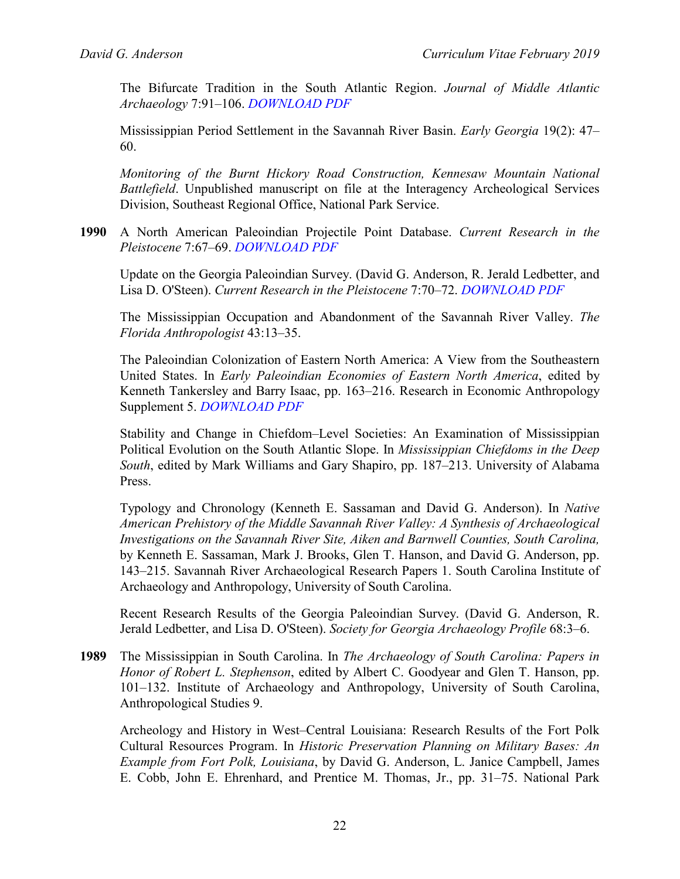The Bifurcate Tradition in the South Atlantic Region. *Journal of Middle Atlantic Archaeology* 7:91–106. DOWNLOAD PDF

Mississippian Period Settlement in the Savannah River Basin. *Early Georgia* 19(2): 47–60.

*Monitoring of the Burnt Hickory Road Construction, Kennesaw Mountain National Battlefield*. Unpublished manuscript on file at the Interagency Archeological Services Division, Southeast Regional Office, National Park Service.

**1990** A North American Paleoindian Projectile Point Database. *Current Research in the Pleistocene* 7:67–69. DOWNLOAD PDF

Update on the Georgia Paleoindian Survey. (David G. Anderson, R. Jerald Ledbetter, and Lisa D. O'Steen). *Current Research in the Pleistocene* 7:70–72. DOWNLOAD PDF

The Mississippian Occupation and Abandonment of the Savannah River Valley. *The Florida Anthropologist* 43:13–35.

The Paleoindian Colonization of Eastern North America: A View from the Southeastern United States. In *Early Paleoindian Economies of Eastern North America*, edited by Kenneth Tankersley and Barry Isaac, pp. 163–216. Research in Economic Anthropology Supplement 5. DOWNLOAD PDF

Stability and Change in Chiefdom–Level Societies: An Examination of Mississippian Political Evolution on the South Atlantic Slope. In *Mississippian Chiefdoms in the Deep South*, edited by Mark Williams and Gary Shapiro, pp. 187–213. University of Alabama Press.

Typology and Chronology (Kenneth E. Sassaman and David G. Anderson). In *Native American Prehistory of the Middle Savannah River Valley: A Synthesis of Archaeological Investigations on the Savannah River Site, Aiken and Barnwell Counties, South Carolina,* by Kenneth E. Sassaman, Mark J. Brooks, Glen T. Hanson, and David G. Anderson, pp. 143–215. Savannah River Archaeological Research Papers 1. South Carolina Institute of Archaeology and Anthropology, University of South Carolina.

Recent Research Results of the Georgia Paleoindian Survey. (David G. Anderson, R. Jerald Ledbetter, and Lisa D. O'Steen). *Society for Georgia Archaeology Profile* 68:3–6.

**1989** The Mississippian in South Carolina. In *The Archaeology of South Carolina: Papers in Honor of Robert L. Stephenson*, edited by Albert C. Goodyear and Glen T. Hanson, pp. 101–132. Institute of Archaeology and Anthropology, University of South Carolina, Anthropological Studies 9.

Archeology and History in West–Central Louisiana: Research Results of the Fort Polk Cultural Resources Program. In *Historic Preservation Planning on Military Bases: An Example from Fort Polk, Louisiana*, by David G. Anderson, L. Janice Campbell, James E. Cobb, John E. Ehrenhard, and Prentice M. Thomas, Jr., pp. 31–75. National Park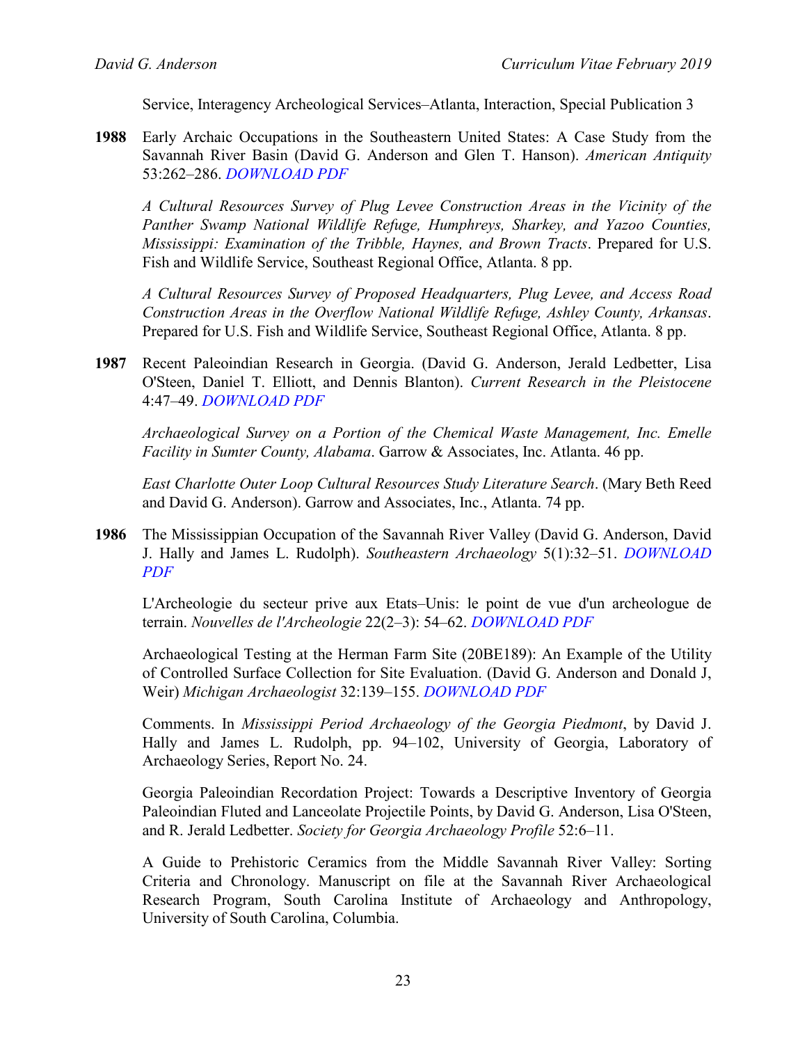Service, Interagency Archeological Services–Atlanta, Interaction, Special Publication 3

**1988** Early Archaic Occupations in the Southeastern United States: A Case Study from the Savannah River Basin (David G. Anderson and Glen T. Hanson). *American Antiquity* 53:262–286. *DOWNLOAD PDF*

*A Cultural Resources Survey of Plug Levee Construction Areas in the Vicinity of the Panther Swamp National Wildlife Refuge, Humphreys, Sharkey, and Yazoo Counties, Mississippi: Examination of the Tribble, Haynes, and Brown Tracts*. Prepared for U.S. Fish and Wildlife Service, Southeast Regional Office, Atlanta. 8 pp.

*A Cultural Resources Survey of Proposed Headquarters, Plug Levee, and Access Road Construction Areas in the Overflow National Wildlife Refuge, Ashley County, Arkansas*. Prepared for U.S. Fish and Wildlife Service, Southeast Regional Office, Atlanta. 8 pp.

**1987** Recent Paleoindian Research in Georgia. (David G. Anderson, Jerald Ledbetter, Lisa O'Steen, Daniel T. Elliott, and Dennis Blanton). *Current Research in the Pleistocene* 4:47–49. *DOWNLOAD PDF*

*Archaeological Survey on a Portion of the Chemical Waste Management, Inc. Emelle Facility in Sumter County, Alabama*. Garrow & Associates, Inc. Atlanta. 46 pp.

*East Charlotte Outer Loop Cultural Resources Study Literature Search*. (Mary Beth Reed and David G. Anderson). Garrow and Associates, Inc., Atlanta. 74 pp.

**1986** The Mississippian Occupation of the Savannah River Valley (David G. Anderson, David J. Hally and James L. Rudolph). *Southeastern Archaeology* 5(1):32–51. *DOWNLOAD PDF*

L'Archeologie du secteur prive aux Etats–Unis: le point de vue d'un archeologue de terrain. *Nouvelles de l'Archeologie* 22(2–3): 54–62. *DOWNLOAD PDF*

Archaeological Testing at the Herman Farm Site (20BE189): An Example of the Utility of Controlled Surface Collection for Site Evaluation. (David G. Anderson and Donald J, Weir) *Michigan Archaeologist* 32:139–155. *DOWNLOAD PDF*

Comments. In *Mississippi Period Archaeology of the Georgia Piedmont*, by David J. Hally and James L. Rudolph, pp. 94–102, University of Georgia, Laboratory of Archaeology Series, Report No. 24.

Georgia Paleoindian Recordation Project: Towards a Descriptive Inventory of Georgia Paleoindian Fluted and Lanceolate Projectile Points, by David G. Anderson, Lisa O'Steen, and R. Jerald Ledbetter. *Society for Georgia Archaeology Profile* 52:6–11.

A Guide to Prehistoric Ceramics from the Middle Savannah River Valley: Sorting Criteria and Chronology. Manuscript on file at the Savannah River Archaeological Research Program, South Carolina Institute of Archaeology and Anthropology, University of South Carolina, Columbia.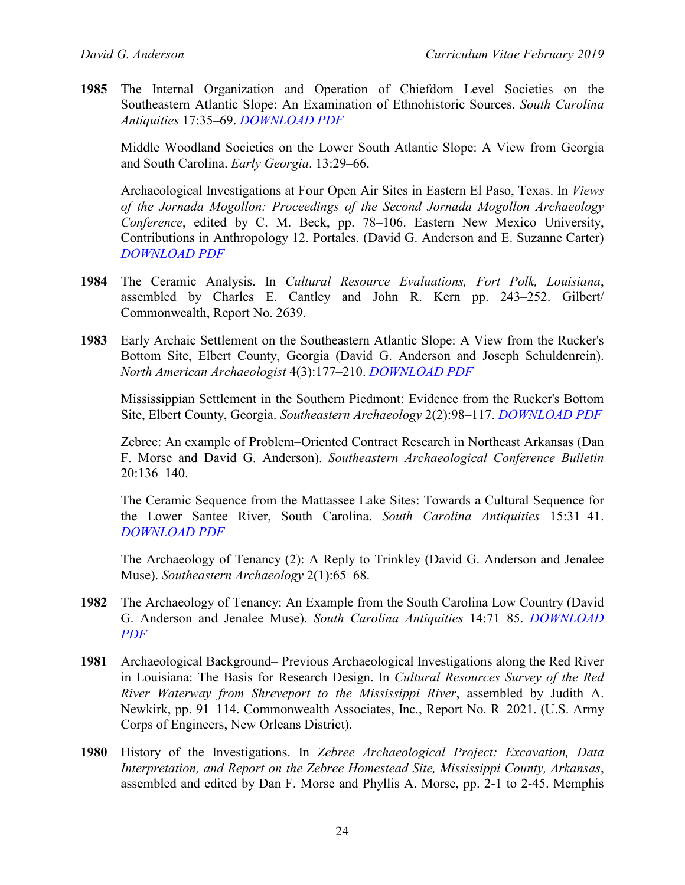**1985** The Internal Organization and Operation of Chiefdom Level Societies on the Southeastern Atlantic Slope: An Examination of Ethnohistoric Sources. *South Carolina Antiquities* 17:35–69. *DOWNLOAD PDF*

Middle Woodland Societies on the Lower South Atlantic Slope: A View from Georgia and South Carolina. *Early Georgia*. 13:29–66.

Archaeological Investigations at Four Open Air Sites in Eastern El Paso, Texas. In *Views of the Jornada Mogollon: Proceedings of the Second Jornada Mogollon Archaeology Conference*, edited by C. M. Beck, pp. 78–106. Eastern New Mexico University, Contributions in Anthropology 12. Portales. (David G. Anderson and E. Suzanne Carter) *DOWNLOAD PDF*

**1984** The Ceramic Analysis. In *Cultural Resource Evaluations, Fort Polk, Louisiana*, assembled by Charles E. Cantley and John R. Kern pp. 243–252. Gilbert/ Commonwealth, Report No. 2639.

**1983** Early Archaic Settlement on the Southeastern Atlantic Slope: A View from the Rucker's Bottom Site, Elbert County, Georgia (David G. Anderson and Joseph Schuldenrein). *North American Archaeologist* 4(3):177–210. *DOWNLOAD PDF*

Mississippian Settlement in the Southern Piedmont: Evidence from the Rucker's Bottom Site, Elbert County, Georgia. *Southeastern Archaeology* 2(2):98–117. *DOWNLOAD PDF*

Zebree: An example of Problem–Oriented Contract Research in Northeast Arkansas (Dan F. Morse and David G. Anderson). *Southeastern Archaeological Conference Bulletin* 20:136–140.

The Ceramic Sequence from the Mattassee Lake Sites: Towards a Cultural Sequence for the Lower Santee River, South Carolina. *South Carolina Antiquities* 15:31–41. *DOWNLOAD PDF*

The Archaeology of Tenancy (2): A Reply to Trinkley (David G. Anderson and Jenalee Muse). *Southeastern Archaeology* 2(1):65–68.

**1982** The Archaeology of Tenancy: An Example from the South Carolina Low Country (David G. Anderson and Jenalee Muse). *South Carolina Antiquities* 14:71–85. *DOWNLOAD PDF*

**1981** Archaeological Background– Previous Archaeological Investigations along the Red River in Louisiana: The Basis for Research Design. In *Cultural Resources Survey of the Red River Waterway from Shreveport to the Mississippi River*, assembled by Judith A. Newkirk, pp. 91–114. Commonwealth Associates, Inc., Report No. R–2021. (U.S. Army Corps of Engineers, New Orleans District).

**1980** History of the Investigations. In *Zebree Archaeological Project: Excavation, Data Interpretation, and Report on the Zebree Homestead Site, Mississippi County, Arkansas*, assembled and edited by Dan F. Morse and Phyllis A. Morse, pp. 2-1 to 2-45. Memphis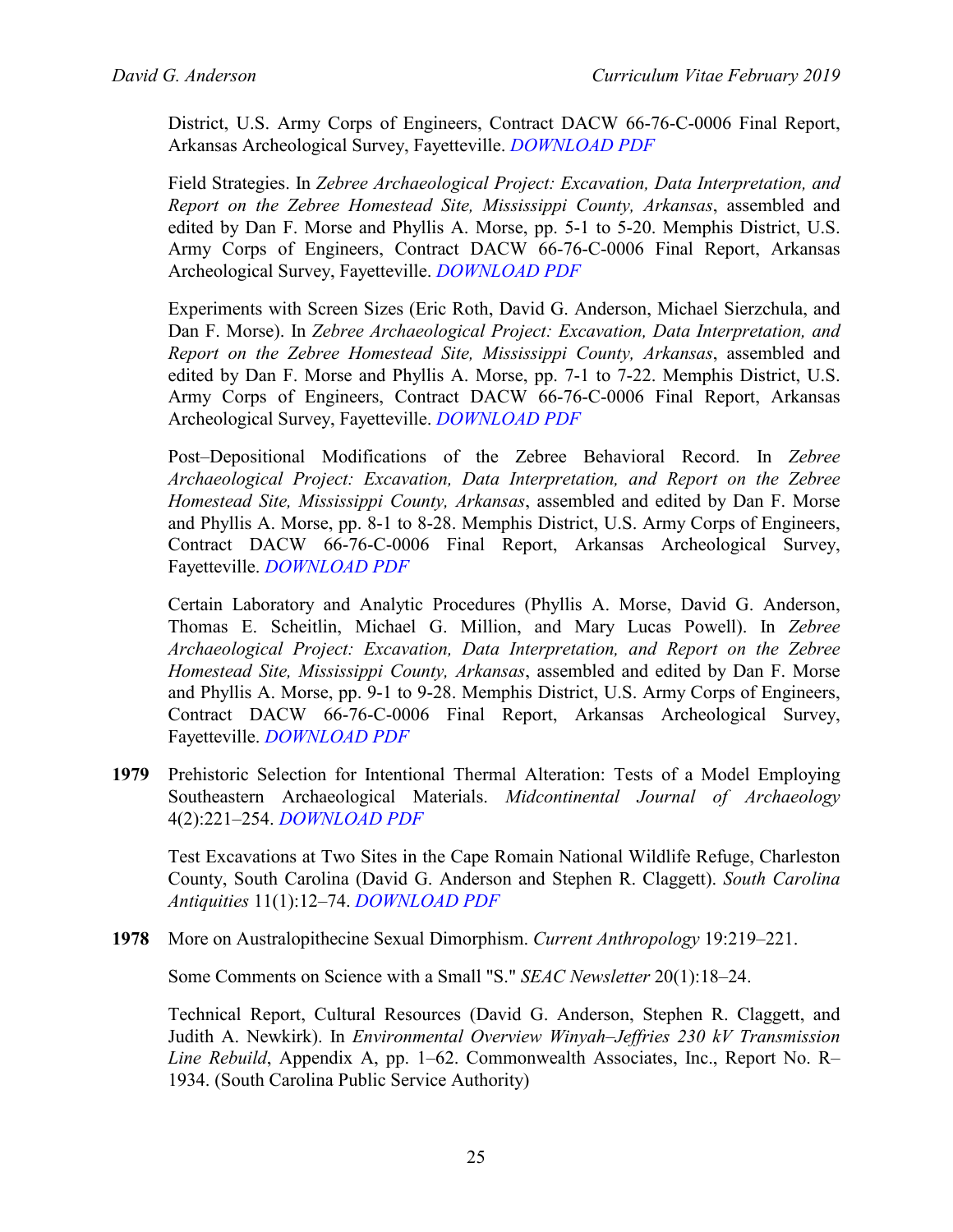District, U.S. Army Corps of Engineers, Contract DACW 66-76-C-0006 Final Report, Arkansas Archeological Survey, Fayetteville. *DOWNLOAD PDF*

Field Strategies. In *Zebree Archaeological Project: Excavation, Data Interpretation, and Report on the Zebree Homestead Site, Mississippi County, Arkansas*, assembled and edited by Dan F. Morse and Phyllis A. Morse, pp. 5-1 to 5-20. Memphis District, U.S. Army Corps of Engineers, Contract DACW 66-76-C-0006 Final Report, Arkansas Archeological Survey, Fayetteville. *DOWNLOAD PDF*

Experiments with Screen Sizes (Eric Roth, David G. Anderson, Michael Sierzchula, and Dan F. Morse). In *Zebree Archaeological Project: Excavation, Data Interpretation, and Report on the Zebree Homestead Site, Mississippi County, Arkansas*, assembled and edited by Dan F. Morse and Phyllis A. Morse, pp. 7-1 to 7-22. Memphis District, U.S. Army Corps of Engineers, Contract DACW 66-76-C-0006 Final Report, Arkansas Archeological Survey, Fayetteville. *DOWNLOAD PDF*

Post–Depositional Modifications of the Zebree Behavioral Record. In *Zebree Archaeological Project: Excavation, Data Interpretation, and Report on the Zebree Homestead Site, Mississippi County, Arkansas*, assembled and edited by Dan F. Morse and Phyllis A. Morse, pp. 8-1 to 8-28. Memphis District, U.S. Army Corps of Engineers, Contract DACW 66-76-C-0006 Final Report, Arkansas Archeological Survey, Fayetteville. *DOWNLOAD PDF*

Certain Laboratory and Analytic Procedures (Phyllis A. Morse, David G. Anderson, Thomas E. Scheitlin, Michael G. Million, and Mary Lucas Powell). In *Zebree Archaeological Project: Excavation, Data Interpretation, and Report on the Zebree Homestead Site, Mississippi County, Arkansas*, assembled and edited by Dan F. Morse and Phyllis A. Morse, pp. 9-1 to 9-28. Memphis District, U.S. Army Corps of Engineers, Contract DACW 66-76-C-0006 Final Report, Arkansas Archeological Survey, Fayetteville. *DOWNLOAD PDF*

**1979** Prehistoric Selection for Intentional Thermal Alteration: Tests of a Model Employing Southeastern Archaeological Materials. *Midcontinental Journal of Archaeology* 4(2):221–254. *DOWNLOAD PDF*

Test Excavations at Two Sites in the Cape Romain National Wildlife Refuge, Charleston County, South Carolina (David G. Anderson and Stephen R. Claggett). *South Carolina Antiquities* 11(1):12–74. *DOWNLOAD PDF*

**1978** More on Australopithecine Sexual Dimorphism. *Current Anthropology* 19:219–221.

Some Comments on Science with a Small "S." *SEAC Newsletter* 20(1):18–24.

Technical Report, Cultural Resources (David G. Anderson, Stephen R. Claggett, and Judith A. Newkirk). In *Environmental Overview Winyah–Jeffries 230 kV Transmission Line Rebuild*, Appendix A, pp. 1–62. Commonwealth Associates, Inc., Report No. R–1934. (South Carolina Public Service Authority)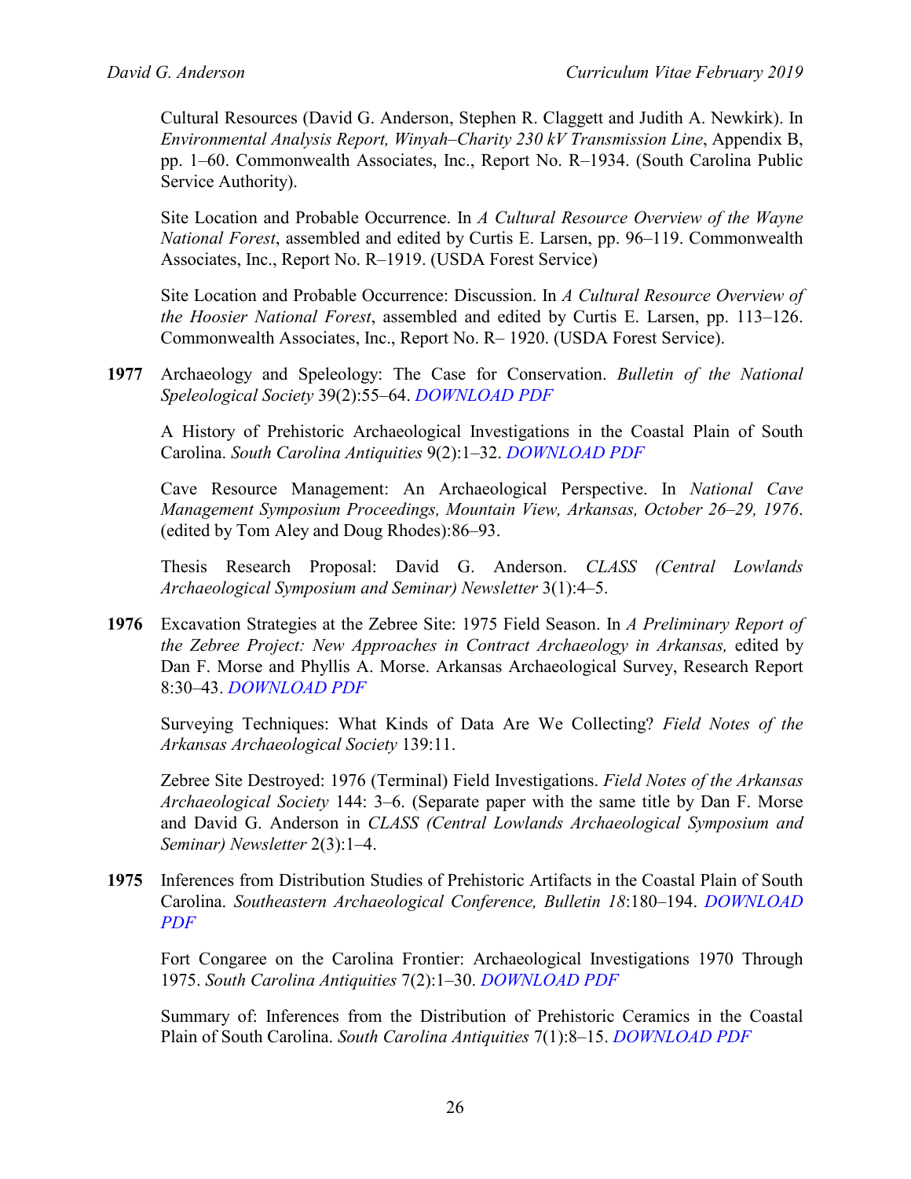Cultural Resources (David G. Anderson, Stephen R. Claggett and Judith A. Newkirk). In *Environmental Analysis Report, Winyah–Charity 230 kV Transmission Line*, Appendix B, pp. 1–60. Commonwealth Associates, Inc., Report No. R–1934. (South Carolina Public Service Authority).

Site Location and Probable Occurrence. In *A Cultural Resource Overview of the Wayne National Forest*, assembled and edited by Curtis E. Larsen, pp. 96–119. Commonwealth Associates, Inc., Report No. R–1919. (USDA Forest Service)

Site Location and Probable Occurrence: Discussion. In *A Cultural Resource Overview of the Hoosier National Forest*, assembled and edited by Curtis E. Larsen, pp. 113–126. Commonwealth Associates, Inc., Report No. R– 1920. (USDA Forest Service).

**1977** Archaeology and Speleology: The Case for Conservation. *Bulletin of the National Speleological Society* 39(2):55–64. *DOWNLOAD PDF*

A History of Prehistoric Archaeological Investigations in the Coastal Plain of South Carolina. *South Carolina Antiquities* 9(2):1–32. *DOWNLOAD PDF*

Cave Resource Management: An Archaeological Perspective. In *National Cave Management Symposium Proceedings, Mountain View, Arkansas, October 26–29, 1976*. (edited by Tom Aley and Doug Rhodes):86–93.

Thesis Research Proposal: David G. Anderson. *CLASS (Central Lowlands Archaeological Symposium and Seminar) Newsletter* 3(1):4–5.

**1976** Excavation Strategies at the Zebree Site: 1975 Field Season. In *A Preliminary Report of the Zebree Project: New Approaches in Contract Archaeology in Arkansas,* edited by Dan F. Morse and Phyllis A. Morse. Arkansas Archaeological Survey, Research Report 8:30–43. *DOWNLOAD PDF*

Surveying Techniques: What Kinds of Data Are We Collecting? *Field Notes of the Arkansas Archaeological Society* 139:11.

Zebree Site Destroyed: 1976 (Terminal) Field Investigations. *Field Notes of the Arkansas Archaeological Society* 144: 3–6. (Separate paper with the same title by Dan F. Morse and David G. Anderson in *CLASS (Central Lowlands Archaeological Symposium and Seminar) Newsletter* 2(3):1–4.

**1975** Inferences from Distribution Studies of Prehistoric Artifacts in the Coastal Plain of South Carolina. *Southeastern Archaeological Conference, Bulletin 18*:180–194. *DOWNLOAD PDF*

Fort Congaree on the Carolina Frontier: Archaeological Investigations 1970 Through 1975. *South Carolina Antiquities* 7(2):1–30. *DOWNLOAD PDF*

Summary of: Inferences from the Distribution of Prehistoric Ceramics in the Coastal Plain of South Carolina. *South Carolina Antiquities* 7(1):8–15. *DOWNLOAD PDF*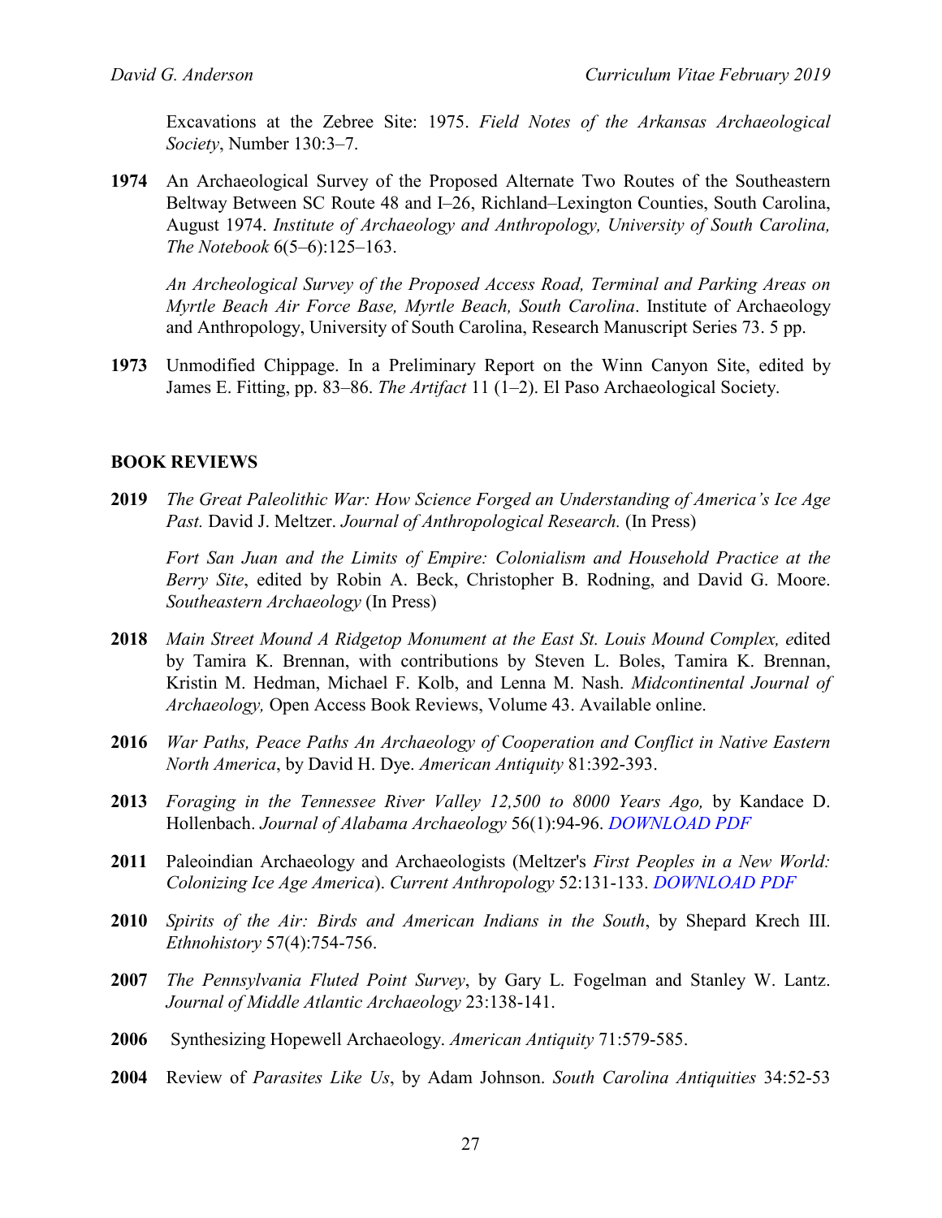Excavations at the Zebree Site: 1975. *Field Notes of the Arkansas Archaeological Society*, Number 130:3–7.

**1974** An Archaeological Survey of the Proposed Alternate Two Routes of the Southeastern Beltway Between SC Route 48 and I–26, Richland–Lexington Counties, South Carolina, August 1974. *Institute of Archaeology and Anthropology, University of South Carolina, The Notebook* 6(5–6):125–163.

*An Archeological Survey of the Proposed Access Road, Terminal and Parking Areas on Myrtle Beach Air Force Base, Myrtle Beach, South Carolina*. Institute of Archaeology and Anthropology, University of South Carolina, Research Manuscript Series 73. 5 pp.

**1973** Unmodified Chippage. In a Preliminary Report on the Winn Canyon Site, edited by James E. Fitting, pp. 83–86. *The Artifact* 11 (1–2). El Paso Archaeological Society.

## BOOK REVIEWS

**2019** *The Great Paleolithic War: How Science Forged an Understanding of America's Ice Age Past.* David J. Meltzer. *Journal of Anthropological Research.* (In Press)

*Fort San Juan and the Limits of Empire: Colonialism and Household Practice at the Berry Site*, edited by Robin A. Beck, Christopher B. Rodning, and David G. Moore. *Southeastern Archaeology* (In Press)

**2018** *Main Street Mound A Ridgetop Monument at the East St. Louis Mound Complex, e*dited by Tamira K. Brennan, with contributions by Steven L. Boles, Tamira K. Brennan, Kristin M. Hedman, Michael F. Kolb, and Lenna M. Nash. *Midcontinental Journal of Archaeology,* Open Access Book Reviews, Volume 43. Available online.

**2016** *War Paths, Peace Paths An Archaeology of Cooperation and Conflict in Native Eastern North America*, by David H. Dye. *American Antiquity* 81:392-393.

**2013** *Foraging in the Tennessee River Valley 12,500 to 8000 Years Ago,* by Kandace D. Hollenbach. *Journal of Alabama Archaeology* 56(1):94-96. *DOWNLOAD PDF*

**2011** Paleoindian Archaeology and Archaeologists (Meltzer's *First Peoples in a New World: Colonizing Ice Age America*). *Current Anthropology* 52:131-133. *DOWNLOAD PDF*

**2010** *Spirits of the Air: Birds and American Indians in the South*, by Shepard Krech III. *Ethnohistory* 57(4):754-756.

**2007** *The Pennsylvania Fluted Point Survey*, by Gary L. Fogelman and Stanley W. Lantz. *Journal of Middle Atlantic Archaeology* 23:138-141.

**2006** Synthesizing Hopewell Archaeology. *American Antiquity* 71:579-585.

**2004** Review of *Parasites Like Us*, by Adam Johnson. *South Carolina Antiquities* 34:52-53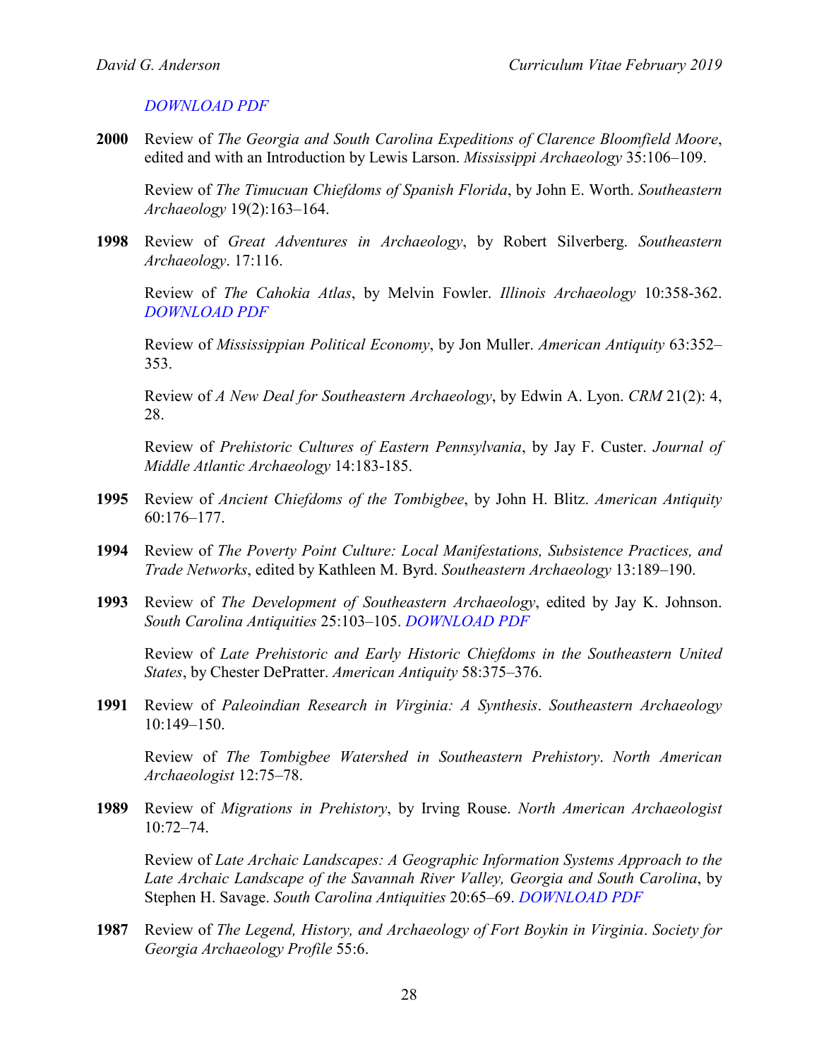*DOWNLOAD PDF*

**2000** Review of *The Georgia and South Carolina Expeditions of Clarence Bloomfield Moore*, edited and with an Introduction by Lewis Larson. *Mississippi Archaeology* 35:106–109.

Review of *The Timucuan Chiefdoms of Spanish Florida*, by John E. Worth. *Southeastern Archaeology* 19(2):163–164.

**1998** Review of *Great Adventures in Archaeology*, by Robert Silverberg. *Southeastern Archaeology*. 17:116.

Review of *The Cahokia Atlas*, by Melvin Fowler. *Illinois Archaeology* 10:358-362. *DOWNLOAD PDF*

Review of *Mississippian Political Economy*, by Jon Muller. *American Antiquity* 63:352–353.

Review of *A New Deal for Southeastern Archaeology*, by Edwin A. Lyon. *CRM* 21(2): 4, 28.

Review of *Prehistoric Cultures of Eastern Pennsylvania*, by Jay F. Custer. *Journal of Middle Atlantic Archaeology* 14:183-185.

**1995** Review of *Ancient Chiefdoms of the Tombigbee*, by John H. Blitz. *American Antiquity* 60:176–177.

**1994** Review of *The Poverty Point Culture: Local Manifestations, Subsistence Practices, and Trade Networks*, edited by Kathleen M. Byrd. *Southeastern Archaeology* 13:189–190.

**1993** Review of *The Development of Southeastern Archaeology*, edited by Jay K. Johnson. *South Carolina Antiquities* 25:103–105. *DOWNLOAD PDF*

Review of *Late Prehistoric and Early Historic Chiefdoms in the Southeastern United States*, by Chester DePratter. *American Antiquity* 58:375–376.

**1991** Review of *Paleoindian Research in Virginia: A Synthesis*. *Southeastern Archaeology* 10:149–150.

Review of *The Tombigbee Watershed in Southeastern Prehistory*. *North American Archaeologist* 12:75–78.

**1989** Review of *Migrations in Prehistory*, by Irving Rouse. *North American Archaeologist* 10:72–74.

Review of *Late Archaic Landscapes: A Geographic Information Systems Approach to the Late Archaic Landscape of the Savannah River Valley, Georgia and South Carolina*, by Stephen H. Savage. *South Carolina Antiquities* 20:65–69. *DOWNLOAD PDF*

**1987** Review of *The Legend, History, and Archaeology of Fort Boykin in Virginia*. *Society for Georgia Archaeology Profile* 55:6.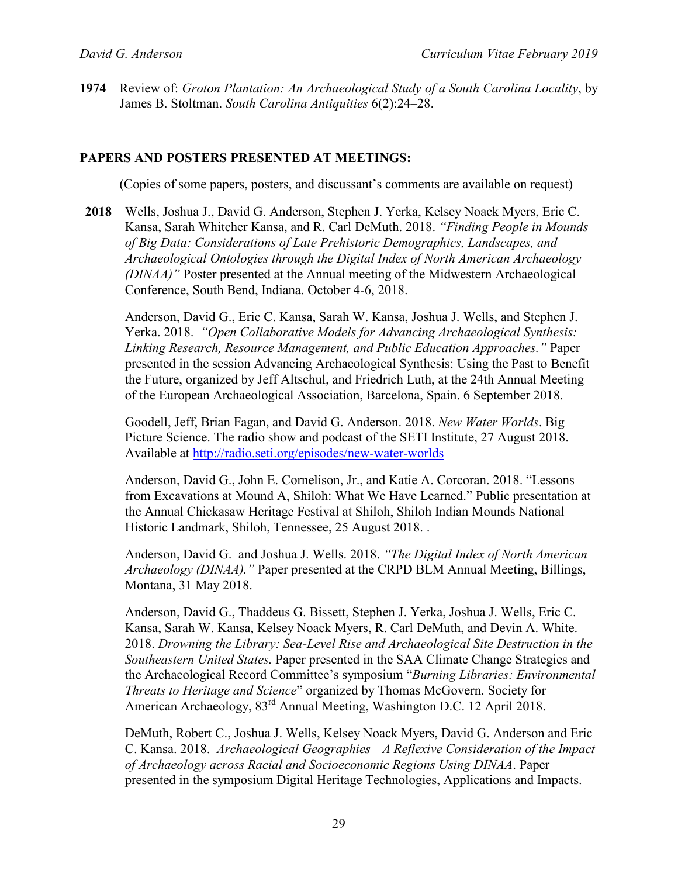**1974** Review of: *Groton Plantation: An Archaeological Study of a South Carolina Locality*, by James B. Stoltman. *South Carolina Antiquities* 6(2):24–28.

## PAPERS AND POSTERS PRESENTED AT MEETINGS:

(Copies of some papers, posters, and discussant's comments are available on request)

**2018** Wells, Joshua J., David G. Anderson, Stephen J. Yerka, Kelsey Noack Myers, Eric C. Kansa, Sarah Whitcher Kansa, and R. Carl DeMuth. 2018. *"Finding People in Mounds of Big Data: Considerations of Late Prehistoric Demographics, Landscapes, and Archaeological Ontologies through the Digital Index of North American Archaeology (DINAA)"* Poster presented at the Annual meeting of the Midwestern Archaeological Conference, South Bend, Indiana. October 4-6, 2018.

Anderson, David G., Eric C. Kansa, Sarah W. Kansa, Joshua J. Wells, and Stephen J. Yerka. 2018. *"Open Collaborative Models for Advancing Archaeological Synthesis: Linking Research, Resource Management, and Public Education Approaches."* Paper presented in the session Advancing Archaeological Synthesis: Using the Past to Benefit the Future, organized by Jeff Altschul, and Friedrich Luth, at the 24th Annual Meeting of the European Archaeological Association, Barcelona, Spain. 6 September 2018.

Goodell, Jeff, Brian Fagan, and David G. Anderson. 2018. *New Water Worlds*. Big Picture Science. The radio show and podcast of the SETI Institute, 27 August 2018. Available at http://radio.seti.org/episodes/new-water-worlds

Anderson, David G., John E. Cornelison, Jr., and Katie A. Corcoran. 2018. "Lessons from Excavations at Mound A, Shiloh: What We Have Learned." Public presentation at the Annual Chickasaw Heritage Festival at Shiloh, Shiloh Indian Mounds National Historic Landmark, Shiloh, Tennessee, 25 August 2018. .

Anderson, David G. and Joshua J. Wells. 2018. *"The Digital Index of North American Archaeology (DINAA)."* Paper presented at the CRPD BLM Annual Meeting, Billings, Montana, 31 May 2018.

Anderson, David G., Thaddeus G. Bissett, Stephen J. Yerka, Joshua J. Wells, Eric C. Kansa, Sarah W. Kansa, Kelsey Noack Myers, R. Carl DeMuth, and Devin A. White. 2018. *Drowning the Library: Sea-Level Rise and Archaeological Site Destruction in the Southeastern United States.* Paper presented in the SAA Climate Change Strategies and the Archaeological Record Committee's symposium "*Burning Libraries: Environmental Threats to Heritage and Science*" organized by Thomas McGovern. Society for American Archaeology, 83rd Annual Meeting, Washington D.C. 12 April 2018.

DeMuth, Robert C., Joshua J. Wells, Kelsey Noack Myers, David G. Anderson and Eric C. Kansa. 2018. *Archaeological Geographies—A Reflexive Consideration of the Impact of Archaeology across Racial and Socioeconomic Regions Using DINAA*. Paper presented in the symposium Digital Heritage Technologies, Applications and Impacts.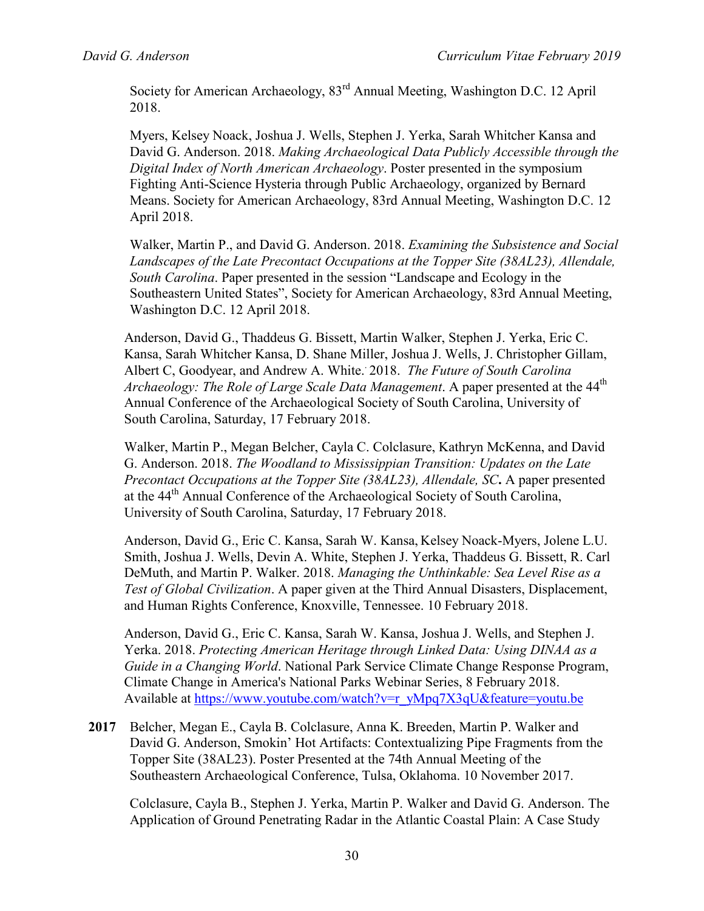Society for American Archaeology, 83rd Annual Meeting, Washington D.C. 12 April 2018.

Myers, Kelsey Noack, Joshua J. Wells, Stephen J. Yerka, Sarah Whitcher Kansa and David G. Anderson. 2018. *Making Archaeological Data Publicly Accessible through the Digital Index of North American Archaeology*. Poster presented in the symposium Fighting Anti-Science Hysteria through Public Archaeology, organized by Bernard Means. Society for American Archaeology, 83rd Annual Meeting, Washington D.C. 12 April 2018.

Walker, Martin P., and David G. Anderson. 2018. *Examining the Subsistence and Social Landscapes of the Late Precontact Occupations at the Topper Site (38AL23), Allendale, South Carolina*. Paper presented in the session "Landscape and Ecology in the Southeastern United States", Society for American Archaeology, 83rd Annual Meeting, Washington D.C. 12 April 2018.

Anderson, David G., Thaddeus G. Bissett, Martin Walker, Stephen J. Yerka, Eric C. Kansa, Sarah Whitcher Kansa, D. Shane Miller, Joshua J. Wells, J. Christopher Gillam, Albert C, Goodyear, and Andrew A. White. 2018. *The Future of South Carolina Archaeology: The Role of Large Scale Data Management*. A paper presented at the 44th Annual Conference of the Archaeological Society of South Carolina, University of South Carolina, Saturday, 17 February 2018.

Walker, Martin P., Megan Belcher, Cayla C. Colclasure, Kathryn McKenna, and David G. Anderson. 2018. *The Woodland to Mississippian Transition: Updates on the Late Precontact Occupations at the Topper Site (38AL23), Allendale, SC***.** A paper presented at the 44th Annual Conference of the Archaeological Society of South Carolina, University of South Carolina, Saturday, 17 February 2018.

Anderson, David G., Eric C. Kansa, Sarah W. Kansa, Kelsey Noack-Myers, Jolene L.U. Smith, Joshua J. Wells, Devin A. White, Stephen J. Yerka, Thaddeus G. Bissett, R. Carl DeMuth, and Martin P. Walker. 2018. *Managing the Unthinkable: Sea Level Rise as a Test of Global Civilization*. A paper given at the Third Annual Disasters, Displacement, and Human Rights Conference, Knoxville, Tennessee. 10 February 2018.

Anderson, David G., Eric C. Kansa, Sarah W. Kansa, Joshua J. Wells, and Stephen J. Yerka. 2018. *Protecting American Heritage through Linked Data: Using DINAA as a Guide in a Changing World*. National Park Service Climate Change Response Program, Climate Change in America's National Parks Webinar Series, 8 February 2018. Available at https://www.youtube.com/watch?v=r_yMpq7X3qU&feature=youtu.be

**2017** Belcher, Megan E., Cayla B. Colclasure, Anna K. Breeden, Martin P. Walker and David G. Anderson, Smokin' Hot Artifacts: Contextualizing Pipe Fragments from the Topper Site (38AL23). Poster Presented at the 74th Annual Meeting of the Southeastern Archaeological Conference, Tulsa, Oklahoma. 10 November 2017.

Colclasure, Cayla B., Stephen J. Yerka, Martin P. Walker and David G. Anderson. The Application of Ground Penetrating Radar in the Atlantic Coastal Plain: A Case Study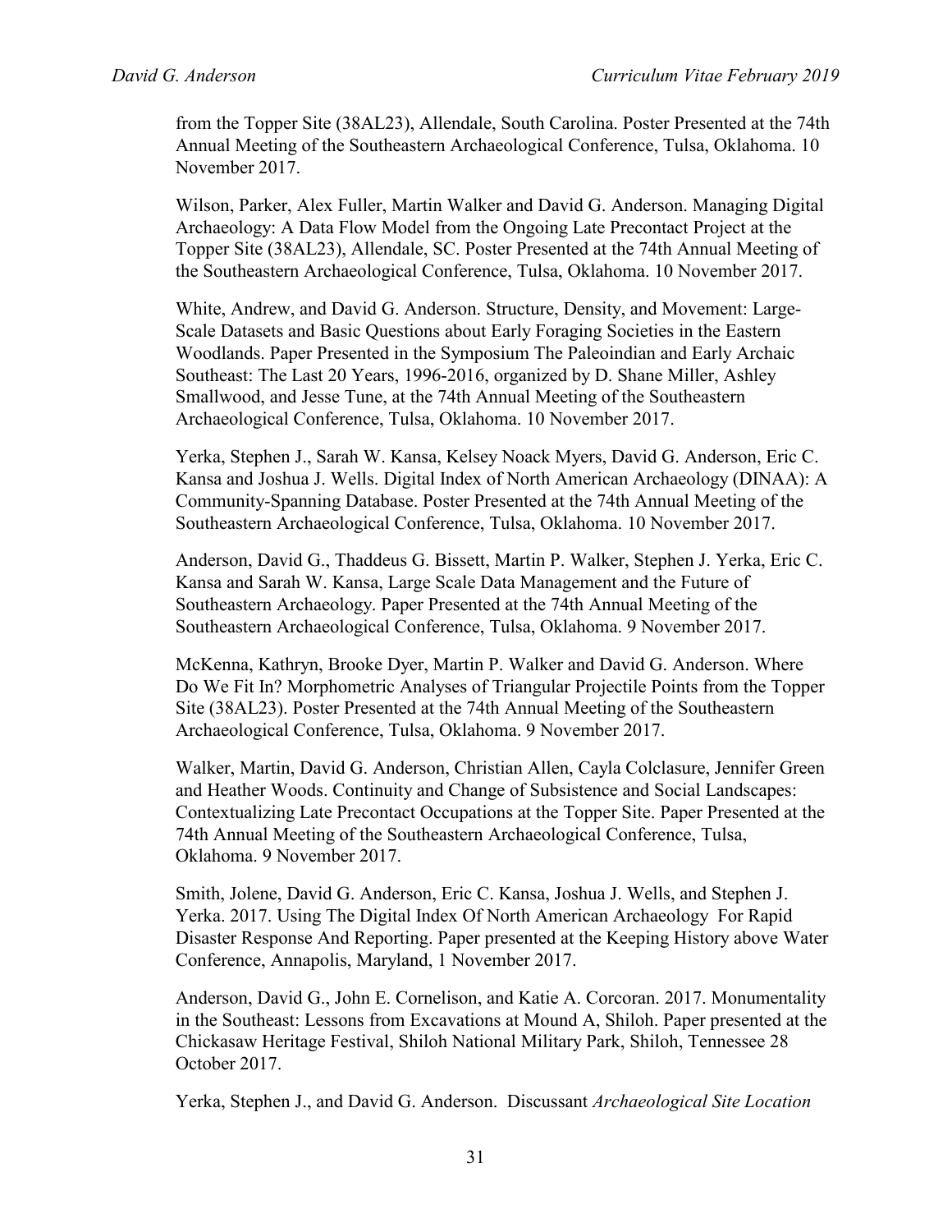from the Topper Site (38AL23), Allendale, South Carolina. Poster Presented at the 74th Annual Meeting of the Southeastern Archaeological Conference, Tulsa, Oklahoma. 10 November 2017.

Wilson, Parker, Alex Fuller, Martin Walker and David G. Anderson. Managing Digital Archaeology: A Data Flow Model from the Ongoing Late Precontact Project at the Topper Site (38AL23), Allendale, SC. Poster Presented at the 74th Annual Meeting of the Southeastern Archaeological Conference, Tulsa, Oklahoma. 10 November 2017.

White, Andrew, and David G. Anderson. Structure, Density, and Movement: Large-Scale Datasets and Basic Questions about Early Foraging Societies in the Eastern Woodlands. Paper Presented in the Symposium The Paleoindian and Early Archaic Southeast: The Last 20 Years, 1996-2016, organized by D. Shane Miller, Ashley Smallwood, and Jesse Tune, at the 74th Annual Meeting of the Southeastern Archaeological Conference, Tulsa, Oklahoma. 10 November 2017.

Yerka, Stephen J., Sarah W. Kansa, Kelsey Noack Myers, David G. Anderson, Eric C. Kansa and Joshua J. Wells. Digital Index of North American Archaeology (DINAA): A Community-Spanning Database. Poster Presented at the 74th Annual Meeting of the Southeastern Archaeological Conference, Tulsa, Oklahoma. 10 November 2017.

Anderson, David G., Thaddeus G. Bissett, Martin P. Walker, Stephen J. Yerka, Eric C. Kansa and Sarah W. Kansa, Large Scale Data Management and the Future of Southeastern Archaeology. Paper Presented at the 74th Annual Meeting of the Southeastern Archaeological Conference, Tulsa, Oklahoma. 9 November 2017.

McKenna, Kathryn, Brooke Dyer, Martin P. Walker and David G. Anderson. Where Do We Fit In? Morphometric Analyses of Triangular Projectile Points from the Topper Site (38AL23). Poster Presented at the 74th Annual Meeting of the Southeastern Archaeological Conference, Tulsa, Oklahoma. 9 November 2017.

Walker, Martin, David G. Anderson, Christian Allen, Cayla Colclasure, Jennifer Green and Heather Woods. Continuity and Change of Subsistence and Social Landscapes: Contextualizing Late Precontact Occupations at the Topper Site. Paper Presented at the 74th Annual Meeting of the Southeastern Archaeological Conference, Tulsa, Oklahoma. 9 November 2017.

Smith, Jolene, David G. Anderson, Eric C. Kansa, Joshua J. Wells, and Stephen J. Yerka. 2017. Using The Digital Index Of North American Archaeology For Rapid Disaster Response And Reporting. Paper presented at the Keeping History above Water Conference, Annapolis, Maryland, 1 November 2017.

Anderson, David G., John E. Cornelison, and Katie A. Corcoran. 2017. Monumentality in the Southeast: Lessons from Excavations at Mound A, Shiloh. Paper presented at the Chickasaw Heritage Festival, Shiloh National Military Park, Shiloh, Tennessee 28 October 2017.

Yerka, Stephen J., and David G. Anderson. Discussant *Archaeological Site Location*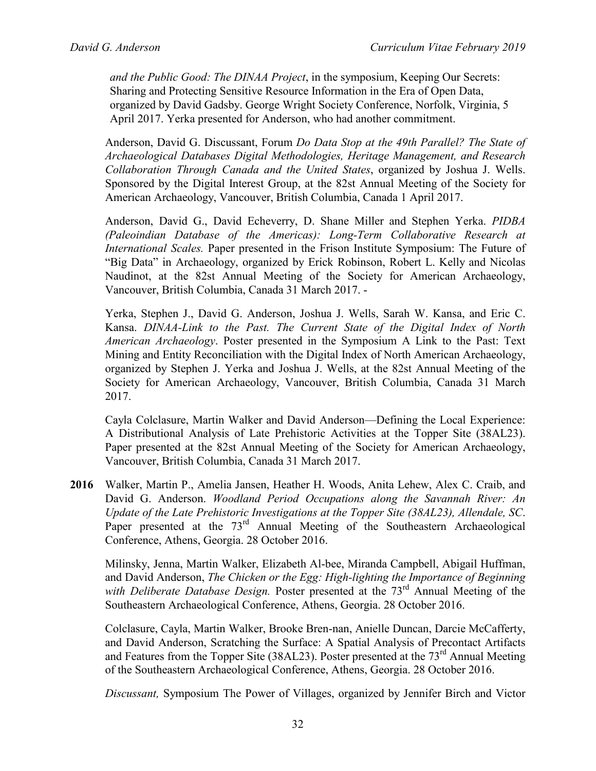*and the Public Good: The DINAA Project*, in the symposium, Keeping Our Secrets: Sharing and Protecting Sensitive Resource Information in the Era of Open Data, organized by David Gadsby. George Wright Society Conference, Norfolk, Virginia, 5 April 2017. Yerka presented for Anderson, who had another commitment.

Anderson, David G. Discussant, Forum *Do Data Stop at the 49th Parallel? The State of Archaeological Databases Digital Methodologies, Heritage Management, and Research Collaboration Through Canada and the United States*, organized by Joshua J. Wells. Sponsored by the Digital Interest Group, at the 82st Annual Meeting of the Society for American Archaeology, Vancouver, British Columbia, Canada 1 April 2017.

Anderson, David G., David Echeverry, D. Shane Miller and Stephen Yerka. *PIDBA (Paleoindian Database of the Americas): Long-Term Collaborative Research at International Scales.* Paper presented in the Frison Institute Symposium: The Future of "Big Data" in Archaeology, organized by Erick Robinson, Robert L. Kelly and Nicolas Naudinot, at the 82st Annual Meeting of the Society for American Archaeology, Vancouver, British Columbia, Canada 31 March 2017. -

Yerka, Stephen J., David G. Anderson, Joshua J. Wells, Sarah W. Kansa, and Eric C. Kansa. *DINAA-Link to the Past. The Current State of the Digital Index of North American Archaeology*. Poster presented in the Symposium A Link to the Past: Text Mining and Entity Reconciliation with the Digital Index of North American Archaeology, organized by Stephen J. Yerka and Joshua J. Wells, at the 82st Annual Meeting of the Society for American Archaeology, Vancouver, British Columbia, Canada 31 March 2017.

Cayla Colclasure, Martin Walker and David Anderson—Defining the Local Experience: A Distributional Analysis of Late Prehistoric Activities at the Topper Site (38AL23). Paper presented at the 82st Annual Meeting of the Society for American Archaeology, Vancouver, British Columbia, Canada 31 March 2017.

**2016** Walker, Martin P., Amelia Jansen, Heather H. Woods, Anita Lehew, Alex C. Craib, and David G. Anderson. *Woodland Period Occupations along the Savannah River: An Update of the Late Prehistoric Investigations at the Topper Site (38AL23), Allendale, SC*. Paper presented at the 73rd Annual Meeting of the Southeastern Archaeological Conference, Athens, Georgia. 28 October 2016.

Milinsky, Jenna, Martin Walker, Elizabeth Al-bee, Miranda Campbell, Abigail Huffman, and David Anderson, *The Chicken or the Egg: High-lighting the Importance of Beginning with Deliberate Database Design.* Poster presented at the 73rd Annual Meeting of the Southeastern Archaeological Conference, Athens, Georgia. 28 October 2016.

Colclasure, Cayla, Martin Walker, Brooke Bren-nan, Anielle Duncan, Darcie McCafferty, and David Anderson, Scratching the Surface: A Spatial Analysis of Precontact Artifacts and Features from the Topper Site (38AL23). Poster presented at the 73rd Annual Meeting of the Southeastern Archaeological Conference, Athens, Georgia. 28 October 2016.

*Discussant,* Symposium The Power of Villages, organized by Jennifer Birch and Victor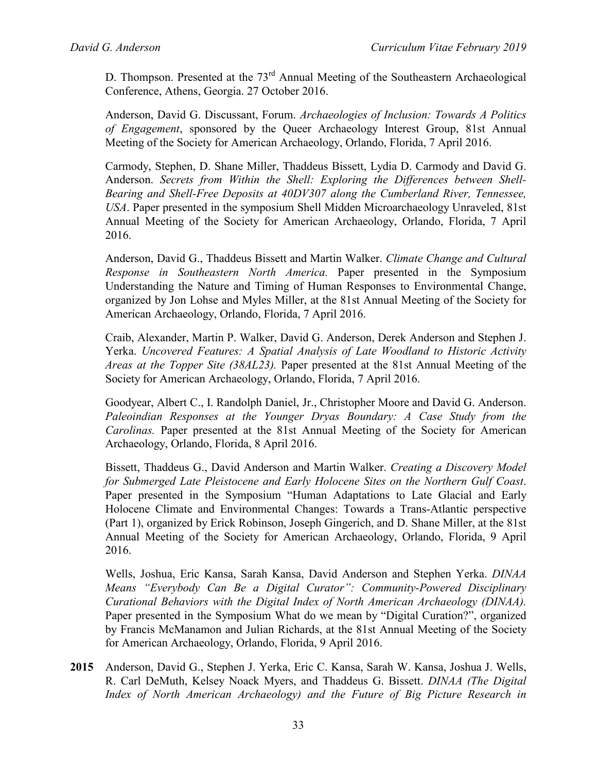D. Thompson. Presented at the 73rd Annual Meeting of the Southeastern Archaeological Conference, Athens, Georgia. 27 October 2016.

Anderson, David G. Discussant, Forum. *Archaeologies of Inclusion: Towards A Politics of Engagement*, sponsored by the Queer Archaeology Interest Group, 81st Annual Meeting of the Society for American Archaeology, Orlando, Florida, 7 April 2016.

Carmody, Stephen, D. Shane Miller, Thaddeus Bissett, Lydia D. Carmody and David G. Anderson. *Secrets from Within the Shell: Exploring the Differences between Shell-Bearing and Shell-Free Deposits at 40DV307 along the Cumberland River, Tennessee, USA*. Paper presented in the symposium Shell Midden Microarchaeology Unraveled, 81st Annual Meeting of the Society for American Archaeology, Orlando, Florida, 7 April 2016.

Anderson, David G., Thaddeus Bissett and Martin Walker. *Climate Change and Cultural Response in Southeastern North America.* Paper presented in the Symposium Understanding the Nature and Timing of Human Responses to Environmental Change, organized by Jon Lohse and Myles Miller, at the 81st Annual Meeting of the Society for American Archaeology, Orlando, Florida, 7 April 2016.

Craib, Alexander, Martin P. Walker, David G. Anderson, Derek Anderson and Stephen J. Yerka. *Uncovered Features: A Spatial Analysis of Late Woodland to Historic Activity Areas at the Topper Site (38AL23).* Paper presented at the 81st Annual Meeting of the Society for American Archaeology, Orlando, Florida, 7 April 2016.

Goodyear, Albert C., I. Randolph Daniel, Jr., Christopher Moore and David G. Anderson. *Paleoindian Responses at the Younger Dryas Boundary: A Case Study from the Carolinas.* Paper presented at the 81st Annual Meeting of the Society for American Archaeology, Orlando, Florida, 8 April 2016.

Bissett, Thaddeus G., David Anderson and Martin Walker. *Creating a Discovery Model for Submerged Late Pleistocene and Early Holocene Sites on the Northern Gulf Coast*. Paper presented in the Symposium "Human Adaptations to Late Glacial and Early Holocene Climate and Environmental Changes: Towards a Trans-Atlantic perspective (Part 1), organized by Erick Robinson, Joseph Gingerich, and D. Shane Miller, at the 81st Annual Meeting of the Society for American Archaeology, Orlando, Florida, 9 April 2016.

Wells, Joshua, Eric Kansa, Sarah Kansa, David Anderson and Stephen Yerka. *DINAA Means "Everybody Can Be a Digital Curator": Community-Powered Disciplinary Curational Behaviors with the Digital Index of North American Archaeology (DINAA).* Paper presented in the Symposium What do we mean by "Digital Curation?", organized by Francis McManamon and Julian Richards, at the 81st Annual Meeting of the Society for American Archaeology, Orlando, Florida, 9 April 2016.

**2015** Anderson, David G., Stephen J. Yerka, Eric C. Kansa, Sarah W. Kansa, Joshua J. Wells, R. Carl DeMuth, Kelsey Noack Myers, and Thaddeus G. Bissett. *DINAA (The Digital Index of North American Archaeology) and the Future of Big Picture Research in*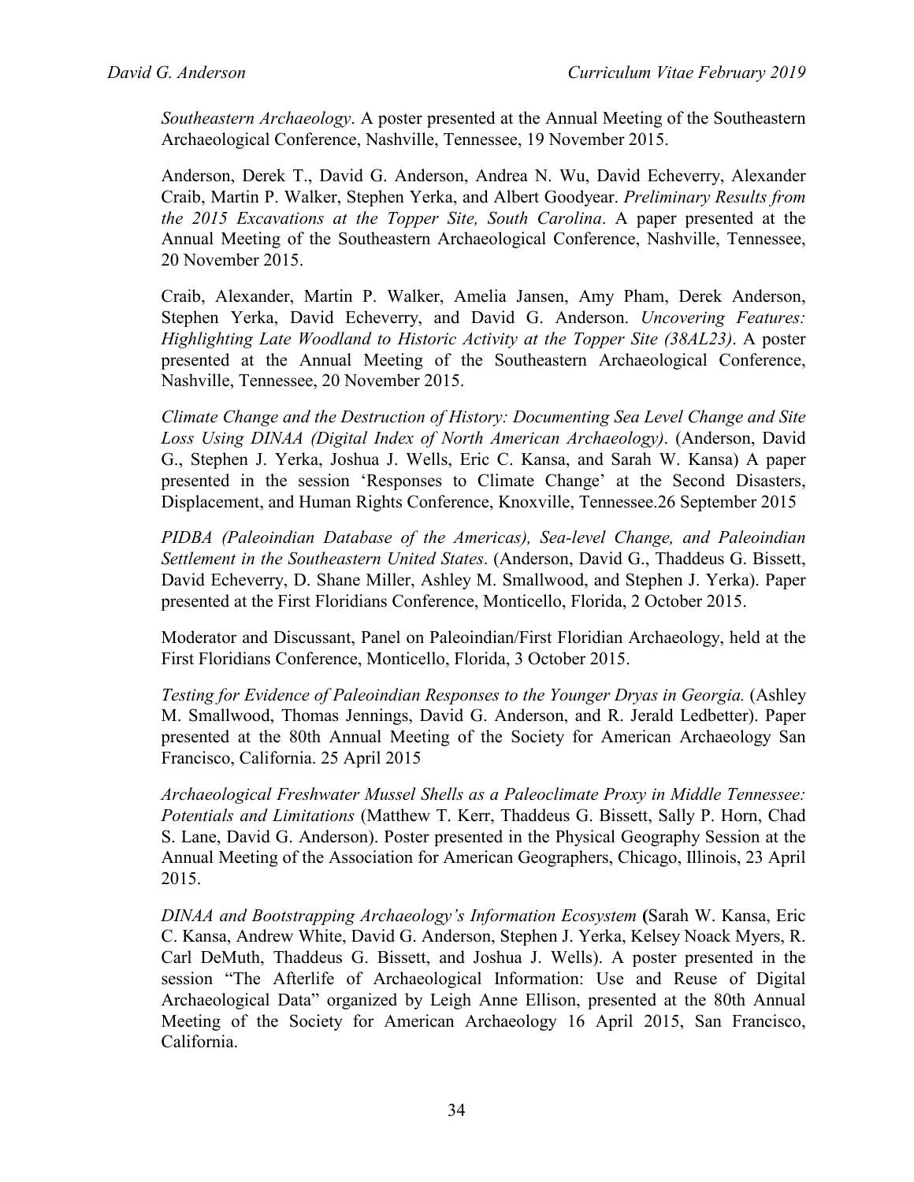*Southeastern Archaeology*. A poster presented at the Annual Meeting of the Southeastern Archaeological Conference, Nashville, Tennessee, 19 November 2015.

Anderson, Derek T., David G. Anderson, Andrea N. Wu, David Echeverry, Alexander Craib, Martin P. Walker, Stephen Yerka, and Albert Goodyear. *Preliminary Results from the 2015 Excavations at the Topper Site, South Carolina*. A paper presented at the Annual Meeting of the Southeastern Archaeological Conference, Nashville, Tennessee, 20 November 2015.

Craib, Alexander, Martin P. Walker, Amelia Jansen, Amy Pham, Derek Anderson, Stephen Yerka, David Echeverry, and David G. Anderson. *Uncovering Features: Highlighting Late Woodland to Historic Activity at the Topper Site (38AL23)*. A poster presented at the Annual Meeting of the Southeastern Archaeological Conference, Nashville, Tennessee, 20 November 2015.

*Climate Change and the Destruction of History: Documenting Sea Level Change and Site Loss Using DINAA (Digital Index of North American Archaeology)*. (Anderson, David G., Stephen J. Yerka, Joshua J. Wells, Eric C. Kansa, and Sarah W. Kansa) A paper presented in the session 'Responses to Climate Change' at the Second Disasters, Displacement, and Human Rights Conference, Knoxville, Tennessee.26 September 2015

*PIDBA (Paleoindian Database of the Americas), Sea-level Change, and Paleoindian Settlement in the Southeastern United States*. (Anderson, David G., Thaddeus G. Bissett, David Echeverry, D. Shane Miller, Ashley M. Smallwood, and Stephen J. Yerka). Paper presented at the First Floridians Conference, Monticello, Florida, 2 October 2015.

Moderator and Discussant, Panel on Paleoindian/First Floridian Archaeology, held at the First Floridians Conference, Monticello, Florida, 3 October 2015.

*Testing for Evidence of Paleoindian Responses to the Younger Dryas in Georgia.* (Ashley M. Smallwood, Thomas Jennings, David G. Anderson, and R. Jerald Ledbetter). Paper presented at the 80th Annual Meeting of the Society for American Archaeology San Francisco, California. 25 April 2015

*Archaeological Freshwater Mussel Shells as a Paleoclimate Proxy in Middle Tennessee: Potentials and Limitations* (Matthew T. Kerr, Thaddeus G. Bissett, Sally P. Horn, Chad S. Lane, David G. Anderson). Poster presented in the Physical Geography Session at the Annual Meeting of the Association for American Geographers, Chicago, Illinois, 23 April 2015.

*DINAA and Bootstrapping Archaeology's Information Ecosystem* **(**Sarah W. Kansa, Eric C. Kansa, Andrew White, David G. Anderson, Stephen J. Yerka, Kelsey Noack Myers, R. Carl DeMuth, Thaddeus G. Bissett, and Joshua J. Wells). A poster presented in the session "The Afterlife of Archaeological Information: Use and Reuse of Digital Archaeological Data" organized by Leigh Anne Ellison, presented at the 80th Annual Meeting of the Society for American Archaeology 16 April 2015, San Francisco, California.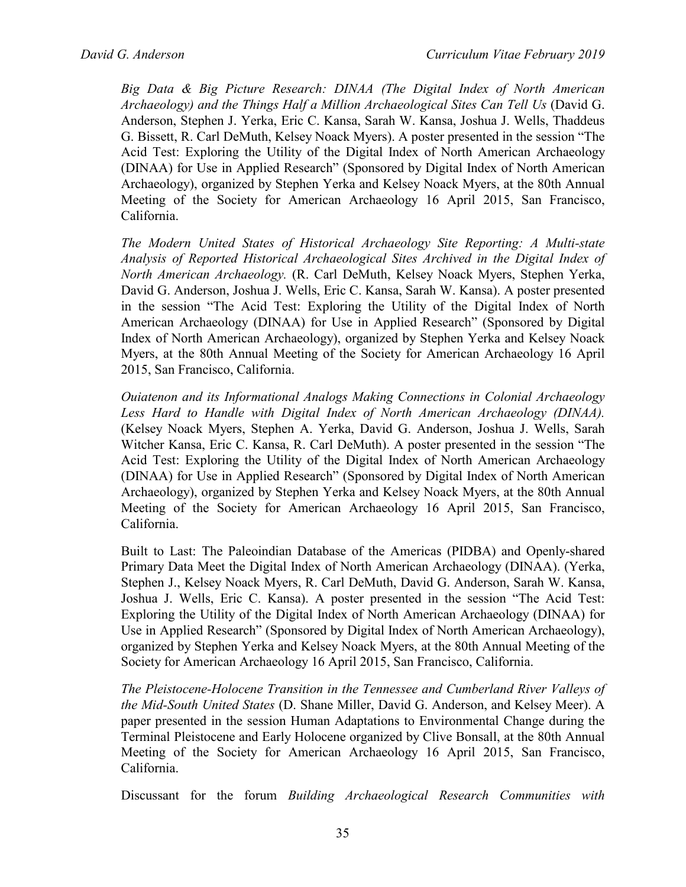*Big Data & Big Picture Research: DINAA (The Digital Index of North American Archaeology) and the Things Half a Million Archaeological Sites Can Tell Us* (David G. Anderson, Stephen J. Yerka, Eric C. Kansa, Sarah W. Kansa, Joshua J. Wells, Thaddeus G. Bissett, R. Carl DeMuth, Kelsey Noack Myers). A poster presented in the session "The Acid Test: Exploring the Utility of the Digital Index of North American Archaeology (DINAA) for Use in Applied Research" (Sponsored by Digital Index of North American Archaeology), organized by Stephen Yerka and Kelsey Noack Myers, at the 80th Annual Meeting of the Society for American Archaeology 16 April 2015, San Francisco, California.

*The Modern United States of Historical Archaeology Site Reporting: A Multi-state Analysis of Reported Historical Archaeological Sites Archived in the Digital Index of North American Archaeology.* (R. Carl DeMuth, Kelsey Noack Myers, Stephen Yerka, David G. Anderson, Joshua J. Wells, Eric C. Kansa, Sarah W. Kansa). A poster presented in the session "The Acid Test: Exploring the Utility of the Digital Index of North American Archaeology (DINAA) for Use in Applied Research" (Sponsored by Digital Index of North American Archaeology), organized by Stephen Yerka and Kelsey Noack Myers, at the 80th Annual Meeting of the Society for American Archaeology 16 April 2015, San Francisco, California.

*Ouiatenon and its Informational Analogs Making Connections in Colonial Archaeology Less Hard to Handle with Digital Index of North American Archaeology (DINAA).* (Kelsey Noack Myers, Stephen A. Yerka, David G. Anderson, Joshua J. Wells, Sarah Witcher Kansa, Eric C. Kansa, R. Carl DeMuth). A poster presented in the session "The Acid Test: Exploring the Utility of the Digital Index of North American Archaeology (DINAA) for Use in Applied Research" (Sponsored by Digital Index of North American Archaeology), organized by Stephen Yerka and Kelsey Noack Myers, at the 80th Annual Meeting of the Society for American Archaeology 16 April 2015, San Francisco, California.

Built to Last: The Paleoindian Database of the Americas (PIDBA) and Openly-shared Primary Data Meet the Digital Index of North American Archaeology (DINAA). (Yerka, Stephen J., Kelsey Noack Myers, R. Carl DeMuth, David G. Anderson, Sarah W. Kansa, Joshua J. Wells, Eric C. Kansa). A poster presented in the session "The Acid Test: Exploring the Utility of the Digital Index of North American Archaeology (DINAA) for Use in Applied Research" (Sponsored by Digital Index of North American Archaeology), organized by Stephen Yerka and Kelsey Noack Myers, at the 80th Annual Meeting of the Society for American Archaeology 16 April 2015, San Francisco, California.

*The Pleistocene-Holocene Transition in the Tennessee and Cumberland River Valleys of the Mid-South United States* (D. Shane Miller, David G. Anderson, and Kelsey Meer). A paper presented in the session Human Adaptations to Environmental Change during the Terminal Pleistocene and Early Holocene organized by Clive Bonsall, at the 80th Annual Meeting of the Society for American Archaeology 16 April 2015, San Francisco, California.

Discussant for the forum *Building Archaeological Research Communities with*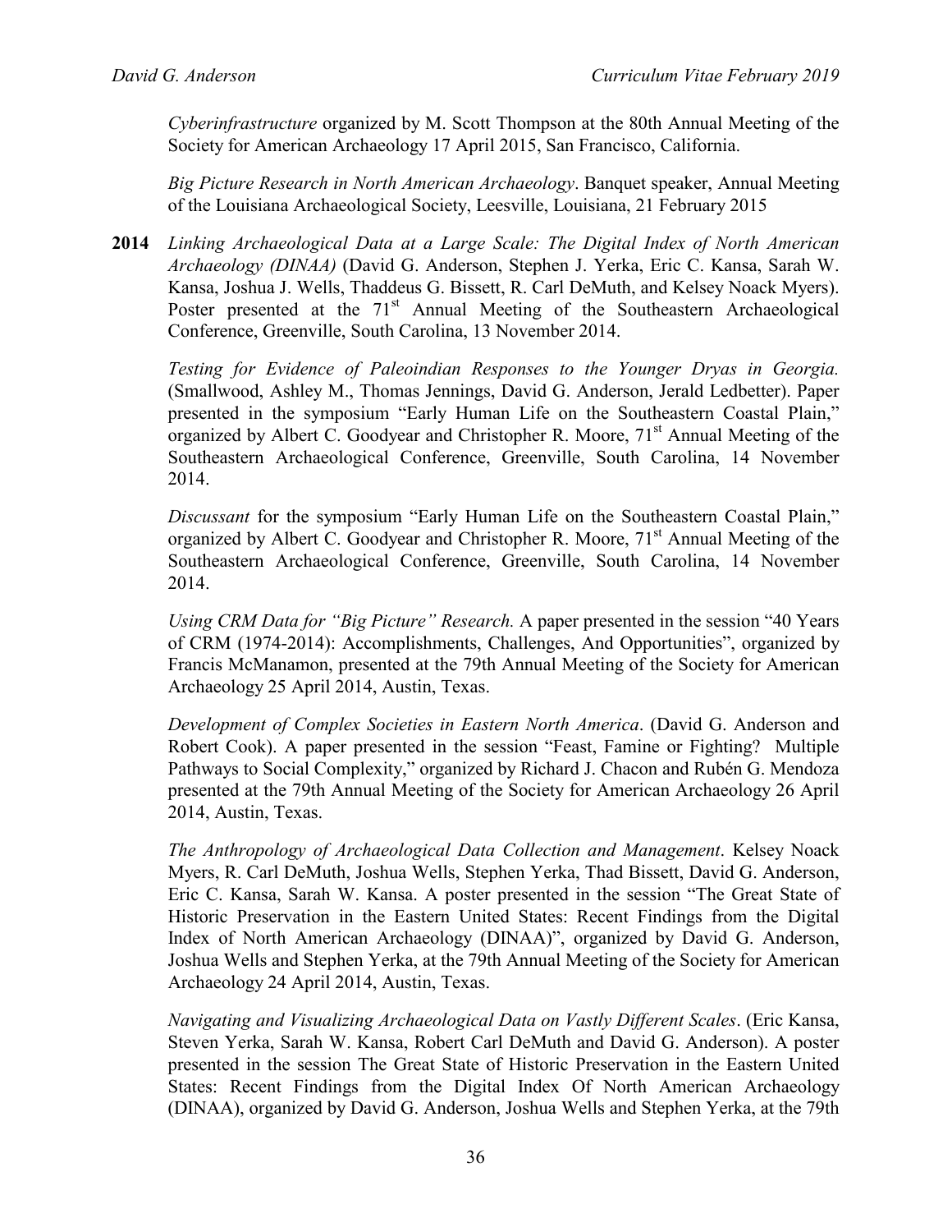*Cyberinfrastructure* organized by M. Scott Thompson at the 80th Annual Meeting of the Society for American Archaeology 17 April 2015, San Francisco, California.

*Big Picture Research in North American Archaeology*. Banquet speaker, Annual Meeting of the Louisiana Archaeological Society, Leesville, Louisiana, 21 February 2015

**2014** *Linking Archaeological Data at a Large Scale: The Digital Index of North American Archaeology (DINAA)* (David G. Anderson, Stephen J. Yerka, Eric C. Kansa, Sarah W. Kansa, Joshua J. Wells, Thaddeus G. Bissett, R. Carl DeMuth, and Kelsey Noack Myers). Poster presented at the 71st Annual Meeting of the Southeastern Archaeological Conference, Greenville, South Carolina, 13 November 2014.

*Testing for Evidence of Paleoindian Responses to the Younger Dryas in Georgia.* (Smallwood, Ashley M., Thomas Jennings, David G. Anderson, Jerald Ledbetter). Paper presented in the symposium "Early Human Life on the Southeastern Coastal Plain," organized by Albert C. Goodyear and Christopher R. Moore, 71st Annual Meeting of the Southeastern Archaeological Conference, Greenville, South Carolina, 14 November 2014.

*Discussant* for the symposium "Early Human Life on the Southeastern Coastal Plain," organized by Albert C. Goodyear and Christopher R. Moore, 71st Annual Meeting of the Southeastern Archaeological Conference, Greenville, South Carolina, 14 November 2014.

*Using CRM Data for "Big Picture" Research.* A paper presented in the session "40 Years of CRM (1974-2014): Accomplishments, Challenges, And Opportunities", organized by Francis McManamon, presented at the 79th Annual Meeting of the Society for American Archaeology 25 April 2014, Austin, Texas.

*Development of Complex Societies in Eastern North America*. (David G. Anderson and Robert Cook). A paper presented in the session "Feast, Famine or Fighting? Multiple Pathways to Social Complexity," organized by Richard J. Chacon and Rubén G. Mendoza presented at the 79th Annual Meeting of the Society for American Archaeology 26 April 2014, Austin, Texas.

*The Anthropology of Archaeological Data Collection and Management*. Kelsey Noack Myers, R. Carl DeMuth, Joshua Wells, Stephen Yerka, Thad Bissett, David G. Anderson, Eric C. Kansa, Sarah W. Kansa. A poster presented in the session "The Great State of Historic Preservation in the Eastern United States: Recent Findings from the Digital Index of North American Archaeology (DINAA)", organized by David G. Anderson, Joshua Wells and Stephen Yerka, at the 79th Annual Meeting of the Society for American Archaeology 24 April 2014, Austin, Texas.

*Navigating and Visualizing Archaeological Data on Vastly Different Scales*. (Eric Kansa, Steven Yerka, Sarah W. Kansa, Robert Carl DeMuth and David G. Anderson). A poster presented in the session The Great State of Historic Preservation in the Eastern United States: Recent Findings from the Digital Index Of North American Archaeology (DINAA), organized by David G. Anderson, Joshua Wells and Stephen Yerka, at the 79th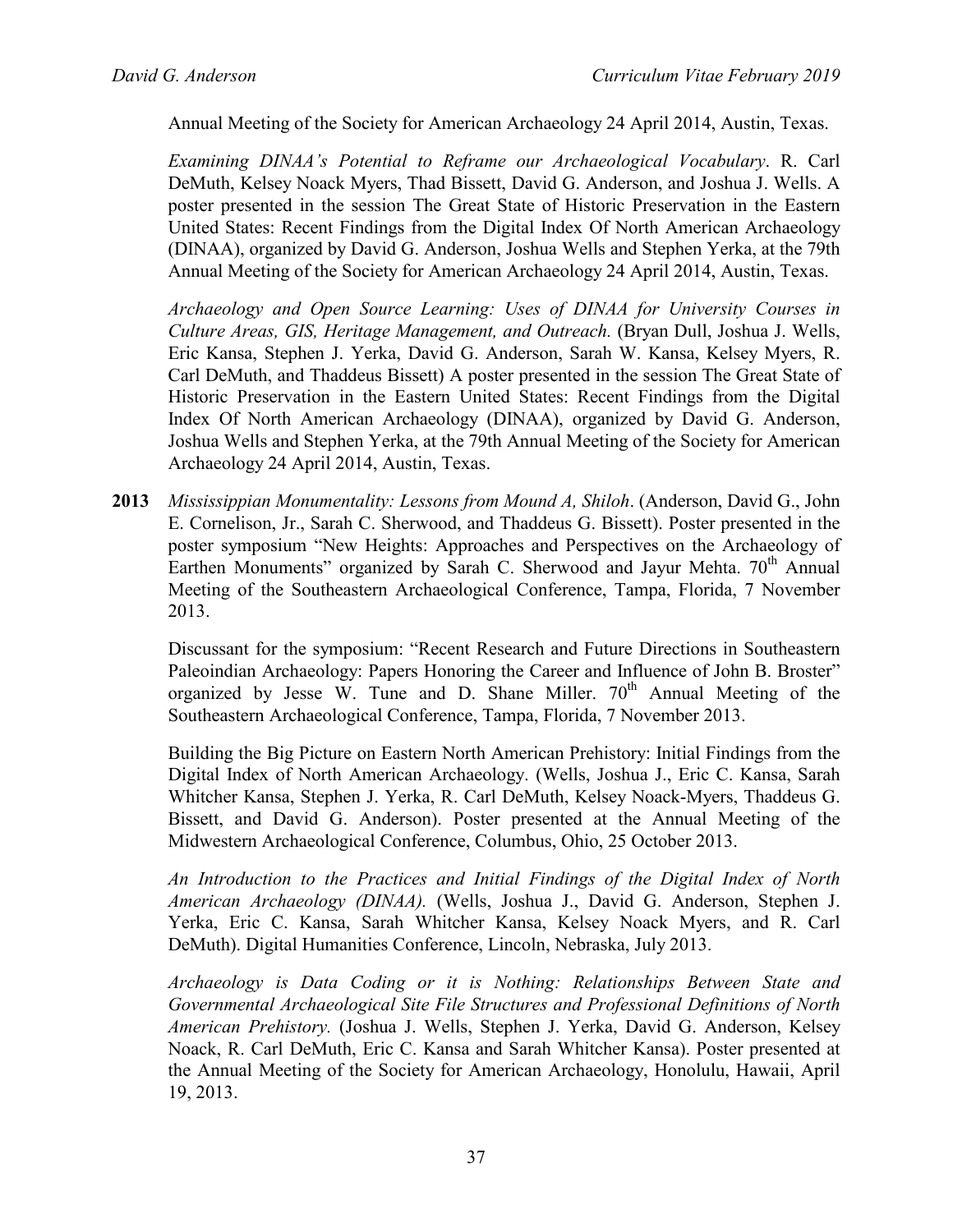Annual Meeting of the Society for American Archaeology 24 April 2014, Austin, Texas.

*Examining DINAA's Potential to Reframe our Archaeological Vocabulary*. R. Carl DeMuth, Kelsey Noack Myers, Thad Bissett, David G. Anderson, and Joshua J. Wells. A poster presented in the session The Great State of Historic Preservation in the Eastern United States: Recent Findings from the Digital Index Of North American Archaeology (DINAA), organized by David G. Anderson, Joshua Wells and Stephen Yerka, at the 79th Annual Meeting of the Society for American Archaeology 24 April 2014, Austin, Texas.

*Archaeology and Open Source Learning: Uses of DINAA for University Courses in Culture Areas, GIS, Heritage Management, and Outreach.* (Bryan Dull, Joshua J. Wells, Eric Kansa, Stephen J. Yerka, David G. Anderson, Sarah W. Kansa, Kelsey Myers, R. Carl DeMuth, and Thaddeus Bissett) A poster presented in the session The Great State of Historic Preservation in the Eastern United States: Recent Findings from the Digital Index Of North American Archaeology (DINAA), organized by David G. Anderson, Joshua Wells and Stephen Yerka, at the 79th Annual Meeting of the Society for American Archaeology 24 April 2014, Austin, Texas.

**2013** *Mississippian Monumentality: Lessons from Mound A, Shiloh*. (Anderson, David G., John E. Cornelison, Jr., Sarah C. Sherwood, and Thaddeus G. Bissett). Poster presented in the poster symposium "New Heights: Approaches and Perspectives on the Archaeology of Earthen Monuments" organized by Sarah C. Sherwood and Jayur Mehta. 70th Annual Meeting of the Southeastern Archaeological Conference, Tampa, Florida, 7 November 2013.

Discussant for the symposium: "Recent Research and Future Directions in Southeastern Paleoindian Archaeology: Papers Honoring the Career and Influence of John B. Broster" organized by Jesse W. Tune and D. Shane Miller. 70th Annual Meeting of the Southeastern Archaeological Conference, Tampa, Florida, 7 November 2013.

Building the Big Picture on Eastern North American Prehistory: Initial Findings from the Digital Index of North American Archaeology. (Wells, Joshua J., Eric C. Kansa, Sarah Whitcher Kansa, Stephen J. Yerka, R. Carl DeMuth, Kelsey Noack-Myers, Thaddeus G. Bissett, and David G. Anderson). Poster presented at the Annual Meeting of the Midwestern Archaeological Conference, Columbus, Ohio, 25 October 2013.

*An Introduction to the Practices and Initial Findings of the Digital Index of North American Archaeology (DINAA).* (Wells, Joshua J., David G. Anderson, Stephen J. Yerka, Eric C. Kansa, Sarah Whitcher Kansa, Kelsey Noack Myers, and R. Carl DeMuth). Digital Humanities Conference, Lincoln, Nebraska, July 2013.

*Archaeology is Data Coding or it is Nothing: Relationships Between State and Governmental Archaeological Site File Structures and Professional Definitions of North American Prehistory.* (Joshua J. Wells, Stephen J. Yerka, David G. Anderson, Kelsey Noack, R. Carl DeMuth, Eric C. Kansa and Sarah Whitcher Kansa). Poster presented at the Annual Meeting of the Society for American Archaeology, Honolulu, Hawaii, April 19, 2013.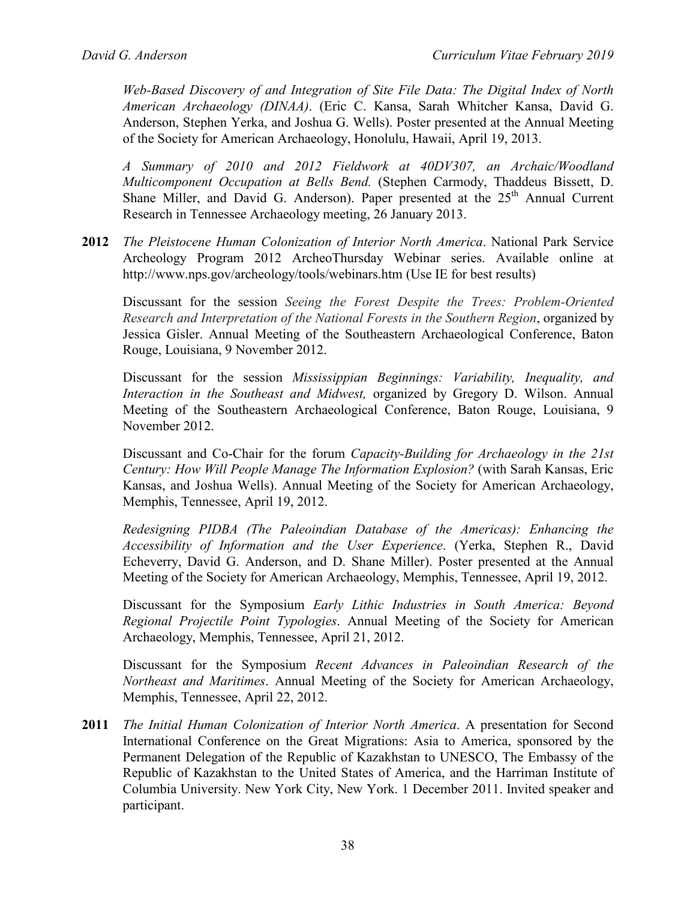*Web-Based Discovery of and Integration of Site File Data: The Digital Index of North American Archaeology (DINAA)*. (Eric C. Kansa, Sarah Whitcher Kansa, David G. Anderson, Stephen Yerka, and Joshua G. Wells). Poster presented at the Annual Meeting of the Society for American Archaeology, Honolulu, Hawaii, April 19, 2013.

*A Summary of 2010 and 2012 Fieldwork at 40DV307, an Archaic/Woodland Multicomponent Occupation at Bells Bend.* (Stephen Carmody, Thaddeus Bissett, D. Shane Miller, and David G. Anderson). Paper presented at the 25th Annual Current Research in Tennessee Archaeology meeting, 26 January 2013.

**2012** *The Pleistocene Human Colonization of Interior North America*. National Park Service Archeology Program 2012 ArcheoThursday Webinar series. Available online at http://www.nps.gov/archeology/tools/webinars.htm (Use IE for best results)

Discussant for the session *Seeing the Forest Despite the Trees: Problem-Oriented Research and Interpretation of the National Forests in the Southern Region*, organized by Jessica Gisler. Annual Meeting of the Southeastern Archaeological Conference, Baton Rouge, Louisiana, 9 November 2012.

Discussant for the session *Mississippian Beginnings: Variability, Inequality, and Interaction in the Southeast and Midwest,* organized by Gregory D. Wilson. Annual Meeting of the Southeastern Archaeological Conference, Baton Rouge, Louisiana, 9 November 2012.

Discussant and Co-Chair for the forum *Capacity-Building for Archaeology in the 21st Century: How Will People Manage The Information Explosion?* (with Sarah Kansas, Eric Kansas, and Joshua Wells). Annual Meeting of the Society for American Archaeology, Memphis, Tennessee, April 19, 2012.

*Redesigning PIDBA (The Paleoindian Database of the Americas): Enhancing the Accessibility of Information and the User Experience*. (Yerka, Stephen R., David Echeverry, David G. Anderson, and D. Shane Miller). Poster presented at the Annual Meeting of the Society for American Archaeology, Memphis, Tennessee, April 19, 2012.

Discussant for the Symposium *Early Lithic Industries in South America: Beyond Regional Projectile Point Typologies*. Annual Meeting of the Society for American Archaeology, Memphis, Tennessee, April 21, 2012.

Discussant for the Symposium *Recent Advances in Paleoindian Research of the Northeast and Maritimes*. Annual Meeting of the Society for American Archaeology, Memphis, Tennessee, April 22, 2012.

**2011** *The Initial Human Colonization of Interior North America*. A presentation for Second International Conference on the Great Migrations: Asia to America, sponsored by the Permanent Delegation of the Republic of Kazakhstan to UNESCO, The Embassy of the Republic of Kazakhstan to the United States of America, and the Harriman Institute of Columbia University. New York City, New York. 1 December 2011. Invited speaker and participant.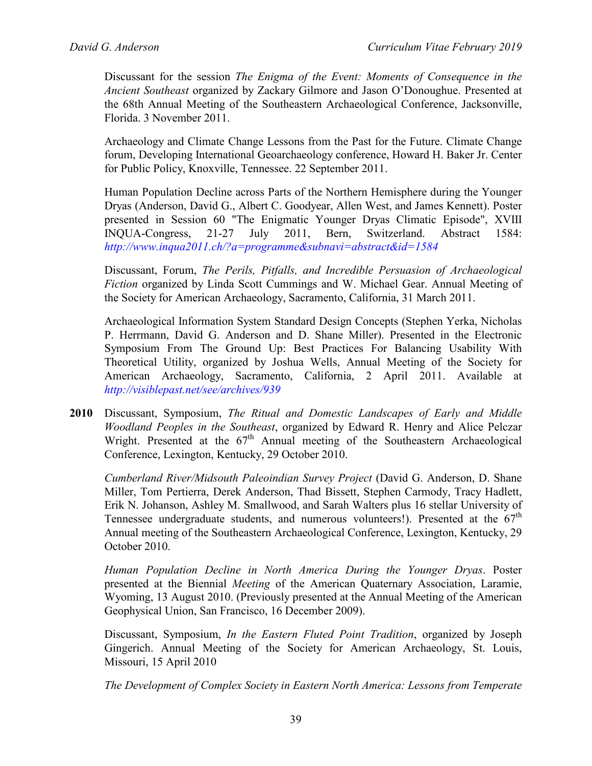Discussant for the session *The Enigma of the Event: Moments of Consequence in the Ancient Southeast* organized by Zackary Gilmore and Jason O'Donoughue. Presented at the 68th Annual Meeting of the Southeastern Archaeological Conference, Jacksonville, Florida. 3 November 2011.

Archaeology and Climate Change Lessons from the Past for the Future. Climate Change forum, Developing International Geoarchaeology conference, Howard H. Baker Jr. Center for Public Policy, Knoxville, Tennessee. 22 September 2011.

Human Population Decline across Parts of the Northern Hemisphere during the Younger Dryas (Anderson, David G., Albert C. Goodyear, Allen West, and James Kennett). Poster presented in Session 60 "The Enigmatic Younger Dryas Climatic Episode", XVIII INQUA-Congress, 21-27 July 2011, Bern, Switzerland. Abstract 1584: *http://www.inqua2011.ch/?a=programme&subnavi=abstract&id=1584*

Discussant, Forum, *The Perils, Pitfalls, and Incredible Persuasion of Archaeological Fiction* organized by Linda Scott Cummings and W. Michael Gear. Annual Meeting of the Society for American Archaeology, Sacramento, California, 31 March 2011.

Archaeological Information System Standard Design Concepts (Stephen Yerka, Nicholas P. Herrmann, David G. Anderson and D. Shane Miller). Presented in the Electronic Symposium From The Ground Up: Best Practices For Balancing Usability With Theoretical Utility, organized by Joshua Wells, Annual Meeting of the Society for American Archaeology, Sacramento, California, 2 April 2011. Available at *http://visiblepast.net/see/archives/939*

**2010** Discussant, Symposium, *The Ritual and Domestic Landscapes of Early and Middle Woodland Peoples in the Southeast*, organized by Edward R. Henry and Alice Pelczar Wright. Presented at the 67th Annual meeting of the Southeastern Archaeological Conference, Lexington, Kentucky, 29 October 2010.

*Cumberland River/Midsouth Paleoindian Survey Project* (David G. Anderson, D. Shane Miller, Tom Pertierra, Derek Anderson, Thad Bissett, Stephen Carmody, Tracy Hadlett, Erik N. Johanson, Ashley M. Smallwood, and Sarah Walters plus 16 stellar University of Tennessee undergraduate students, and numerous volunteers!). Presented at the 67th Annual meeting of the Southeastern Archaeological Conference, Lexington, Kentucky, 29 October 2010.

*Human Population Decline in North America During the Younger Dryas*. Poster presented at the Biennial *Meeting* of the American Quaternary Association, Laramie, Wyoming, 13 August 2010. (Previously presented at the Annual Meeting of the American Geophysical Union, San Francisco, 16 December 2009).

Discussant, Symposium, *In the Eastern Fluted Point Tradition*, organized by Joseph Gingerich. Annual Meeting of the Society for American Archaeology, St. Louis, Missouri, 15 April 2010

*The Development of Complex Society in Eastern North America: Lessons from Temperate*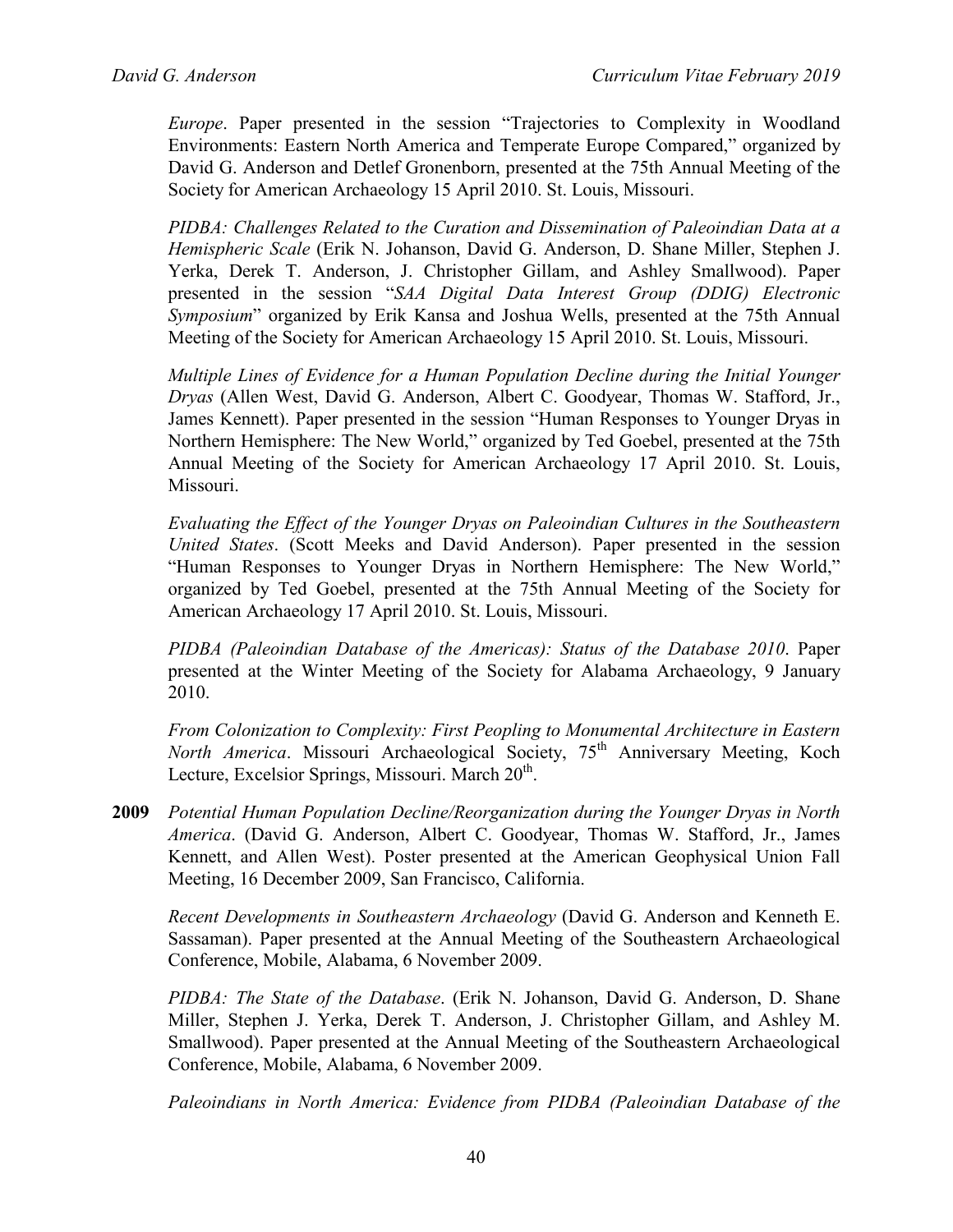*Europe*. Paper presented in the session "Trajectories to Complexity in Woodland Environments: Eastern North America and Temperate Europe Compared," organized by David G. Anderson and Detlef Gronenborn, presented at the 75th Annual Meeting of the Society for American Archaeology 15 April 2010. St. Louis, Missouri.

*PIDBA: Challenges Related to the Curation and Dissemination of Paleoindian Data at a Hemispheric Scale* (Erik N. Johanson, David G. Anderson, D. Shane Miller, Stephen J. Yerka, Derek T. Anderson, J. Christopher Gillam, and Ashley Smallwood). Paper presented in the session "*SAA Digital Data Interest Group (DDIG) Electronic Symposium*" organized by Erik Kansa and Joshua Wells, presented at the 75th Annual Meeting of the Society for American Archaeology 15 April 2010. St. Louis, Missouri.

*Multiple Lines of Evidence for a Human Population Decline during the Initial Younger Dryas* (Allen West, David G. Anderson, Albert C. Goodyear, Thomas W. Stafford, Jr., James Kennett). Paper presented in the session "Human Responses to Younger Dryas in Northern Hemisphere: The New World," organized by Ted Goebel, presented at the 75th Annual Meeting of the Society for American Archaeology 17 April 2010. St. Louis, Missouri.

*Evaluating the Effect of the Younger Dryas on Paleoindian Cultures in the Southeastern United States*. (Scott Meeks and David Anderson). Paper presented in the session "Human Responses to Younger Dryas in Northern Hemisphere: The New World," organized by Ted Goebel, presented at the 75th Annual Meeting of the Society for American Archaeology 17 April 2010. St. Louis, Missouri.

*PIDBA (Paleoindian Database of the Americas): Status of the Database 2010*. Paper presented at the Winter Meeting of the Society for Alabama Archaeology, 9 January 2010.

*From Colonization to Complexity: First Peopling to Monumental Architecture in Eastern North America*. Missouri Archaeological Society, 75th Anniversary Meeting, Koch Lecture, Excelsior Springs, Missouri. March 20th.

**2009** *Potential Human Population Decline/Reorganization during the Younger Dryas in North America*. (David G. Anderson, Albert C. Goodyear, Thomas W. Stafford, Jr., James Kennett, and Allen West). Poster presented at the American Geophysical Union Fall Meeting, 16 December 2009, San Francisco, California.

*Recent Developments in Southeastern Archaeology* (David G. Anderson and Kenneth E. Sassaman). Paper presented at the Annual Meeting of the Southeastern Archaeological Conference, Mobile, Alabama, 6 November 2009.

*PIDBA: The State of the Database*. (Erik N. Johanson, David G. Anderson, D. Shane Miller, Stephen J. Yerka, Derek T. Anderson, J. Christopher Gillam, and Ashley M. Smallwood). Paper presented at the Annual Meeting of the Southeastern Archaeological Conference, Mobile, Alabama, 6 November 2009.

*Paleoindians in North America: Evidence from PIDBA (Paleoindian Database of the*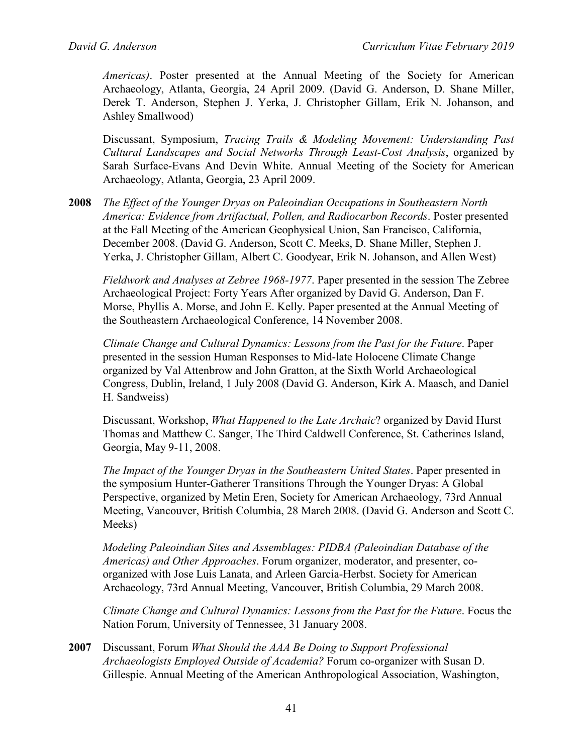*Americas)*. Poster presented at the Annual Meeting of the Society for American Archaeology, Atlanta, Georgia, 24 April 2009. (David G. Anderson, D. Shane Miller, Derek T. Anderson, Stephen J. Yerka, J. Christopher Gillam, Erik N. Johanson, and Ashley Smallwood)

Discussant, Symposium, *Tracing Trails & Modeling Movement: Understanding Past Cultural Landscapes and Social Networks Through Least-Cost Analysis*, organized by Sarah Surface-Evans And Devin White. Annual Meeting of the Society for American Archaeology, Atlanta, Georgia, 23 April 2009.

**2008** *The Effect of the Younger Dryas on Paleoindian Occupations in Southeastern North America: Evidence from Artifactual, Pollen, and Radiocarbon Records*. Poster presented at the Fall Meeting of the American Geophysical Union, San Francisco, California, December 2008. (David G. Anderson, Scott C. Meeks, D. Shane Miller, Stephen J. Yerka, J. Christopher Gillam, Albert C. Goodyear, Erik N. Johanson, and Allen West)

*Fieldwork and Analyses at Zebree 1968-1977*. Paper presented in the session The Zebree Archaeological Project: Forty Years After organized by David G. Anderson, Dan F. Morse, Phyllis A. Morse, and John E. Kelly. Paper presented at the Annual Meeting of the Southeastern Archaeological Conference, 14 November 2008.

*Climate Change and Cultural Dynamics: Lessons from the Past for the Future*. Paper presented in the session Human Responses to Mid-late Holocene Climate Change organized by Val Attenbrow and John Gratton, at the Sixth World Archaeological Congress, Dublin, Ireland, 1 July 2008 (David G. Anderson, Kirk A. Maasch, and Daniel H. Sandweiss)

Discussant, Workshop, *What Happened to the Late Archaic*? organized by David Hurst Thomas and Matthew C. Sanger, The Third Caldwell Conference, St. Catherines Island, Georgia, May 9-11, 2008.

*The Impact of the Younger Dryas in the Southeastern United States*. Paper presented in the symposium Hunter-Gatherer Transitions Through the Younger Dryas: A Global Perspective, organized by Metin Eren, Society for American Archaeology, 73rd Annual Meeting, Vancouver, British Columbia, 28 March 2008. (David G. Anderson and Scott C. Meeks)

*Modeling Paleoindian Sites and Assemblages: PIDBA (Paleoindian Database of the Americas) and Other Approaches*. Forum organizer, moderator, and presenter, co-organized with Jose Luis Lanata, and Arleen Garcia-Herbst. Society for American Archaeology, 73rd Annual Meeting, Vancouver, British Columbia, 29 March 2008.

*Climate Change and Cultural Dynamics: Lessons from the Past for the Future*. Focus the Nation Forum, University of Tennessee, 31 January 2008.

**2007** Discussant, Forum *What Should the AAA Be Doing to Support Professional Archaeologists Employed Outside of Academia?* Forum co-organizer with Susan D. Gillespie. Annual Meeting of the American Anthropological Association, Washington,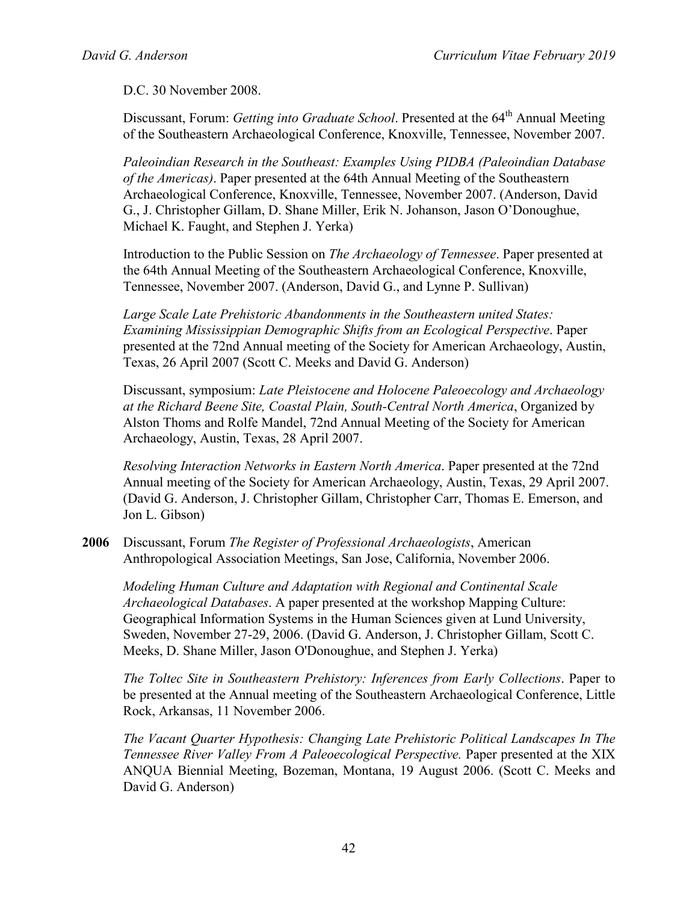D.C. 30 November 2008.

Discussant, Forum: *Getting into Graduate School*. Presented at the 64th Annual Meeting of the Southeastern Archaeological Conference, Knoxville, Tennessee, November 2007.

*Paleoindian Research in the Southeast: Examples Using PIDBA (Paleoindian Database of the Americas)*. Paper presented at the 64th Annual Meeting of the Southeastern Archaeological Conference, Knoxville, Tennessee, November 2007. (Anderson, David G., J. Christopher Gillam, D. Shane Miller, Erik N. Johanson, Jason O'Donoughue, Michael K. Faught, and Stephen J. Yerka)

Introduction to the Public Session on *The Archaeology of Tennessee*. Paper presented at the 64th Annual Meeting of the Southeastern Archaeological Conference, Knoxville, Tennessee, November 2007. (Anderson, David G., and Lynne P. Sullivan)

*Large Scale Late Prehistoric Abandonments in the Southeastern united States: Examining Mississippian Demographic Shifts from an Ecological Perspective*. Paper presented at the 72nd Annual meeting of the Society for American Archaeology, Austin, Texas, 26 April 2007 (Scott C. Meeks and David G. Anderson)

Discussant, symposium: *Late Pleistocene and Holocene Paleoecology and Archaeology at the Richard Beene Site, Coastal Plain, South-Central North America*, Organized by Alston Thoms and Rolfe Mandel, 72nd Annual Meeting of the Society for American Archaeology, Austin, Texas, 28 April 2007.

*Resolving Interaction Networks in Eastern North America*. Paper presented at the 72nd Annual meeting of the Society for American Archaeology, Austin, Texas, 29 April 2007. (David G. Anderson, J. Christopher Gillam, Christopher Carr, Thomas E. Emerson, and Jon L. Gibson)

**2006** Discussant, Forum *The Register of Professional Archaeologists*, American Anthropological Association Meetings, San Jose, California, November 2006.

*Modeling Human Culture and Adaptation with Regional and Continental Scale Archaeological Databases*. A paper presented at the workshop Mapping Culture: Geographical Information Systems in the Human Sciences given at Lund University, Sweden, November 27-29, 2006. (David G. Anderson, J. Christopher Gillam, Scott C. Meeks, D. Shane Miller, Jason O'Donoughue, and Stephen J. Yerka)

*The Toltec Site in Southeastern Prehistory: Inferences from Early Collections*. Paper to be presented at the Annual meeting of the Southeastern Archaeological Conference, Little Rock, Arkansas, 11 November 2006.

*The Vacant Quarter Hypothesis: Changing Late Prehistoric Political Landscapes In The Tennessee River Valley From A Paleoecological Perspective.* Paper presented at the XIX ANQUA Biennial Meeting, Bozeman, Montana, 19 August 2006. (Scott C. Meeks and David G. Anderson)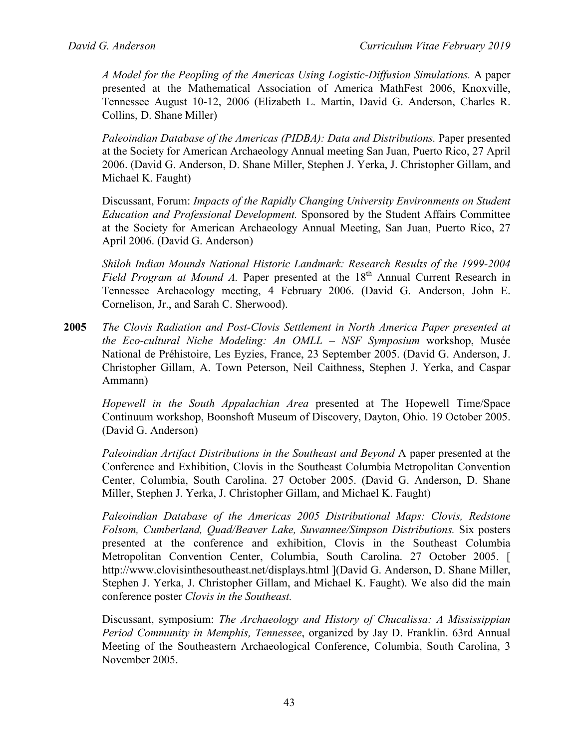*A Model for the Peopling of the Americas Using Logistic-Diffusion Simulations.* A paper presented at the Mathematical Association of America MathFest 2006, Knoxville, Tennessee August 10-12, 2006 (Elizabeth L. Martin, David G. Anderson, Charles R. Collins, D. Shane Miller)

*Paleoindian Database of the Americas (PIDBA): Data and Distributions.* Paper presented at the Society for American Archaeology Annual meeting San Juan, Puerto Rico, 27 April 2006. (David G. Anderson, D. Shane Miller, Stephen J. Yerka, J. Christopher Gillam, and Michael K. Faught)

Discussant, Forum: *Impacts of the Rapidly Changing University Environments on Student Education and Professional Development.* Sponsored by the Student Affairs Committee at the Society for American Archaeology Annual Meeting, San Juan, Puerto Rico, 27 April 2006. (David G. Anderson)

*Shiloh Indian Mounds National Historic Landmark: Research Results of the 1999-2004 Field Program at Mound A.* Paper presented at the 18th Annual Current Research in Tennessee Archaeology meeting, 4 February 2006. (David G. Anderson, John E. Cornelison, Jr., and Sarah C. Sherwood).

**2005** *The Clovis Radiation and Post-Clovis Settlement in North America Paper presented at the Eco-cultural Niche Modeling: An OMLL – NSF Symposium* workshop, Musée National de Préhistoire, Les Eyzies, France, 23 September 2005. (David G. Anderson, J. Christopher Gillam, A. Town Peterson, Neil Caithness, Stephen J. Yerka, and Caspar Ammann)

*Hopewell in the South Appalachian Area* presented at The Hopewell Time/Space Continuum workshop, Boonshoft Museum of Discovery, Dayton, Ohio. 19 October 2005. (David G. Anderson)

*Paleoindian Artifact Distributions in the Southeast and Beyond* A paper presented at the Conference and Exhibition, Clovis in the Southeast Columbia Metropolitan Convention Center, Columbia, South Carolina. 27 October 2005. (David G. Anderson, D. Shane Miller, Stephen J. Yerka, J. Christopher Gillam, and Michael K. Faught)

*Paleoindian Database of the Americas 2005 Distributional Maps: Clovis, Redstone Folsom, Cumberland, Quad/Beaver Lake, Suwannee/Simpson Distributions.* Six posters presented at the conference and exhibition, Clovis in the Southeast Columbia Metropolitan Convention Center, Columbia, South Carolina. 27 October 2005. [ http://www.clovisinthesoutheast.net/displays.html ](David G. Anderson, D. Shane Miller, Stephen J. Yerka, J. Christopher Gillam, and Michael K. Faught). We also did the main conference poster *Clovis in the Southeast.*

Discussant, symposium: *The Archaeology and History of Chucalissa: A Mississippian Period Community in Memphis, Tennessee*, organized by Jay D. Franklin. 63rd Annual Meeting of the Southeastern Archaeological Conference, Columbia, South Carolina, 3 November 2005.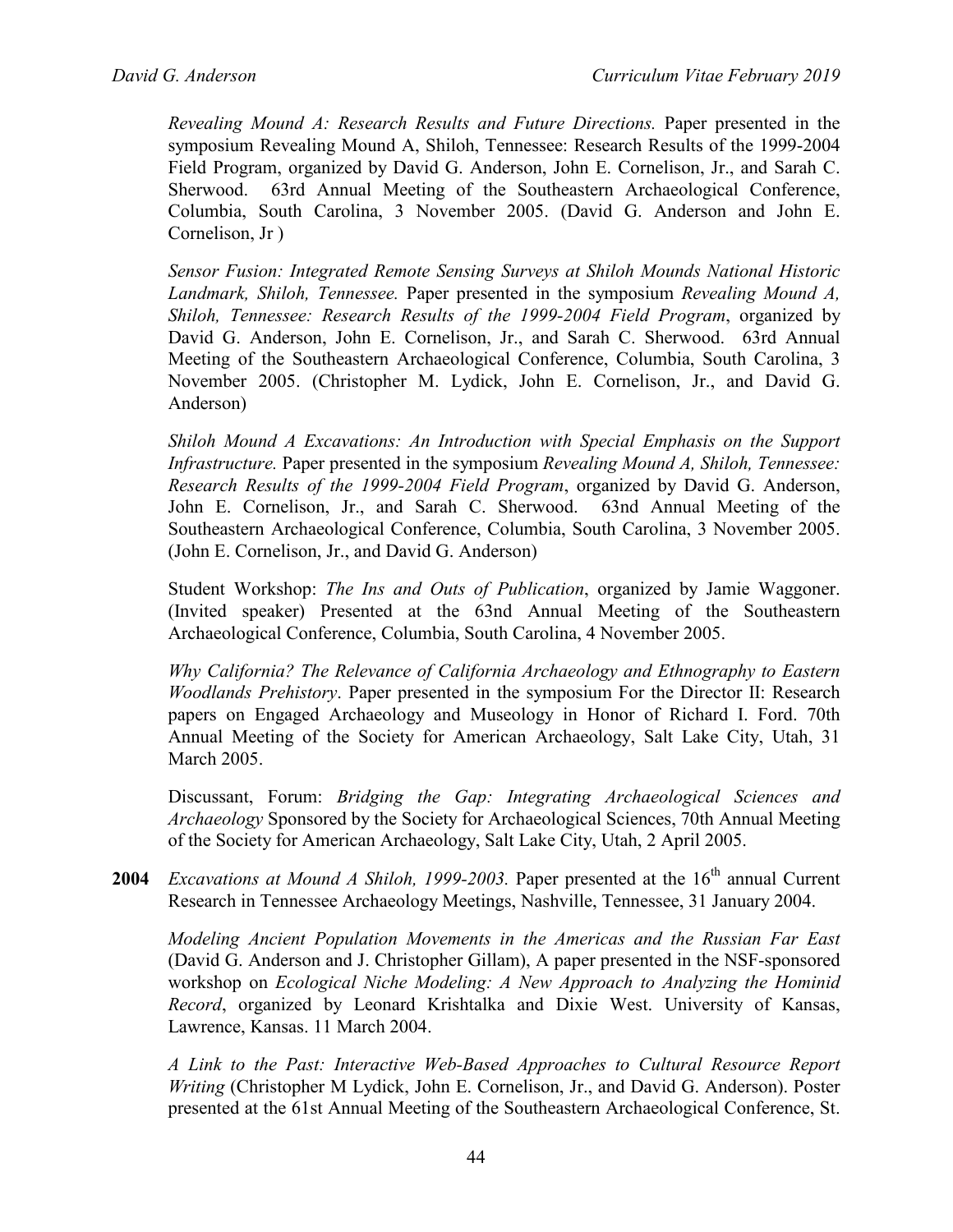*Revealing Mound A: Research Results and Future Directions.* Paper presented in the symposium Revealing Mound A, Shiloh, Tennessee: Research Results of the 1999-2004 Field Program, organized by David G. Anderson, John E. Cornelison, Jr., and Sarah C. Sherwood. 63rd Annual Meeting of the Southeastern Archaeological Conference, Columbia, South Carolina, 3 November 2005. (David G. Anderson and John E. Cornelison, Jr )

*Sensor Fusion: Integrated Remote Sensing Surveys at Shiloh Mounds National Historic Landmark, Shiloh, Tennessee.* Paper presented in the symposium *Revealing Mound A, Shiloh, Tennessee: Research Results of the 1999-2004 Field Program*, organized by David G. Anderson, John E. Cornelison, Jr., and Sarah C. Sherwood. 63rd Annual Meeting of the Southeastern Archaeological Conference, Columbia, South Carolina, 3 November 2005. (Christopher M. Lydick, John E. Cornelison, Jr., and David G. Anderson)

*Shiloh Mound A Excavations: An Introduction with Special Emphasis on the Support Infrastructure.* Paper presented in the symposium *Revealing Mound A, Shiloh, Tennessee: Research Results of the 1999-2004 Field Program*, organized by David G. Anderson, John E. Cornelison, Jr., and Sarah C. Sherwood. 63nd Annual Meeting of the Southeastern Archaeological Conference, Columbia, South Carolina, 3 November 2005. (John E. Cornelison, Jr., and David G. Anderson)

Student Workshop: *The Ins and Outs of Publication*, organized by Jamie Waggoner. (Invited speaker) Presented at the 63nd Annual Meeting of the Southeastern Archaeological Conference, Columbia, South Carolina, 4 November 2005.

*Why California? The Relevance of California Archaeology and Ethnography to Eastern Woodlands Prehistory*. Paper presented in the symposium For the Director II: Research papers on Engaged Archaeology and Museology in Honor of Richard I. Ford. 70th Annual Meeting of the Society for American Archaeology, Salt Lake City, Utah, 31 March 2005.

Discussant, Forum: *Bridging the Gap: Integrating Archaeological Sciences and Archaeology* Sponsored by the Society for Archaeological Sciences, 70th Annual Meeting of the Society for American Archaeology, Salt Lake City, Utah, 2 April 2005.

**2004** *Excavations at Mound A Shiloh, 1999-2003.* Paper presented at the 16th annual Current Research in Tennessee Archaeology Meetings, Nashville, Tennessee, 31 January 2004.

*Modeling Ancient Population Movements in the Americas and the Russian Far East* (David G. Anderson and J. Christopher Gillam), A paper presented in the NSF-sponsored workshop on *Ecological Niche Modeling: A New Approach to Analyzing the Hominid Record*, organized by Leonard Krishtalka and Dixie West. University of Kansas, Lawrence, Kansas. 11 March 2004.

*A Link to the Past: Interactive Web-Based Approaches to Cultural Resource Report Writing* (Christopher M Lydick, John E. Cornelison, Jr., and David G. Anderson). Poster presented at the 61st Annual Meeting of the Southeastern Archaeological Conference, St.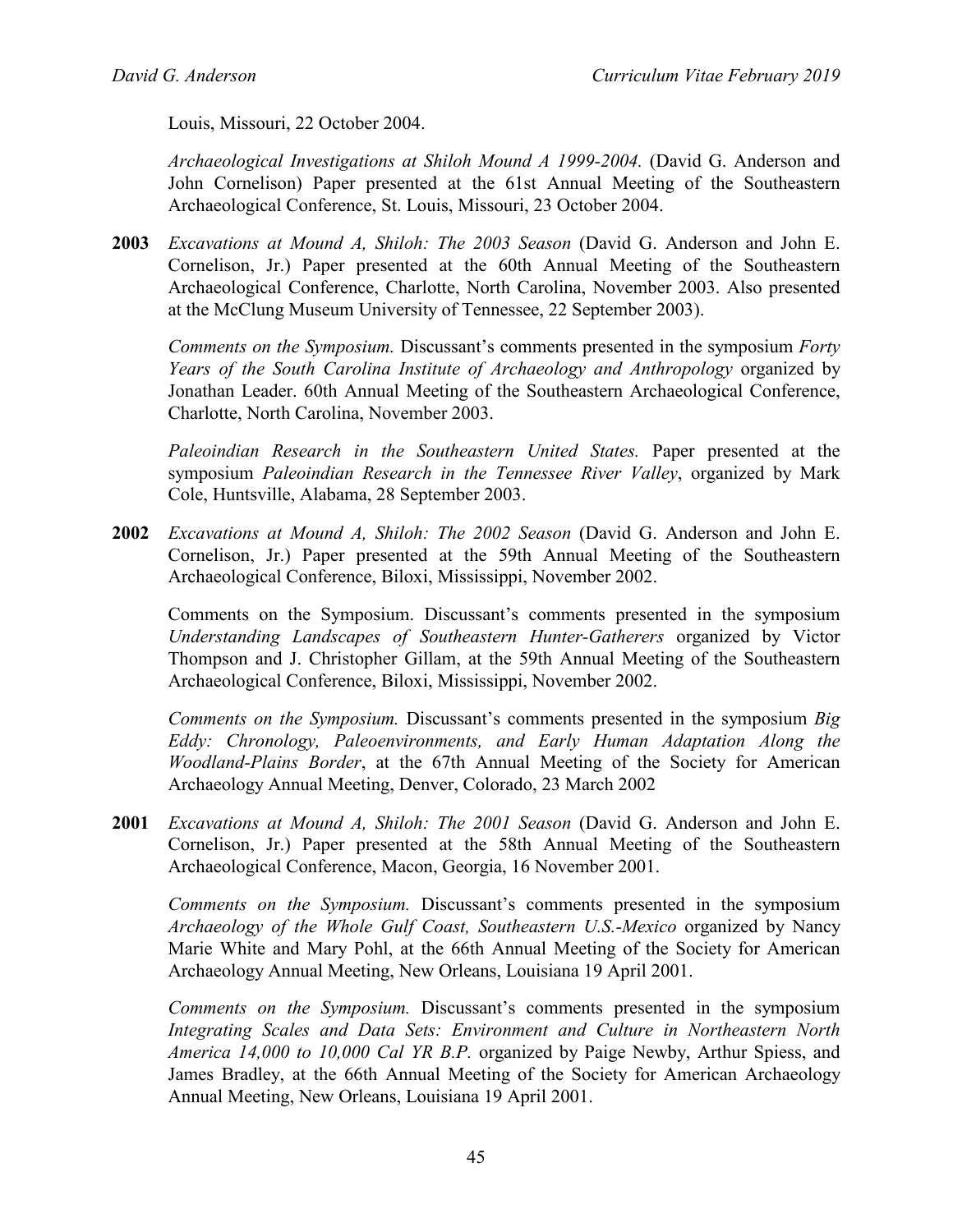Louis, Missouri, 22 October 2004.

*Archaeological Investigations at Shiloh Mound A 1999-2004.* (David G. Anderson and John Cornelison) Paper presented at the 61st Annual Meeting of the Southeastern Archaeological Conference, St. Louis, Missouri, 23 October 2004.

**2003** *Excavations at Mound A, Shiloh: The 2003 Season* (David G. Anderson and John E. Cornelison, Jr.) Paper presented at the 60th Annual Meeting of the Southeastern Archaeological Conference, Charlotte, North Carolina, November 2003. Also presented at the McClung Museum University of Tennessee, 22 September 2003).

*Comments on the Symposium.* Discussant's comments presented in the symposium *Forty Years of the South Carolina Institute of Archaeology and Anthropology* organized by Jonathan Leader. 60th Annual Meeting of the Southeastern Archaeological Conference, Charlotte, North Carolina, November 2003.

*Paleoindian Research in the Southeastern United States.* Paper presented at the symposium *Paleoindian Research in the Tennessee River Valley*, organized by Mark Cole, Huntsville, Alabama, 28 September 2003.

**2002** *Excavations at Mound A, Shiloh: The 2002 Season* (David G. Anderson and John E. Cornelison, Jr.) Paper presented at the 59th Annual Meeting of the Southeastern Archaeological Conference, Biloxi, Mississippi, November 2002.

Comments on the Symposium. Discussant's comments presented in the symposium *Understanding Landscapes of Southeastern Hunter-Gatherers* organized by Victor Thompson and J. Christopher Gillam, at the 59th Annual Meeting of the Southeastern Archaeological Conference, Biloxi, Mississippi, November 2002.

*Comments on the Symposium.* Discussant's comments presented in the symposium *Big Eddy: Chronology, Paleoenvironments, and Early Human Adaptation Along the Woodland-Plains Border*, at the 67th Annual Meeting of the Society for American Archaeology Annual Meeting, Denver, Colorado, 23 March 2002

**2001** *Excavations at Mound A, Shiloh: The 2001 Season* (David G. Anderson and John E. Cornelison, Jr.) Paper presented at the 58th Annual Meeting of the Southeastern Archaeological Conference, Macon, Georgia, 16 November 2001.

*Comments on the Symposium.* Discussant's comments presented in the symposium *Archaeology of the Whole Gulf Coast, Southeastern U.S.-Mexico* organized by Nancy Marie White and Mary Pohl, at the 66th Annual Meeting of the Society for American Archaeology Annual Meeting, New Orleans, Louisiana 19 April 2001.

*Comments on the Symposium.* Discussant's comments presented in the symposium *Integrating Scales and Data Sets: Environment and Culture in Northeastern North America 14,000 to 10,000 Cal YR B.P.* organized by Paige Newby, Arthur Spiess, and James Bradley, at the 66th Annual Meeting of the Society for American Archaeology Annual Meeting, New Orleans, Louisiana 19 April 2001.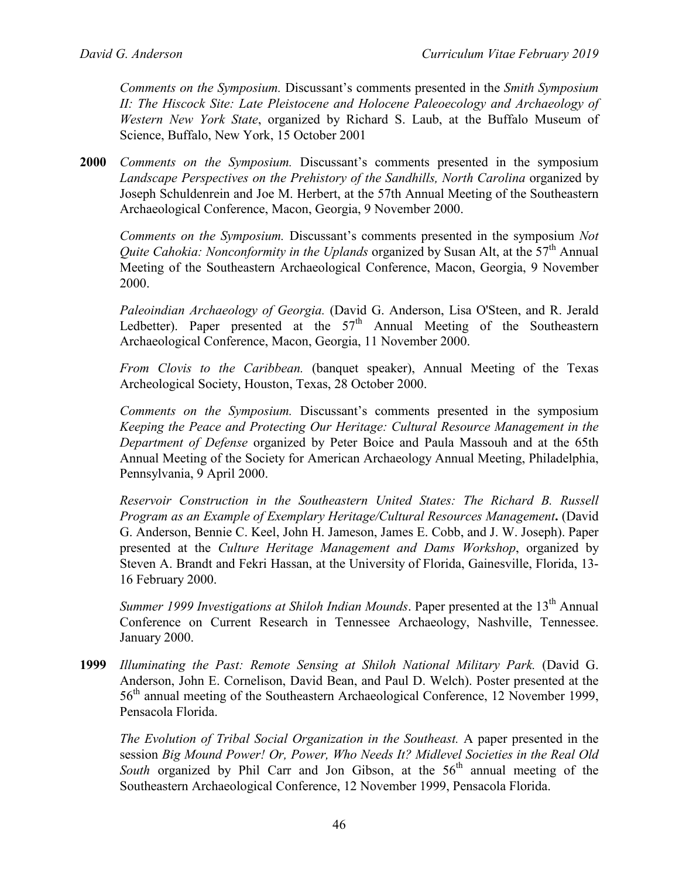*Comments on the Symposium.* Discussant's comments presented in the *Smith Symposium II: The Hiscock Site: Late Pleistocene and Holocene Paleoecology and Archaeology of Western New York State*, organized by Richard S. Laub, at the Buffalo Museum of Science, Buffalo, New York, 15 October 2001

**2000** *Comments on the Symposium.* Discussant's comments presented in the symposium *Landscape Perspectives on the Prehistory of the Sandhills, North Carolina* organized by Joseph Schuldenrein and Joe M. Herbert, at the 57th Annual Meeting of the Southeastern Archaeological Conference, Macon, Georgia, 9 November 2000.

*Comments on the Symposium.* Discussant's comments presented in the symposium *Not Quite Cahokia: Nonconformity in the Uplands* organized by Susan Alt, at the 57th Annual Meeting of the Southeastern Archaeological Conference, Macon, Georgia, 9 November 2000.

*Paleoindian Archaeology of Georgia.* (David G. Anderson, Lisa O'Steen, and R. Jerald Ledbetter). Paper presented at the 57th Annual Meeting of the Southeastern Archaeological Conference, Macon, Georgia, 11 November 2000.

*From Clovis to the Caribbean.* (banquet speaker), Annual Meeting of the Texas Archeological Society, Houston, Texas, 28 October 2000.

*Comments on the Symposium.* Discussant's comments presented in the symposium *Keeping the Peace and Protecting Our Heritage: Cultural Resource Management in the Department of Defense* organized by Peter Boice and Paula Massouh and at the 65th Annual Meeting of the Society for American Archaeology Annual Meeting, Philadelphia, Pennsylvania, 9 April 2000.

*Reservoir Construction in the Southeastern United States: The Richard B. Russell Program as an Example of Exemplary Heritage/Cultural Resources Management***.** (David G. Anderson, Bennie C. Keel, John H. Jameson, James E. Cobb, and J. W. Joseph). Paper presented at the *Culture Heritage Management and Dams Workshop*, organized by Steven A. Brandt and Fekri Hassan, at the University of Florida, Gainesville, Florida, 13-16 February 2000.

*Summer 1999 Investigations at Shiloh Indian Mounds*. Paper presented at the 13th Annual Conference on Current Research in Tennessee Archaeology, Nashville, Tennessee. January 2000.

**1999** *Illuminating the Past: Remote Sensing at Shiloh National Military Park.* (David G. Anderson, John E. Cornelison, David Bean, and Paul D. Welch). Poster presented at the 56th annual meeting of the Southeastern Archaeological Conference, 12 November 1999, Pensacola Florida.

*The Evolution of Tribal Social Organization in the Southeast.* A paper presented in the session *Big Mound Power! Or, Power, Who Needs It? Midlevel Societies in the Real Old South* organized by Phil Carr and Jon Gibson, at the 56th annual meeting of the Southeastern Archaeological Conference, 12 November 1999, Pensacola Florida.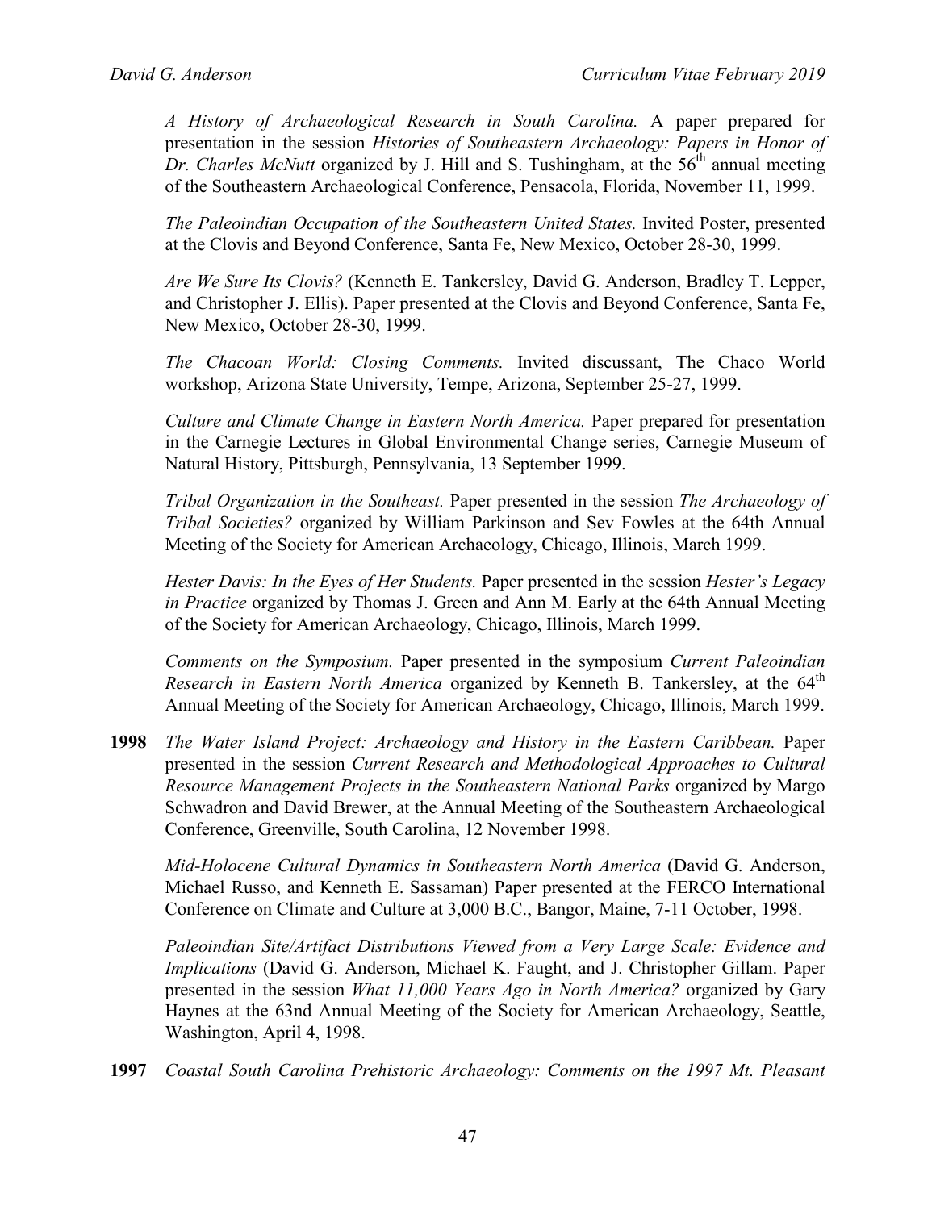*A History of Archaeological Research in South Carolina.* A paper prepared for presentation in the session *Histories of Southeastern Archaeology: Papers in Honor of Dr. Charles McNutt* organized by J. Hill and S. Tushingham, at the 56th annual meeting of the Southeastern Archaeological Conference, Pensacola, Florida, November 11, 1999.

*The Paleoindian Occupation of the Southeastern United States.* Invited Poster, presented at the Clovis and Beyond Conference, Santa Fe, New Mexico, October 28-30, 1999.

*Are We Sure Its Clovis?* (Kenneth E. Tankersley, David G. Anderson, Bradley T. Lepper, and Christopher J. Ellis). Paper presented at the Clovis and Beyond Conference, Santa Fe, New Mexico, October 28-30, 1999.

*The Chacoan World: Closing Comments.* Invited discussant, The Chaco World workshop, Arizona State University, Tempe, Arizona, September 25-27, 1999.

*Culture and Climate Change in Eastern North America.* Paper prepared for presentation in the Carnegie Lectures in Global Environmental Change series, Carnegie Museum of Natural History, Pittsburgh, Pennsylvania, 13 September 1999.

*Tribal Organization in the Southeast.* Paper presented in the session *The Archaeology of Tribal Societies?* organized by William Parkinson and Sev Fowles at the 64th Annual Meeting of the Society for American Archaeology, Chicago, Illinois, March 1999.

*Hester Davis: In the Eyes of Her Students.* Paper presented in the session *Hester's Legacy in Practice* organized by Thomas J. Green and Ann M. Early at the 64th Annual Meeting of the Society for American Archaeology, Chicago, Illinois, March 1999.

*Comments on the Symposium.* Paper presented in the symposium *Current Paleoindian Research in Eastern North America* organized by Kenneth B. Tankersley, at the 64th Annual Meeting of the Society for American Archaeology, Chicago, Illinois, March 1999.

**1998** *The Water Island Project: Archaeology and History in the Eastern Caribbean.* Paper presented in the session *Current Research and Methodological Approaches to Cultural Resource Management Projects in the Southeastern National Parks* organized by Margo Schwadron and David Brewer, at the Annual Meeting of the Southeastern Archaeological Conference, Greenville, South Carolina, 12 November 1998.

*Mid-Holocene Cultural Dynamics in Southeastern North America* (David G. Anderson, Michael Russo, and Kenneth E. Sassaman) Paper presented at the FERCO International Conference on Climate and Culture at 3,000 B.C., Bangor, Maine, 7-11 October, 1998.

*Paleoindian Site/Artifact Distributions Viewed from a Very Large Scale: Evidence and Implications* (David G. Anderson, Michael K. Faught, and J. Christopher Gillam. Paper presented in the session *What 11,000 Years Ago in North America?* organized by Gary Haynes at the 63nd Annual Meeting of the Society for American Archaeology, Seattle, Washington, April 4, 1998.

**1997** *Coastal South Carolina Prehistoric Archaeology: Comments on the 1997 Mt. Pleasant*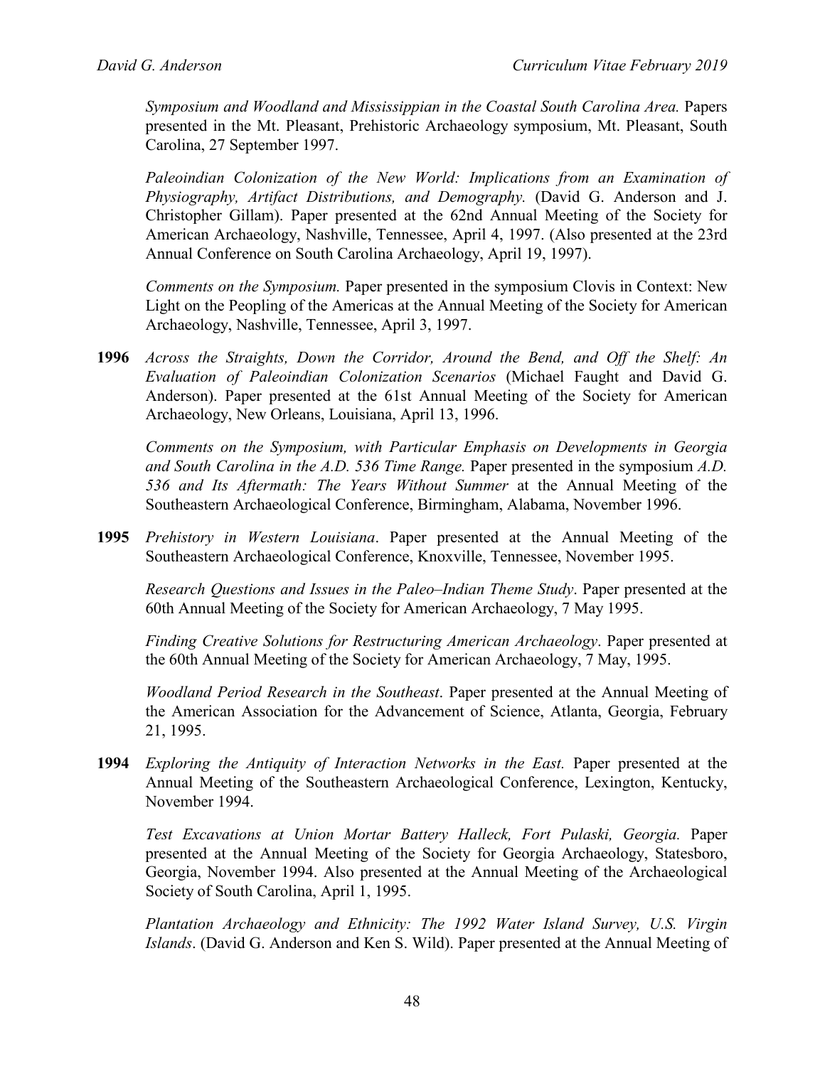*Symposium and Woodland and Mississippian in the Coastal South Carolina Area.* Papers presented in the Mt. Pleasant, Prehistoric Archaeology symposium, Mt. Pleasant, South Carolina, 27 September 1997.

*Paleoindian Colonization of the New World: Implications from an Examination of Physiography, Artifact Distributions, and Demography.* (David G. Anderson and J. Christopher Gillam). Paper presented at the 62nd Annual Meeting of the Society for American Archaeology, Nashville, Tennessee, April 4, 1997. (Also presented at the 23rd Annual Conference on South Carolina Archaeology, April 19, 1997).

*Comments on the Symposium.* Paper presented in the symposium Clovis in Context: New Light on the Peopling of the Americas at the Annual Meeting of the Society for American Archaeology, Nashville, Tennessee, April 3, 1997.

**1996** *Across the Straights, Down the Corridor, Around the Bend, and Off the Shelf: An Evaluation of Paleoindian Colonization Scenarios* (Michael Faught and David G. Anderson). Paper presented at the 61st Annual Meeting of the Society for American Archaeology, New Orleans, Louisiana, April 13, 1996.

*Comments on the Symposium, with Particular Emphasis on Developments in Georgia and South Carolina in the A.D. 536 Time Range.* Paper presented in the symposium *A.D. 536 and Its Aftermath: The Years Without Summer* at the Annual Meeting of the Southeastern Archaeological Conference, Birmingham, Alabama, November 1996.

**1995** *Prehistory in Western Louisiana*. Paper presented at the Annual Meeting of the Southeastern Archaeological Conference, Knoxville, Tennessee, November 1995.

*Research Questions and Issues in the Paleo–Indian Theme Study*. Paper presented at the 60th Annual Meeting of the Society for American Archaeology, 7 May 1995.

*Finding Creative Solutions for Restructuring American Archaeology*. Paper presented at the 60th Annual Meeting of the Society for American Archaeology, 7 May, 1995.

*Woodland Period Research in the Southeast*. Paper presented at the Annual Meeting of the American Association for the Advancement of Science, Atlanta, Georgia, February 21, 1995.

**1994** *Exploring the Antiquity of Interaction Networks in the East.* Paper presented at the Annual Meeting of the Southeastern Archaeological Conference, Lexington, Kentucky, November 1994.

*Test Excavations at Union Mortar Battery Halleck, Fort Pulaski, Georgia.* Paper presented at the Annual Meeting of the Society for Georgia Archaeology, Statesboro, Georgia, November 1994. Also presented at the Annual Meeting of the Archaeological Society of South Carolina, April 1, 1995.

*Plantation Archaeology and Ethnicity: The 1992 Water Island Survey, U.S. Virgin Islands*. (David G. Anderson and Ken S. Wild). Paper presented at the Annual Meeting of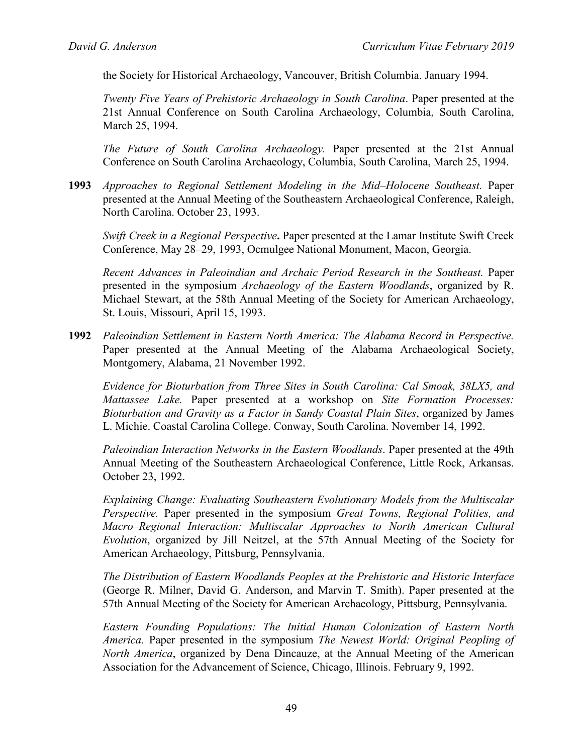the Society for Historical Archaeology, Vancouver, British Columbia. January 1994.

*Twenty Five Years of Prehistoric Archaeology in South Carolina*. Paper presented at the 21st Annual Conference on South Carolina Archaeology, Columbia, South Carolina, March 25, 1994.

*The Future of South Carolina Archaeology.* Paper presented at the 21st Annual Conference on South Carolina Archaeology, Columbia, South Carolina, March 25, 1994.

**1993** *Approaches to Regional Settlement Modeling in the Mid–Holocene Southeast.* Paper presented at the Annual Meeting of the Southeastern Archaeological Conference, Raleigh, North Carolina. October 23, 1993.

*Swift Creek in a Regional Perspective***.** Paper presented at the Lamar Institute Swift Creek Conference, May 28–29, 1993, Ocmulgee National Monument, Macon, Georgia.

*Recent Advances in Paleoindian and Archaic Period Research in the Southeast.* Paper presented in the symposium *Archaeology of the Eastern Woodlands*, organized by R. Michael Stewart, at the 58th Annual Meeting of the Society for American Archaeology, St. Louis, Missouri, April 15, 1993.

**1992** *Paleoindian Settlement in Eastern North America: The Alabama Record in Perspective.* Paper presented at the Annual Meeting of the Alabama Archaeological Society, Montgomery, Alabama, 21 November 1992.

*Evidence for Bioturbation from Three Sites in South Carolina: Cal Smoak, 38LX5, and Mattassee Lake.* Paper presented at a workshop on *Site Formation Processes: Bioturbation and Gravity as a Factor in Sandy Coastal Plain Sites*, organized by James L. Michie. Coastal Carolina College. Conway, South Carolina. November 14, 1992.

*Paleoindian Interaction Networks in the Eastern Woodlands*. Paper presented at the 49th Annual Meeting of the Southeastern Archaeological Conference, Little Rock, Arkansas. October 23, 1992.

*Explaining Change: Evaluating Southeastern Evolutionary Models from the Multiscalar Perspective.* Paper presented in the symposium *Great Towns, Regional Polities, and Macro–Regional Interaction: Multiscalar Approaches to North American Cultural Evolution*, organized by Jill Neitzel, at the 57th Annual Meeting of the Society for American Archaeology, Pittsburg, Pennsylvania.

*The Distribution of Eastern Woodlands Peoples at the Prehistoric and Historic Interface* (George R. Milner, David G. Anderson, and Marvin T. Smith). Paper presented at the 57th Annual Meeting of the Society for American Archaeology, Pittsburg, Pennsylvania.

*Eastern Founding Populations: The Initial Human Colonization of Eastern North America.* Paper presented in the symposium *The Newest World: Original Peopling of North America*, organized by Dena Dincauze, at the Annual Meeting of the American Association for the Advancement of Science, Chicago, Illinois. February 9, 1992.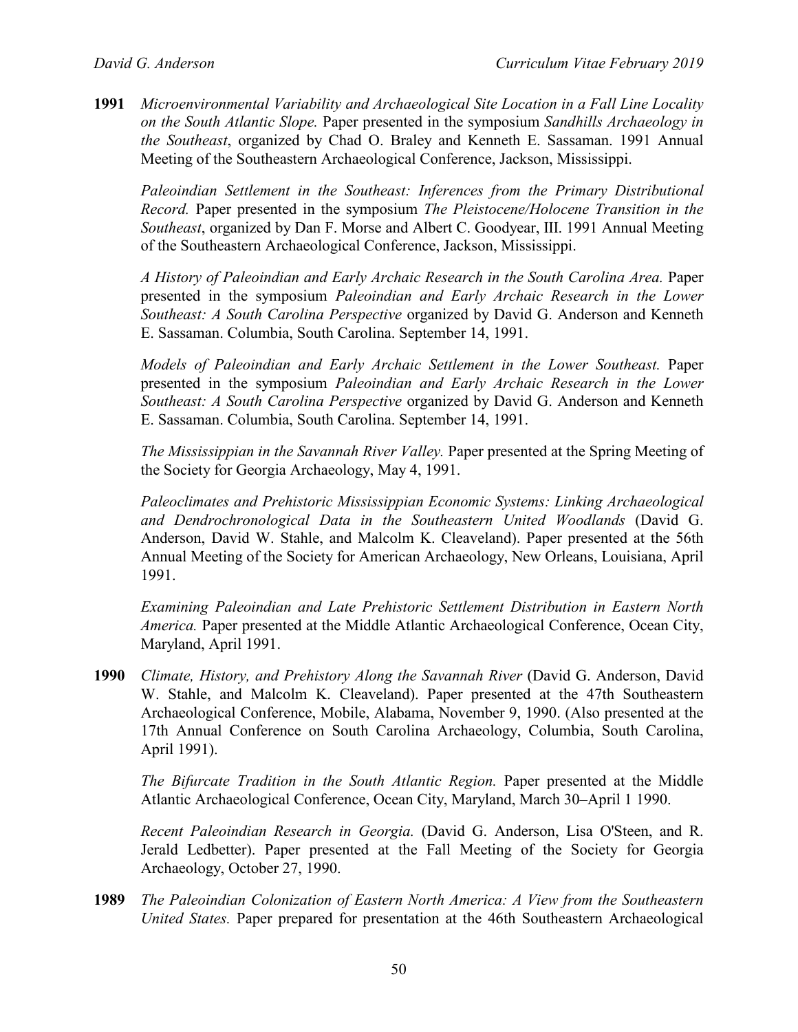**1991** *Microenvironmental Variability and Archaeological Site Location in a Fall Line Locality on the South Atlantic Slope.* Paper presented in the symposium *Sandhills Archaeology in the Southeast*, organized by Chad O. Braley and Kenneth E. Sassaman. 1991 Annual Meeting of the Southeastern Archaeological Conference, Jackson, Mississippi.

*Paleoindian Settlement in the Southeast: Inferences from the Primary Distributional Record.* Paper presented in the symposium *The Pleistocene/Holocene Transition in the Southeast*, organized by Dan F. Morse and Albert C. Goodyear, III. 1991 Annual Meeting of the Southeastern Archaeological Conference, Jackson, Mississippi.

*A History of Paleoindian and Early Archaic Research in the South Carolina Area.* Paper presented in the symposium *Paleoindian and Early Archaic Research in the Lower Southeast: A South Carolina Perspective* organized by David G. Anderson and Kenneth E. Sassaman. Columbia, South Carolina. September 14, 1991.

*Models of Paleoindian and Early Archaic Settlement in the Lower Southeast.* Paper presented in the symposium *Paleoindian and Early Archaic Research in the Lower Southeast: A South Carolina Perspective* organized by David G. Anderson and Kenneth E. Sassaman. Columbia, South Carolina. September 14, 1991.

*The Mississippian in the Savannah River Valley.* Paper presented at the Spring Meeting of the Society for Georgia Archaeology, May 4, 1991.

*Paleoclimates and Prehistoric Mississippian Economic Systems: Linking Archaeological and Dendrochronological Data in the Southeastern United Woodlands* (David G. Anderson, David W. Stahle, and Malcolm K. Cleaveland). Paper presented at the 56th Annual Meeting of the Society for American Archaeology, New Orleans, Louisiana, April 1991.

*Examining Paleoindian and Late Prehistoric Settlement Distribution in Eastern North America.* Paper presented at the Middle Atlantic Archaeological Conference, Ocean City, Maryland, April 1991.

**1990** *Climate, History, and Prehistory Along the Savannah River* (David G. Anderson, David W. Stahle, and Malcolm K. Cleaveland). Paper presented at the 47th Southeastern Archaeological Conference, Mobile, Alabama, November 9, 1990. (Also presented at the 17th Annual Conference on South Carolina Archaeology, Columbia, South Carolina, April 1991).

*The Bifurcate Tradition in the South Atlantic Region.* Paper presented at the Middle Atlantic Archaeological Conference, Ocean City, Maryland, March 30–April 1 1990.

*Recent Paleoindian Research in Georgia.* (David G. Anderson, Lisa O'Steen, and R. Jerald Ledbetter). Paper presented at the Fall Meeting of the Society for Georgia Archaeology, October 27, 1990.

**1989** *The Paleoindian Colonization of Eastern North America: A View from the Southeastern United States.* Paper prepared for presentation at the 46th Southeastern Archaeological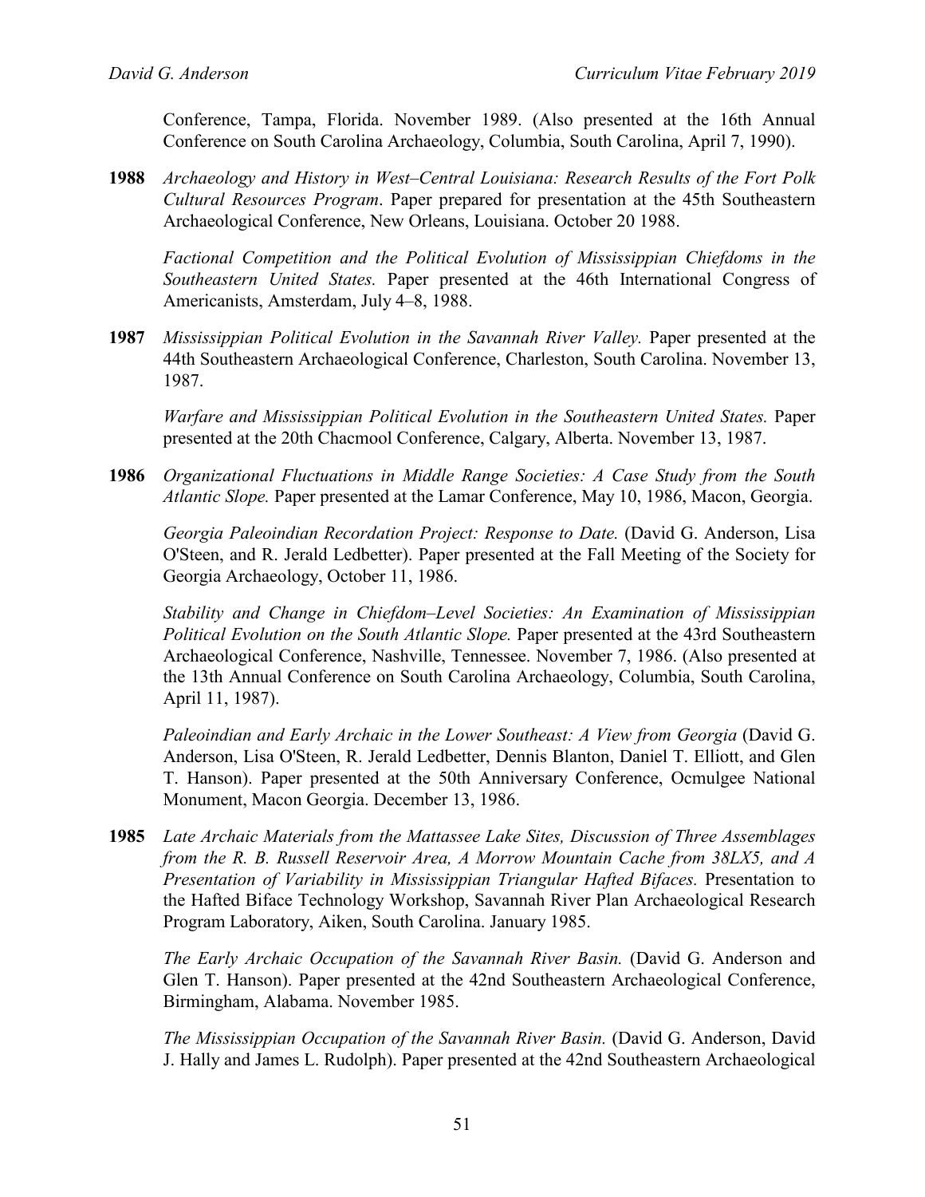Conference, Tampa, Florida. November 1989. (Also presented at the 16th Annual Conference on South Carolina Archaeology, Columbia, South Carolina, April 7, 1990).

**1988** *Archaeology and History in West–Central Louisiana: Research Results of the Fort Polk Cultural Resources Program*. Paper prepared for presentation at the 45th Southeastern Archaeological Conference, New Orleans, Louisiana. October 20 1988.

*Factional Competition and the Political Evolution of Mississippian Chiefdoms in the Southeastern United States.* Paper presented at the 46th International Congress of Americanists, Amsterdam, July 4–8, 1988.

**1987** *Mississippian Political Evolution in the Savannah River Valley.* Paper presented at the 44th Southeastern Archaeological Conference, Charleston, South Carolina. November 13, 1987.

*Warfare and Mississippian Political Evolution in the Southeastern United States.* Paper presented at the 20th Chacmool Conference, Calgary, Alberta. November 13, 1987.

**1986** *Organizational Fluctuations in Middle Range Societies: A Case Study from the South Atlantic Slope.* Paper presented at the Lamar Conference, May 10, 1986, Macon, Georgia.

*Georgia Paleoindian Recordation Project: Response to Date.* (David G. Anderson, Lisa O'Steen, and R. Jerald Ledbetter). Paper presented at the Fall Meeting of the Society for Georgia Archaeology, October 11, 1986.

*Stability and Change in Chiefdom–Level Societies: An Examination of Mississippian Political Evolution on the South Atlantic Slope.* Paper presented at the 43rd Southeastern Archaeological Conference, Nashville, Tennessee. November 7, 1986. (Also presented at the 13th Annual Conference on South Carolina Archaeology, Columbia, South Carolina, April 11, 1987).

*Paleoindian and Early Archaic in the Lower Southeast: A View from Georgia* (David G. Anderson, Lisa O'Steen, R. Jerald Ledbetter, Dennis Blanton, Daniel T. Elliott, and Glen T. Hanson). Paper presented at the 50th Anniversary Conference, Ocmulgee National Monument, Macon Georgia. December 13, 1986.

**1985** *Late Archaic Materials from the Mattassee Lake Sites, Discussion of Three Assemblages from the R. B. Russell Reservoir Area, A Morrow Mountain Cache from 38LX5, and A Presentation of Variability in Mississippian Triangular Hafted Bifaces.* Presentation to the Hafted Biface Technology Workshop, Savannah River Plan Archaeological Research Program Laboratory, Aiken, South Carolina. January 1985.

*The Early Archaic Occupation of the Savannah River Basin.* (David G. Anderson and Glen T. Hanson). Paper presented at the 42nd Southeastern Archaeological Conference, Birmingham, Alabama. November 1985.

*The Mississippian Occupation of the Savannah River Basin.* (David G. Anderson, David J. Hally and James L. Rudolph). Paper presented at the 42nd Southeastern Archaeological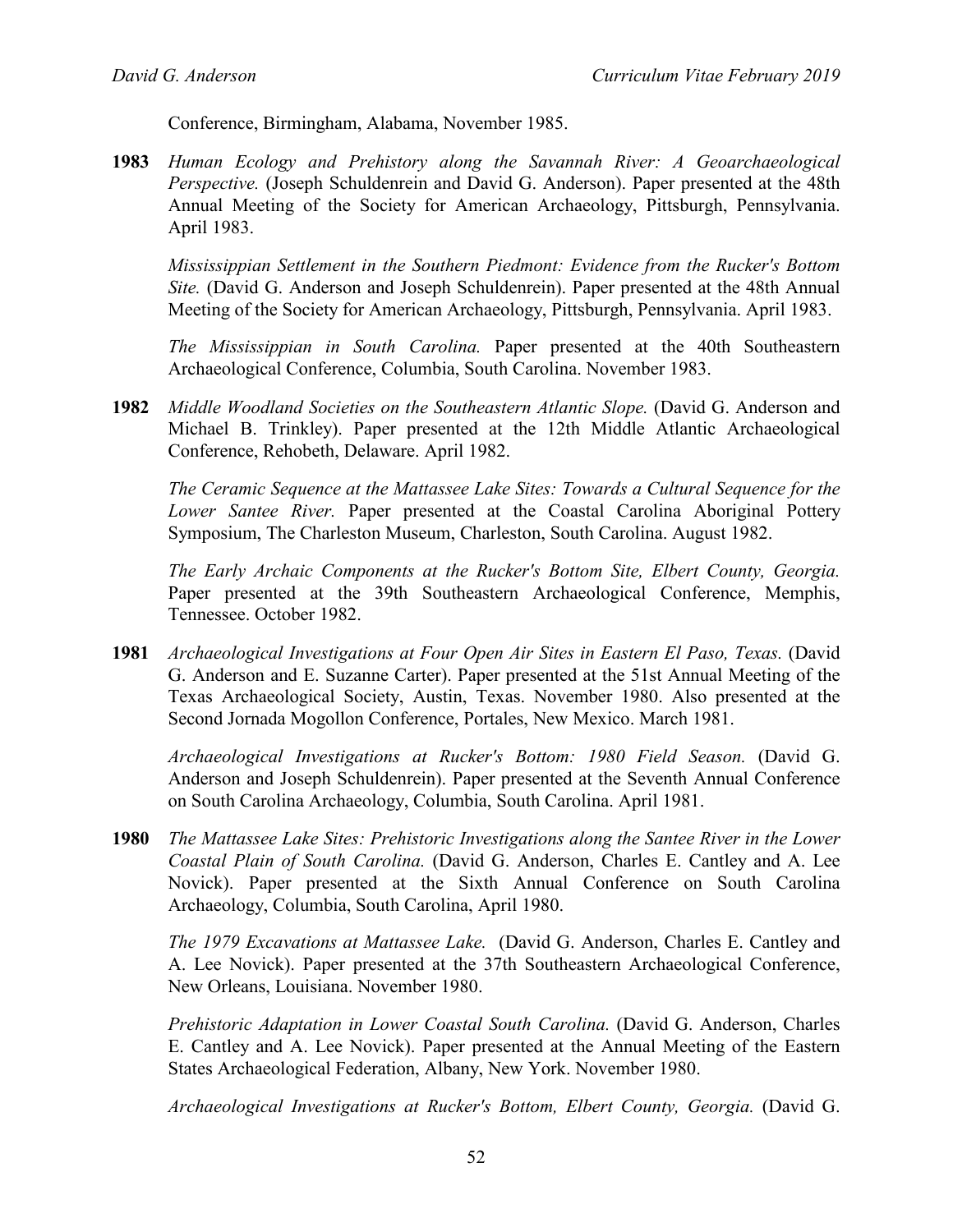Conference, Birmingham, Alabama, November 1985.

**1983** *Human Ecology and Prehistory along the Savannah River: A Geoarchaeological Perspective.* (Joseph Schuldenrein and David G. Anderson). Paper presented at the 48th Annual Meeting of the Society for American Archaeology, Pittsburgh, Pennsylvania. April 1983.

*Mississippian Settlement in the Southern Piedmont: Evidence from the Rucker's Bottom Site.* (David G. Anderson and Joseph Schuldenrein). Paper presented at the 48th Annual Meeting of the Society for American Archaeology, Pittsburgh, Pennsylvania. April 1983.

*The Mississippian in South Carolina.* Paper presented at the 40th Southeastern Archaeological Conference, Columbia, South Carolina. November 1983.

**1982** *Middle Woodland Societies on the Southeastern Atlantic Slope.* (David G. Anderson and Michael B. Trinkley). Paper presented at the 12th Middle Atlantic Archaeological Conference, Rehobeth, Delaware. April 1982.

*The Ceramic Sequence at the Mattassee Lake Sites: Towards a Cultural Sequence for the Lower Santee River.* Paper presented at the Coastal Carolina Aboriginal Pottery Symposium, The Charleston Museum, Charleston, South Carolina. August 1982.

*The Early Archaic Components at the Rucker's Bottom Site, Elbert County, Georgia.* Paper presented at the 39th Southeastern Archaeological Conference, Memphis, Tennessee. October 1982.

**1981** *Archaeological Investigations at Four Open Air Sites in Eastern El Paso, Texas.* (David G. Anderson and E. Suzanne Carter). Paper presented at the 51st Annual Meeting of the Texas Archaeological Society, Austin, Texas. November 1980. Also presented at the Second Jornada Mogollon Conference, Portales, New Mexico. March 1981.

*Archaeological Investigations at Rucker's Bottom: 1980 Field Season.* (David G. Anderson and Joseph Schuldenrein). Paper presented at the Seventh Annual Conference on South Carolina Archaeology, Columbia, South Carolina. April 1981.

**1980** *The Mattassee Lake Sites: Prehistoric Investigations along the Santee River in the Lower Coastal Plain of South Carolina.* (David G. Anderson, Charles E. Cantley and A. Lee Novick). Paper presented at the Sixth Annual Conference on South Carolina Archaeology, Columbia, South Carolina, April 1980.

*The 1979 Excavations at Mattassee Lake.* (David G. Anderson, Charles E. Cantley and A. Lee Novick). Paper presented at the 37th Southeastern Archaeological Conference, New Orleans, Louisiana. November 1980.

*Prehistoric Adaptation in Lower Coastal South Carolina.* (David G. Anderson, Charles E. Cantley and A. Lee Novick). Paper presented at the Annual Meeting of the Eastern States Archaeological Federation, Albany, New York. November 1980.

*Archaeological Investigations at Rucker's Bottom, Elbert County, Georgia.* (David G.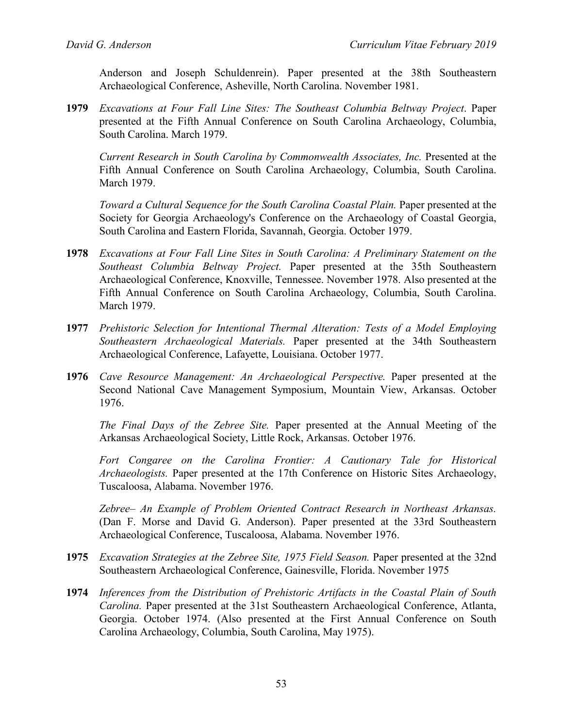Anderson and Joseph Schuldenrein). Paper presented at the 38th Southeastern Archaeological Conference, Asheville, North Carolina. November 1981.

**1979** *Excavations at Four Fall Line Sites: The Southeast Columbia Beltway Project*. Paper presented at the Fifth Annual Conference on South Carolina Archaeology, Columbia, South Carolina. March 1979.

*Current Research in South Carolina by Commonwealth Associates, Inc.* Presented at the Fifth Annual Conference on South Carolina Archaeology, Columbia, South Carolina. March 1979.

*Toward a Cultural Sequence for the South Carolina Coastal Plain.* Paper presented at the Society for Georgia Archaeology's Conference on the Archaeology of Coastal Georgia, South Carolina and Eastern Florida, Savannah, Georgia. October 1979.

**1978** *Excavations at Four Fall Line Sites in South Carolina: A Preliminary Statement on the Southeast Columbia Beltway Project.* Paper presented at the 35th Southeastern Archaeological Conference, Knoxville, Tennessee. November 1978. Also presented at the Fifth Annual Conference on South Carolina Archaeology, Columbia, South Carolina. March 1979.

**1977** *Prehistoric Selection for Intentional Thermal Alteration: Tests of a Model Employing Southeastern Archaeological Materials.* Paper presented at the 34th Southeastern Archaeological Conference, Lafayette, Louisiana. October 1977.

**1976** *Cave Resource Management: An Archaeological Perspective.* Paper presented at the Second National Cave Management Symposium, Mountain View, Arkansas. October 1976.

*The Final Days of the Zebree Site.* Paper presented at the Annual Meeting of the Arkansas Archaeological Society, Little Rock, Arkansas. October 1976.

*Fort Congaree on the Carolina Frontier: A Cautionary Tale for Historical Archaeologists.* Paper presented at the 17th Conference on Historic Sites Archaeology, Tuscaloosa, Alabama. November 1976.

*Zebree– An Example of Problem Oriented Contract Research in Northeast Arkansas.* (Dan F. Morse and David G. Anderson). Paper presented at the 33rd Southeastern Archaeological Conference, Tuscaloosa, Alabama. November 1976.

**1975** *Excavation Strategies at the Zebree Site, 1975 Field Season.* Paper presented at the 32nd Southeastern Archaeological Conference, Gainesville, Florida. November 1975

**1974** *Inferences from the Distribution of Prehistoric Artifacts in the Coastal Plain of South Carolina.* Paper presented at the 31st Southeastern Archaeological Conference, Atlanta, Georgia. October 1974. (Also presented at the First Annual Conference on South Carolina Archaeology, Columbia, South Carolina, May 1975).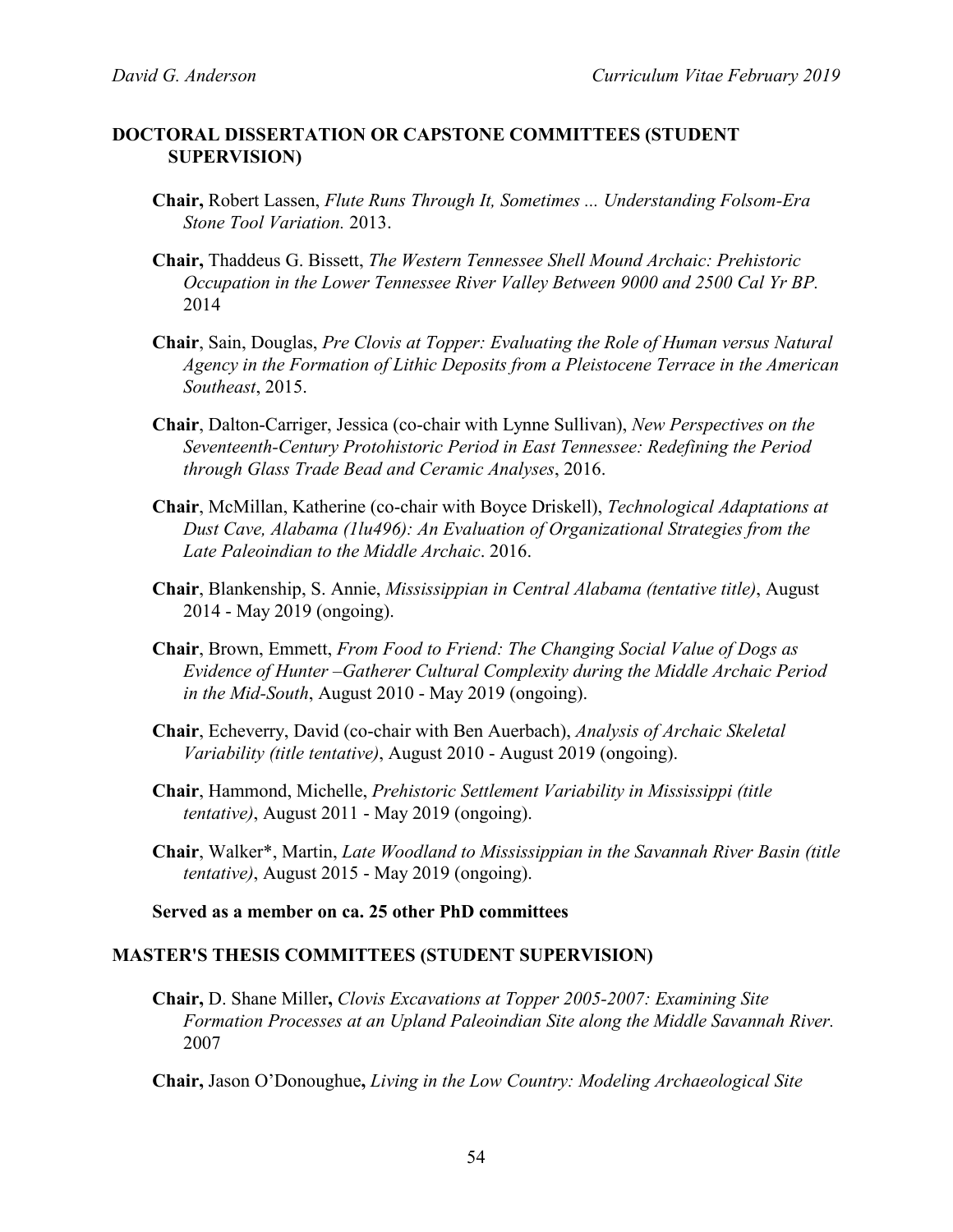## DOCTORAL DISSERTATION OR CAPSTONE COMMITTEES (STUDENT SUPERVISION)

**Chair,** Robert Lassen, *Flute Runs Through It, Sometimes ... Understanding Folsom-Era Stone Tool Variation.* 2013.

**Chair,** Thaddeus G. Bissett, *The Western Tennessee Shell Mound Archaic: Prehistoric Occupation in the Lower Tennessee River Valley Between 9000 and 2500 Cal Yr BP.* 2014

**Chair**, Sain, Douglas, *Pre Clovis at Topper: Evaluating the Role of Human versus Natural Agency in the Formation of Lithic Deposits from a Pleistocene Terrace in the American Southeast*, 2015.

**Chair**, Dalton-Carriger, Jessica (co-chair with Lynne Sullivan), *New Perspectives on the Seventeenth-Century Protohistoric Period in East Tennessee: Redefining the Period through Glass Trade Bead and Ceramic Analyses*, 2016.

**Chair**, McMillan, Katherine (co-chair with Boyce Driskell), *Technological Adaptations at Dust Cave, Alabama (1lu496): An Evaluation of Organizational Strategies from the Late Paleoindian to the Middle Archaic*. 2016.

**Chair**, Blankenship, S. Annie, *Mississippian in Central Alabama (tentative title)*, August 2014 - May 2019 (ongoing).

**Chair**, Brown, Emmett, *From Food to Friend: The Changing Social Value of Dogs as Evidence of Hunter –Gatherer Cultural Complexity during the Middle Archaic Period in the Mid-South*, August 2010 - May 2019 (ongoing).

**Chair**, Echeverry, David (co-chair with Ben Auerbach), *Analysis of Archaic Skeletal Variability (title tentative)*, August 2010 - August 2019 (ongoing).

**Chair**, Hammond, Michelle, *Prehistoric Settlement Variability in Mississippi (title tentative)*, August 2011 - May 2019 (ongoing).

**Chair**, Walker*, Martin, *Late Woodland to Mississippian in the Savannah River Basin (title tentative)*, August 2015 - May 2019 (ongoing).

**Served as a member on ca. 25 other PhD committees**

## MASTER'S THESIS COMMITTEES (STUDENT SUPERVISION)

**Chair,** D. Shane Miller**,** *Clovis Excavations at Topper 2005-2007: Examining Site Formation Processes at an Upland Paleoindian Site along the Middle Savannah River.* 2007

**Chair,** Jason O'Donoughue**,** *Living in the Low Country: Modeling Archaeological Site*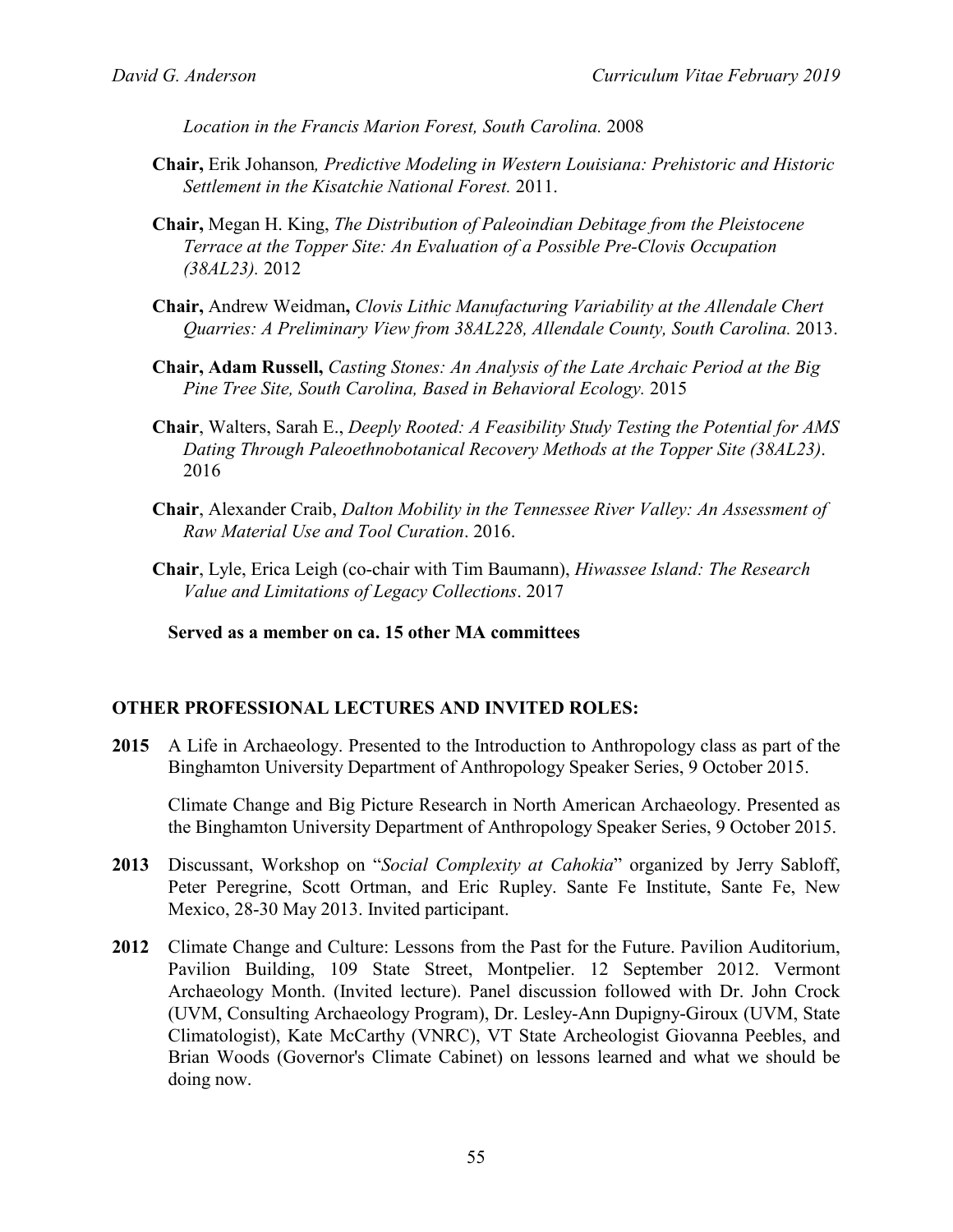*Location in the Francis Marion Forest, South Carolina.* 2008

**Chair,** Erik Johanson*, Predictive Modeling in Western Louisiana: Prehistoric and Historic Settlement in the Kisatchie National Forest.* 2011.

**Chair,** Megan H. King, *The Distribution of Paleoindian Debitage from the Pleistocene Terrace at the Topper Site: An Evaluation of a Possible Pre-Clovis Occupation (38AL23).* 2012

**Chair,** Andrew Weidman**,** *Clovis Lithic Manufacturing Variability at the Allendale Chert Quarries: A Preliminary View from 38AL228, Allendale County, South Carolina.* 2013.

**Chair, Adam Russell,** *Casting Stones: An Analysis of the Late Archaic Period at the Big Pine Tree Site, South Carolina, Based in Behavioral Ecology.* 2015

**Chair**, Walters, Sarah E., *Deeply Rooted: A Feasibility Study Testing the Potential for AMS Dating Through Paleoethnobotanical Recovery Methods at the Topper Site (38AL23)*. 2016

**Chair**, Alexander Craib, *Dalton Mobility in the Tennessee River Valley: An Assessment of Raw Material Use and Tool Curation*. 2016.

**Chair**, Lyle, Erica Leigh (co-chair with Tim Baumann), *Hiwassee Island: The Research Value and Limitations of Legacy Collections*. 2017

**Served as a member on ca. 15 other MA committees**

## OTHER PROFESSIONAL LECTURES AND INVITED ROLES:

**2015** A Life in Archaeology. Presented to the Introduction to Anthropology class as part of the Binghamton University Department of Anthropology Speaker Series, 9 October 2015.

Climate Change and Big Picture Research in North American Archaeology. Presented as the Binghamton University Department of Anthropology Speaker Series, 9 October 2015.

**2013** Discussant, Workshop on "*Social Complexity at Cahokia*" organized by Jerry Sabloff, Peter Peregrine, Scott Ortman, and Eric Rupley. Sante Fe Institute, Sante Fe, New Mexico, 28-30 May 2013. Invited participant.

**2012** Climate Change and Culture: Lessons from the Past for the Future. Pavilion Auditorium, Pavilion Building, 109 State Street, Montpelier. 12 September 2012. Vermont Archaeology Month. (Invited lecture). Panel discussion followed with Dr. John Crock (UVM, Consulting Archaeology Program), Dr. Lesley-Ann Dupigny-Giroux (UVM, State Climatologist), Kate McCarthy (VNRC), VT State Archeologist Giovanna Peebles, and Brian Woods (Governor's Climate Cabinet) on lessons learned and what we should be doing now.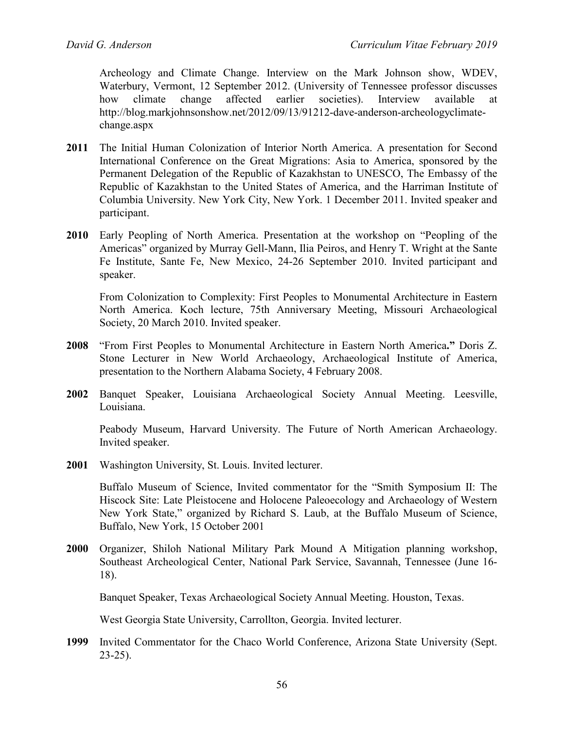Archeology and Climate Change. Interview on the Mark Johnson show, WDEV, Waterbury, Vermont, 12 September 2012. (University of Tennessee professor discusses how climate change affected earlier societies). Interview available at http://blog.markjohnsonshow.net/2012/09/13/91212-dave-anderson-archeologyclimate-change.aspx

**2011** The Initial Human Colonization of Interior North America. A presentation for Second International Conference on the Great Migrations: Asia to America, sponsored by the Permanent Delegation of the Republic of Kazakhstan to UNESCO, The Embassy of the Republic of Kazakhstan to the United States of America, and the Harriman Institute of Columbia University. New York City, New York. 1 December 2011. Invited speaker and participant.

**2010** Early Peopling of North America. Presentation at the workshop on "Peopling of the Americas" organized by Murray Gell-Mann, Ilia Peiros, and Henry T. Wright at the Sante Fe Institute, Sante Fe, New Mexico, 24-26 September 2010. Invited participant and speaker.

From Colonization to Complexity: First Peoples to Monumental Architecture in Eastern North America. Koch lecture, 75th Anniversary Meeting, Missouri Archaeological Society, 20 March 2010. Invited speaker.

**2008** "From First Peoples to Monumental Architecture in Eastern North America**."** Doris Z. Stone Lecturer in New World Archaeology, Archaeological Institute of America, presentation to the Northern Alabama Society, 4 February 2008.

**2002** Banquet Speaker, Louisiana Archaeological Society Annual Meeting. Leesville, Louisiana.

Peabody Museum, Harvard University. The Future of North American Archaeology. Invited speaker.

**2001** Washington University, St. Louis. Invited lecturer.

Buffalo Museum of Science, Invited commentator for the "Smith Symposium II: The Hiscock Site: Late Pleistocene and Holocene Paleoecology and Archaeology of Western New York State," organized by Richard S. Laub, at the Buffalo Museum of Science, Buffalo, New York, 15 October 2001

**2000** Organizer, Shiloh National Military Park Mound A Mitigation planning workshop, Southeast Archeological Center, National Park Service, Savannah, Tennessee (June 16-18).

Banquet Speaker, Texas Archaeological Society Annual Meeting. Houston, Texas.

West Georgia State University, Carrollton, Georgia. Invited lecturer.

**1999** Invited Commentator for the Chaco World Conference, Arizona State University (Sept. 23-25).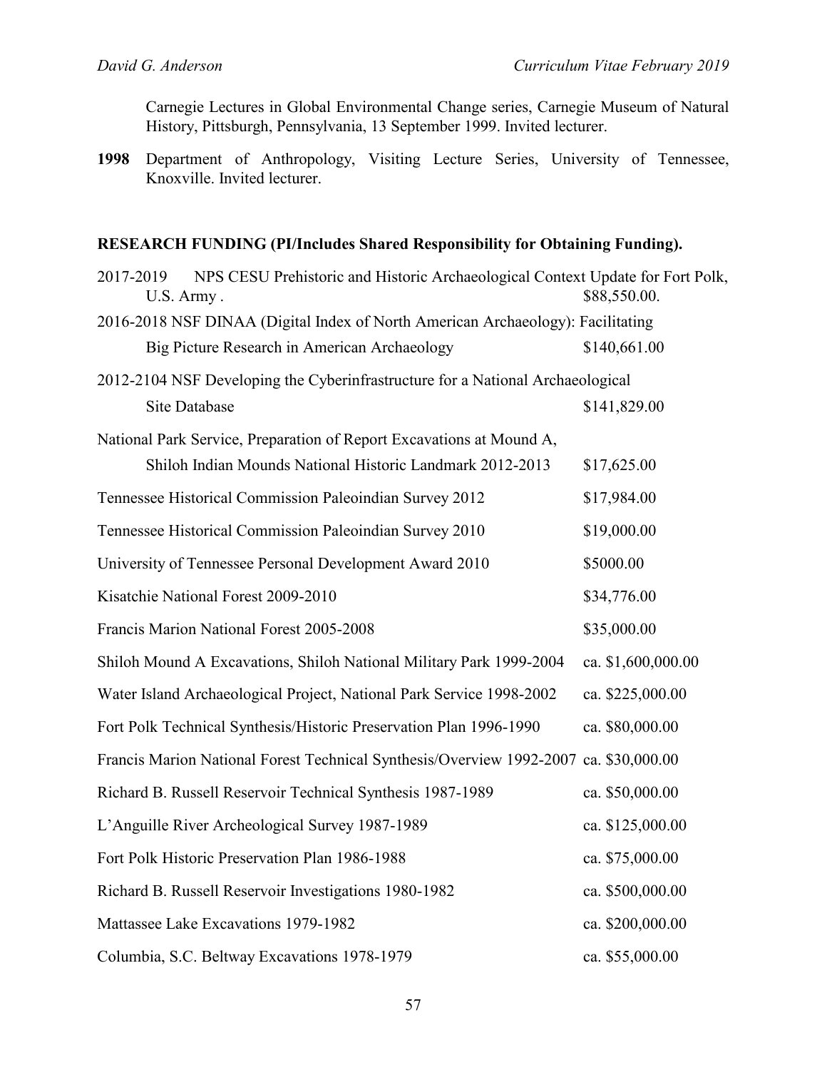Carnegie Lectures in Global Environmental Change series, Carnegie Museum of Natural History, Pittsburgh, Pennsylvania, 13 September 1999. Invited lecturer.

**1998** Department of Anthropology, Visiting Lecture Series, University of Tennessee, Knoxville. Invited lecturer.

**RESEARCH FUNDING (PI/Includes Shared Responsibility for Obtaining Funding).**

| | |
|---|---|
| 2017-2019 NPS CESU Prehistoric and Historic Archaeological Context Update for Fort Polk, U.S. Army . | $88,550.00. |
| 2016-2018 NSF DINAA (Digital Index of North American Archaeology): Facilitating Big Picture Research in American Archaeology | $140,661.00 |
| 2012-2104 NSF Developing the Cyberinfrastructure for a National Archaeological Site Database | $141,829.00 |
| National Park Service, Preparation of Report Excavations at Mound A, Shiloh Indian Mounds National Historic Landmark 2012-2013 | $17,625.00 |
| Tennessee Historical Commission Paleoindian Survey 2012 | $17,984.00 |
| Tennessee Historical Commission Paleoindian Survey 2010 | $19,000.00 |
| University of Tennessee Personal Development Award 2010 | $5000.00 |
| Kisatchie National Forest 2009-2010 | $34,776.00 |
| Francis Marion National Forest 2005-2008 | $35,000.00 |
| Shiloh Mound A Excavations, Shiloh National Military Park 1999-2004 | ca. $1,600,000.00 |
| Water Island Archaeological Project, National Park Service 1998-2002 | ca. $225,000.00 |
| Fort Polk Technical Synthesis/Historic Preservation Plan 1996-1990 | ca. $80,000.00 |
| Francis Marion National Forest Technical Synthesis/Overview 1992-2007 | ca. $30,000.00 |
| Richard B. Russell Reservoir Technical Synthesis 1987-1989 | ca. $50,000.00 |
| L'Anguille River Archeological Survey 1987-1989 | ca. $125,000.00 |
| Fort Polk Historic Preservation Plan 1986-1988 | ca. $75,000.00 |
| Richard B. Russell Reservoir Investigations 1980-1982 | ca. $500,000.00 |
| Mattassee Lake Excavations 1979-1982 | ca. $200,000.00 |
| Columbia, S.C. Beltway Excavations 1978-1979 | ca. $55,000.00 |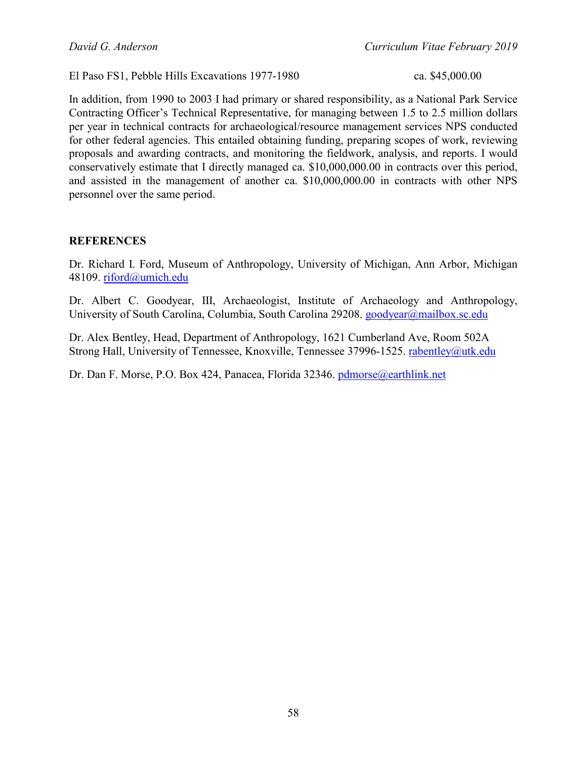El Paso FS1, Pebble Hills Excavations 1977-1980 ca. $45,000.00

In addition, from 1990 to 2003 I had primary or shared responsibility, as a National Park Service Contracting Officer's Technical Representative, for managing between 1.5 to 2.5 million dollars per year in technical contracts for archaeological/resource management services NPS conducted for other federal agencies. This entailed obtaining funding, preparing scopes of work, reviewing proposals and awarding contracts, and monitoring the fieldwork, analysis, and reports. I would conservatively estimate that I directly managed ca. $10,000,000.00 in contracts over this period, and assisted in the management of another ca. $10,000,000.00 in contracts with other NPS personnel over the same period.

## REFERENCES

Dr. Richard I. Ford, Museum of Anthropology, University of Michigan, Ann Arbor, Michigan 48109. riford@umich.edu

Dr. Albert C. Goodyear, III, Archaeologist, Institute of Archaeology and Anthropology, University of South Carolina, Columbia, South Carolina 29208. goodyear@mailbox.sc.edu

Dr. Alex Bentley, Head, Department of Anthropology, 1621 Cumberland Ave, Room 502A Strong Hall, University of Tennessee, Knoxville, Tennessee 37996-1525. rabentley@utk.edu

Dr. Dan F. Morse, P.O. Box 424, Panacea, Florida 32346. pdmorse@earthlink.net